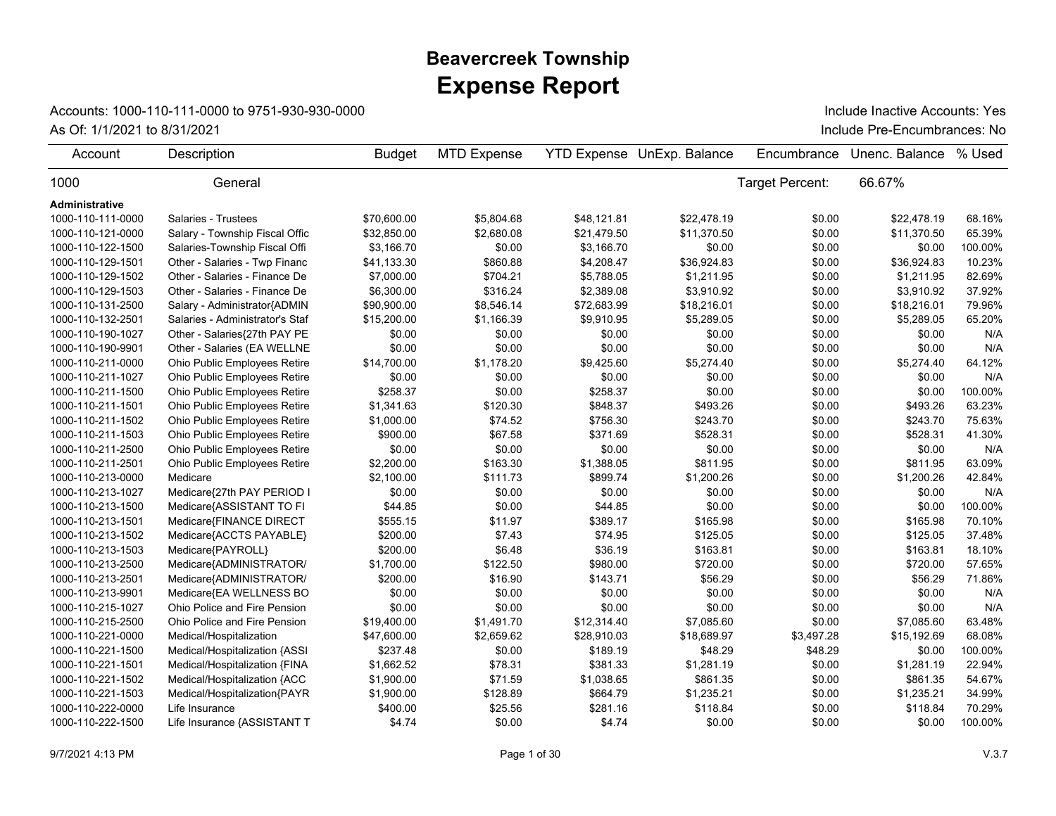# Beavercreek Township
# Expense Report

Accounts: 1000-110-111-0000 to 9751-930-930-0000

As Of: 1/1/2021 to 8/31/2021

Include Inactive Accounts: Yes

Include Pre-Encumbrances: No

| Account | Description | Budget | MTD Expense | YTD Expense | UnExp. Balance | Encumbrance | Unenc. Balance | % Used |
|---|---|---|---|---|---|---|---|---|
| 1000 | General | | | | | Target Percent: | 66.67% | |
| **Administrative** | | | | | | | | |
| 1000-110-111-0000 | Salaries - Trustees | $70,600.00 | $5,804.68 | $48,121.81 | $22,478.19 | $0.00 | $22,478.19 | 68.16% |
| 1000-110-121-0000 | Salary - Township Fiscal Offic | $32,850.00 | $2,680.08 | $21,479.50 | $11,370.50 | $0.00 | $11,370.50 | 65.39% |
| 1000-110-122-1500 | Salaries-Township Fiscal Offi | $3,166.70 | $0.00 | $3,166.70 | $0.00 | $0.00 | $0.00 | 100.00% |
| 1000-110-129-1501 | Other - Salaries - Twp Financ | $41,133.30 | $860.88 | $4,208.47 | $36,924.83 | $0.00 | $36,924.83 | 10.23% |
| 1000-110-129-1502 | Other - Salaries - Finance De | $7,000.00 | $704.21 | $5,788.05 | $1,211.95 | $0.00 | $1,211.95 | 82.69% |
| 1000-110-129-1503 | Other - Salaries - Finance De | $6,300.00 | $316.24 | $2,389.08 | $3,910.92 | $0.00 | $3,910.92 | 37.92% |
| 1000-110-131-2500 | Salary - Administrator{ADMIN | $90,900.00 | $8,546.14 | $72,683.99 | $18,216.01 | $0.00 | $18,216.01 | 79.96% |
| 1000-110-132-2501 | Salaries - Administrator's Staf | $15,200.00 | $1,166.39 | $9,910.95 | $5,289.05 | $0.00 | $5,289.05 | 65.20% |
| 1000-110-190-1027 | Other - Salaries{27th PAY PE | $0.00 | $0.00 | $0.00 | $0.00 | $0.00 | $0.00 | N/A |
| 1000-110-190-9901 | Other - Salaries (EA WELLNE | $0.00 | $0.00 | $0.00 | $0.00 | $0.00 | $0.00 | N/A |
| 1000-110-211-0000 | Ohio Public Employees Retire | $14,700.00 | $1,178.20 | $9,425.60 | $5,274.40 | $0.00 | $5,274.40 | 64.12% |
| 1000-110-211-1027 | Ohio Public Employees Retire | $0.00 | $0.00 | $0.00 | $0.00 | $0.00 | $0.00 | N/A |
| 1000-110-211-1500 | Ohio Public Employees Retire | $258.37 | $0.00 | $258.37 | $0.00 | $0.00 | $0.00 | 100.00% |
| 1000-110-211-1501 | Ohio Public Employees Retire | $1,341.63 | $120.30 | $848.37 | $493.26 | $0.00 | $493.26 | 63.23% |
| 1000-110-211-1502 | Ohio Public Employees Retire | $1,000.00 | $74.52 | $756.30 | $243.70 | $0.00 | $243.70 | 75.63% |
| 1000-110-211-1503 | Ohio Public Employees Retire | $900.00 | $67.58 | $371.69 | $528.31 | $0.00 | $528.31 | 41.30% |
| 1000-110-211-2500 | Ohio Public Employees Retire | $0.00 | $0.00 | $0.00 | $0.00 | $0.00 | $0.00 | N/A |
| 1000-110-211-2501 | Ohio Public Employees Retire | $2,200.00 | $163.30 | $1,388.05 | $811.95 | $0.00 | $811.95 | 63.09% |
| 1000-110-213-0000 | Medicare | $2,100.00 | $111.73 | $899.74 | $1,200.26 | $0.00 | $1,200.26 | 42.84% |
| 1000-110-213-1027 | Medicare{27th PAY PERIOD I | $0.00 | $0.00 | $0.00 | $0.00 | $0.00 | $0.00 | N/A |
| 1000-110-213-1500 | Medicare{ASSISTANT TO FI | $44.85 | $0.00 | $44.85 | $0.00 | $0.00 | $0.00 | 100.00% |
| 1000-110-213-1501 | Medicare{FINANCE DIRECT | $555.15 | $11.97 | $389.17 | $165.98 | $0.00 | $165.98 | 70.10% |
| 1000-110-213-1502 | Medicare{ACCTS PAYABLE} | $200.00 | $7.43 | $74.95 | $125.05 | $0.00 | $125.05 | 37.48% |
| 1000-110-213-1503 | Medicare{PAYROLL} | $200.00 | $6.48 | $36.19 | $163.81 | $0.00 | $163.81 | 18.10% |
| 1000-110-213-2500 | Medicare{ADMINISTRATOR/ | $1,700.00 | $122.50 | $980.00 | $720.00 | $0.00 | $720.00 | 57.65% |
| 1000-110-213-2501 | Medicare{ADMINISTRATOR/ | $200.00 | $16.90 | $143.71 | $56.29 | $0.00 | $56.29 | 71.86% |
| 1000-110-213-9901 | Medicare{EA WELLNESS BO | $0.00 | $0.00 | $0.00 | $0.00 | $0.00 | $0.00 | N/A |
| 1000-110-215-1027 | Ohio Police and Fire Pension | $0.00 | $0.00 | $0.00 | $0.00 | $0.00 | $0.00 | N/A |
| 1000-110-215-2500 | Ohio Police and Fire Pension | $19,400.00 | $1,491.70 | $12,314.40 | $7,085.60 | $0.00 | $7,085.60 | 63.48% |
| 1000-110-221-0000 | Medical/Hospitalization | $47,600.00 | $2,659.62 | $28,910.03 | $18,689.97 | $3,497.28 | $15,192.69 | 68.08% |
| 1000-110-221-1500 | Medical/Hospitalization {ASSI | $237.48 | $0.00 | $189.19 | $48.29 | $48.29 | $0.00 | 100.00% |
| 1000-110-221-1501 | Medical/Hospitalization {FINA | $1,662.52 | $78.31 | $381.33 | $1,281.19 | $0.00 | $1,281.19 | 22.94% |
| 1000-110-221-1502 | Medical/Hospitalization {ACC | $1,900.00 | $71.59 | $1,038.65 | $861.35 | $0.00 | $861.35 | 54.67% |
| 1000-110-221-1503 | Medical/Hospitalization{PAYR | $1,900.00 | $128.89 | $664.79 | $1,235.21 | $0.00 | $1,235.21 | 34.99% |
| 1000-110-222-0000 | Life Insurance | $400.00 | $25.56 | $281.16 | $118.84 | $0.00 | $118.84 | 70.29% |
| 1000-110-222-1500 | Life Insurance {ASSISTANT T | $4.74 | $0.00 | $4.74 | $0.00 | $0.00 | $0.00 | 100.00% |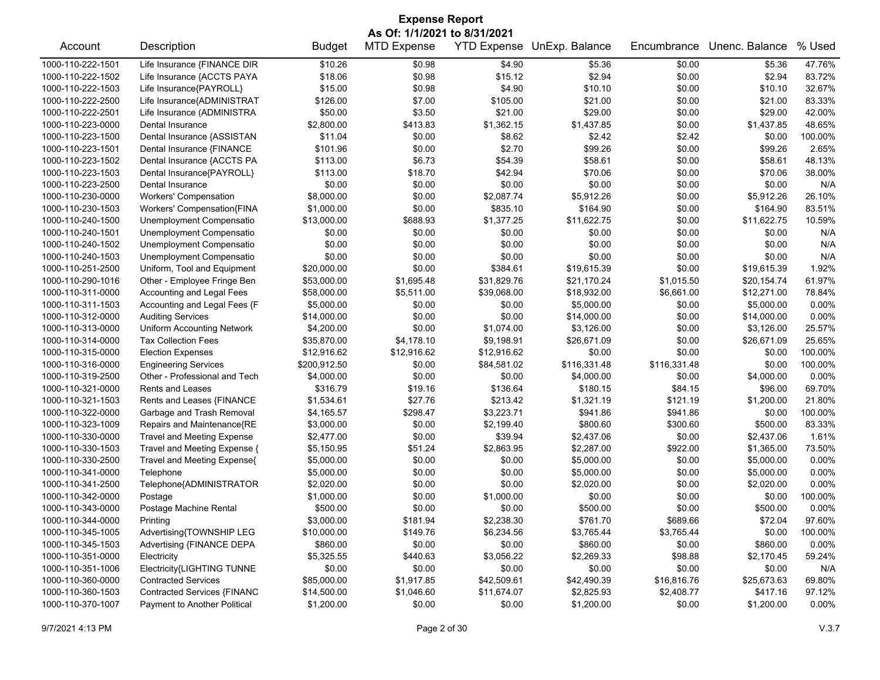# Expense Report

**As Of: 1/1/2021 to 8/31/2021**

| Account | Description | Budget | MTD Expense | YTD Expense | UnExp. Balance | Encumbrance | Unenc. Balance | % Used |
|---|---|---|---|---|---|---|---|---|
| 1000-110-222-1501 | Life Insurance {FINANCE DIR | $10.26 | $0.98 | $4.90 | $5.36 | $0.00 | $5.36 | 47.76% |
| 1000-110-222-1502 | Life Insurance {ACCTS PAYA | $18.06 | $0.98 | $15.12 | $2.94 | $0.00 | $2.94 | 83.72% |
| 1000-110-222-1503 | Life Insurance{PAYROLL} | $15.00 | $0.98 | $4.90 | $10.10 | $0.00 | $10.10 | 32.67% |
| 1000-110-222-2500 | Life Insurance{ADMINISTRAT | $126.00 | $7.00 | $105.00 | $21.00 | $0.00 | $21.00 | 83.33% |
| 1000-110-222-2501 | Life Insurance (ADMINISTRA | $50.00 | $3.50 | $21.00 | $29.00 | $0.00 | $29.00 | 42.00% |
| 1000-110-223-0000 | Dental Insurance | $2,800.00 | $413.83 | $1,362.15 | $1,437.85 | $0.00 | $1,437.85 | 48.65% |
| 1000-110-223-1500 | Dental Insurance {ASSISTAN | $11.04 | $0.00 | $8.62 | $2.42 | $2.42 | $0.00 | 100.00% |
| 1000-110-223-1501 | Dental Insurance {FINANCE | $101.96 | $0.00 | $2.70 | $99.26 | $0.00 | $99.26 | 2.65% |
| 1000-110-223-1502 | Dental Insurance {ACCTS PA | $113.00 | $6.73 | $54.39 | $58.61 | $0.00 | $58.61 | 48.13% |
| 1000-110-223-1503 | Dental Insurance{PAYROLL} | $113.00 | $18.70 | $42.94 | $70.06 | $0.00 | $70.06 | 38.00% |
| 1000-110-223-2500 | Dental Insurance | $0.00 | $0.00 | $0.00 | $0.00 | $0.00 | $0.00 | N/A |
| 1000-110-230-0000 | Workers' Compensation | $8,000.00 | $0.00 | $2,087.74 | $5,912.26 | $0.00 | $5,912.26 | 26.10% |
| 1000-110-230-1503 | Workers' Compensation{FINA | $1,000.00 | $0.00 | $835.10 | $164.90 | $0.00 | $164.90 | 83.51% |
| 1000-110-240-1500 | Unemployment Compensatio | $13,000.00 | $688.93 | $1,377.25 | $11,622.75 | $0.00 | $11,622.75 | 10.59% |
| 1000-110-240-1501 | Unemployment Compensatio | $0.00 | $0.00 | $0.00 | $0.00 | $0.00 | $0.00 | N/A |
| 1000-110-240-1502 | Unemployment Compensatio | $0.00 | $0.00 | $0.00 | $0.00 | $0.00 | $0.00 | N/A |
| 1000-110-240-1503 | Unemployment Compensatio | $0.00 | $0.00 | $0.00 | $0.00 | $0.00 | $0.00 | N/A |
| 1000-110-251-2500 | Uniform, Tool and Equipment | $20,000.00 | $0.00 | $384.61 | $19,615.39 | $0.00 | $19,615.39 | 1.92% |
| 1000-110-290-1016 | Other - Employee Fringe Ben | $53,000.00 | $1,695.48 | $31,829.76 | $21,170.24 | $1,015.50 | $20,154.74 | 61.97% |
| 1000-110-311-0000 | Accounting and Legal Fees | $58,000.00 | $5,511.00 | $39,068.00 | $18,932.00 | $6,661.00 | $12,271.00 | 78.84% |
| 1000-110-311-1503 | Accounting and Legal Fees {F | $5,000.00 | $0.00 | $0.00 | $5,000.00 | $0.00 | $5,000.00 | 0.00% |
| 1000-110-312-0000 | Auditing Services | $14,000.00 | $0.00 | $0.00 | $14,000.00 | $0.00 | $14,000.00 | 0.00% |
| 1000-110-313-0000 | Uniform Accounting Network | $4,200.00 | $0.00 | $1,074.00 | $3,126.00 | $0.00 | $3,126.00 | 25.57% |
| 1000-110-314-0000 | Tax Collection Fees | $35,870.00 | $4,178.10 | $9,198.91 | $26,671.09 | $0.00 | $26,671.09 | 25.65% |
| 1000-110-315-0000 | Election Expenses | $12,916.62 | $12,916.62 | $12,916.62 | $0.00 | $0.00 | $0.00 | 100.00% |
| 1000-110-316-0000 | Engineering Services | $200,912.50 | $0.00 | $84,581.02 | $116,331.48 | $116,331.48 | $0.00 | 100.00% |
| 1000-110-319-2500 | Other - Professional and Tech | $4,000.00 | $0.00 | $0.00 | $4,000.00 | $0.00 | $4,000.00 | 0.00% |
| 1000-110-321-0000 | Rents and Leases | $316.79 | $19.16 | $136.64 | $180.15 | $84.15 | $96.00 | 69.70% |
| 1000-110-321-1503 | Rents and Leases {FINANCE | $1,534.61 | $27.76 | $213.42 | $1,321.19 | $121.19 | $1,200.00 | 21.80% |
| 1000-110-322-0000 | Garbage and Trash Removal | $4,165.57 | $298.47 | $3,223.71 | $941.86 | $941.86 | $0.00 | 100.00% |
| 1000-110-323-1009 | Repairs and Maintenance{RE | $3,000.00 | $0.00 | $2,199.40 | $800.60 | $300.60 | $500.00 | 83.33% |
| 1000-110-330-0000 | Travel and Meeting Expense | $2,477.00 | $0.00 | $39.94 | $2,437.06 | $0.00 | $2,437.06 | 1.61% |
| 1000-110-330-1503 | Travel and Meeting Expense { | $5,150.95 | $51.24 | $2,863.95 | $2,287.00 | $922.00 | $1,365.00 | 73.50% |
| 1000-110-330-2500 | Travel and Meeting Expense{ | $5,000.00 | $0.00 | $0.00 | $5,000.00 | $0.00 | $5,000.00 | 0.00% |
| 1000-110-341-0000 | Telephone | $5,000.00 | $0.00 | $0.00 | $5,000.00 | $0.00 | $5,000.00 | 0.00% |
| 1000-110-341-2500 | Telephone{ADMINISTRATOR | $2,020.00 | $0.00 | $0.00 | $2,020.00 | $0.00 | $2,020.00 | 0.00% |
| 1000-110-342-0000 | Postage | $1,000.00 | $0.00 | $1,000.00 | $0.00 | $0.00 | $0.00 | 100.00% |
| 1000-110-343-0000 | Postage Machine Rental | $500.00 | $0.00 | $0.00 | $500.00 | $0.00 | $500.00 | 0.00% |
| 1000-110-344-0000 | Printing | $3,000.00 | $181.94 | $2,238.30 | $761.70 | $689.66 | $72.04 | 97.60% |
| 1000-110-345-1005 | Advertising{TOWNSHIP LEG | $10,000.00 | $149.76 | $6,234.56 | $3,765.44 | $3,765.44 | $0.00 | 100.00% |
| 1000-110-345-1503 | Advertising {FINANCE DEPA | $860.00 | $0.00 | $0.00 | $860.00 | $0.00 | $860.00 | 0.00% |
| 1000-110-351-0000 | Electricity | $5,325.55 | $440.63 | $3,056.22 | $2,269.33 | $98.88 | $2,170.45 | 59.24% |
| 1000-110-351-1006 | Electricity{LIGHTING TUNNE | $0.00 | $0.00 | $0.00 | $0.00 | $0.00 | $0.00 | N/A |
| 1000-110-360-0000 | Contracted Services | $85,000.00 | $1,917.85 | $42,509.61 | $42,490.39 | $16,816.76 | $25,673.63 | 69.80% |
| 1000-110-360-1503 | Contracted Services {FINANC | $14,500.00 | $1,046.60 | $11,674.07 | $2,825.93 | $2,408.77 | $417.16 | 97.12% |
| 1000-110-370-1007 | Payment to Another Political | $1,200.00 | $0.00 | $0.00 | $1,200.00 | $0.00 | $1,200.00 | 0.00% |

9/7/2021 4:13 PM V.3.7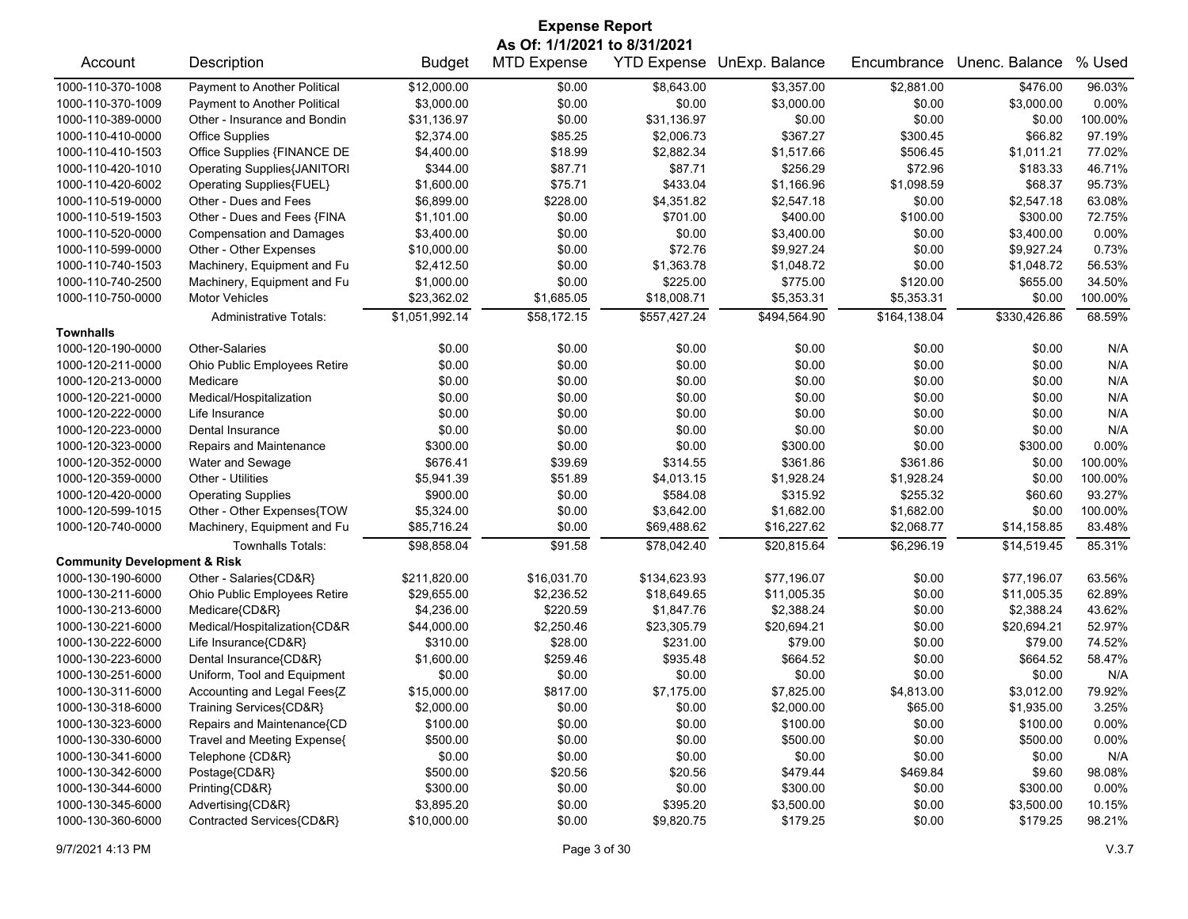# Expense Report

**As Of: 1/1/2021 to 8/31/2021**

| Account | Description | Budget | MTD Expense | YTD Expense | UnExp. Balance | Encumbrance | Unenc. Balance | % Used |
|---|---|---|---|---|---|---|---|---|
| 1000-110-370-1008 | Payment to Another Political | $12,000.00 | $0.00 | $8,643.00 | $3,357.00 | $2,881.00 | $476.00 | 96.03% |
| 1000-110-370-1009 | Payment to Another Political | $3,000.00 | $0.00 | $0.00 | $3,000.00 | $0.00 | $3,000.00 | 0.00% |
| 1000-110-389-0000 | Other - Insurance and Bondin | $31,136.97 | $0.00 | $31,136.97 | $0.00 | $0.00 | $0.00 | 100.00% |
| 1000-110-410-0000 | Office Supplies | $2,374.00 | $85.25 | $2,006.73 | $367.27 | $300.45 | $66.82 | 97.19% |
| 1000-110-410-1503 | Office Supplies {FINANCE DE | $4,400.00 | $18.99 | $2,882.34 | $1,517.66 | $506.45 | $1,011.21 | 77.02% |
| 1000-110-420-1010 | Operating Supplies{JANITORI | $344.00 | $87.71 | $87.71 | $256.29 | $72.96 | $183.33 | 46.71% |
| 1000-110-420-6002 | Operating Supplies{FUEL} | $1,600.00 | $75.71 | $433.04 | $1,166.96 | $1,098.59 | $68.37 | 95.73% |
| 1000-110-519-0000 | Other - Dues and Fees | $6,899.00 | $228.00 | $4,351.82 | $2,547.18 | $0.00 | $2,547.18 | 63.08% |
| 1000-110-519-1503 | Other - Dues and Fees {FINA | $1,101.00 | $0.00 | $701.00 | $400.00 | $100.00 | $300.00 | 72.75% |
| 1000-110-520-0000 | Compensation and Damages | $3,400.00 | $0.00 | $0.00 | $3,400.00 | $0.00 | $3,400.00 | 0.00% |
| 1000-110-599-0000 | Other - Other Expenses | $10,000.00 | $0.00 | $72.76 | $9,927.24 | $0.00 | $9,927.24 | 0.73% |
| 1000-110-740-1503 | Machinery, Equipment and Fu | $2,412.50 | $0.00 | $1,363.78 | $1,048.72 | $0.00 | $1,048.72 | 56.53% |
| 1000-110-740-2500 | Machinery, Equipment and Fu | $1,000.00 | $0.00 | $225.00 | $775.00 | $120.00 | $655.00 | 34.50% |
| 1000-110-750-0000 | Motor Vehicles | $23,362.02 | $1,685.05 | $18,008.71 | $5,353.31 | $5,353.31 | $0.00 | 100.00% |
| | Administrative Totals: | $1,051,992.14 | $58,172.15 | $557,427.24 | $494,564.90 | $164,138.04 | $330,426.86 | 68.59% |
| **Townhalls** | | | | | | | | |
| 1000-120-190-0000 | Other-Salaries | $0.00 | $0.00 | $0.00 | $0.00 | $0.00 | $0.00 | N/A |
| 1000-120-211-0000 | Ohio Public Employees Retire | $0.00 | $0.00 | $0.00 | $0.00 | $0.00 | $0.00 | N/A |
| 1000-120-213-0000 | Medicare | $0.00 | $0.00 | $0.00 | $0.00 | $0.00 | $0.00 | N/A |
| 1000-120-221-0000 | Medical/Hospitalization | $0.00 | $0.00 | $0.00 | $0.00 | $0.00 | $0.00 | N/A |
| 1000-120-222-0000 | Life Insurance | $0.00 | $0.00 | $0.00 | $0.00 | $0.00 | $0.00 | N/A |
| 1000-120-223-0000 | Dental Insurance | $0.00 | $0.00 | $0.00 | $0.00 | $0.00 | $0.00 | N/A |
| 1000-120-323-0000 | Repairs and Maintenance | $300.00 | $0.00 | $0.00 | $300.00 | $0.00 | $300.00 | 0.00% |
| 1000-120-352-0000 | Water and Sewage | $676.41 | $39.69 | $314.55 | $361.86 | $361.86 | $0.00 | 100.00% |
| 1000-120-359-0000 | Other - Utilities | $5,941.39 | $51.89 | $4,013.15 | $1,928.24 | $1,928.24 | $0.00 | 100.00% |
| 1000-120-420-0000 | Operating Supplies | $900.00 | $0.00 | $584.08 | $315.92 | $255.32 | $60.60 | 93.27% |
| 1000-120-599-1015 | Other - Other Expenses{TOW | $5,324.00 | $0.00 | $3,642.00 | $1,682.00 | $1,682.00 | $0.00 | 100.00% |
| 1000-120-740-0000 | Machinery, Equipment and Fu | $85,716.24 | $0.00 | $69,488.62 | $16,227.62 | $2,068.77 | $14,158.85 | 83.48% |
| | Townhalls Totals: | $98,858.04 | $91.58 | $78,042.40 | $20,815.64 | $6,296.19 | $14,519.45 | 85.31% |
| **Community Development & Risk** | | | | | | | | |
| 1000-130-190-6000 | Other - Salaries{CD&R} | $211,820.00 | $16,031.70 | $134,623.93 | $77,196.07 | $0.00 | $77,196.07 | 63.56% |
| 1000-130-211-6000 | Ohio Public Employees Retire | $29,655.00 | $2,236.52 | $18,649.65 | $11,005.35 | $0.00 | $11,005.35 | 62.89% |
| 1000-130-213-6000 | Medicare{CD&R} | $4,236.00 | $220.59 | $1,847.76 | $2,388.24 | $0.00 | $2,388.24 | 43.62% |
| 1000-130-221-6000 | Medical/Hospitalization{CD&R | $44,000.00 | $2,250.46 | $23,305.79 | $20,694.21 | $0.00 | $20,694.21 | 52.97% |
| 1000-130-222-6000 | Life Insurance{CD&R} | $310.00 | $28.00 | $231.00 | $79.00 | $0.00 | $79.00 | 74.52% |
| 1000-130-223-6000 | Dental Insurance{CD&R} | $1,600.00 | $259.46 | $935.48 | $664.52 | $0.00 | $664.52 | 58.47% |
| 1000-130-251-6000 | Uniform, Tool and Equipment | $0.00 | $0.00 | $0.00 | $0.00 | $0.00 | $0.00 | N/A |
| 1000-130-311-6000 | Accounting and Legal Fees{Z | $15,000.00 | $817.00 | $7,175.00 | $7,825.00 | $4,813.00 | $3,012.00 | 79.92% |
| 1000-130-318-6000 | Training Services{CD&R} | $2,000.00 | $0.00 | $0.00 | $2,000.00 | $65.00 | $1,935.00 | 3.25% |
| 1000-130-323-6000 | Repairs and Maintenance{CD | $100.00 | $0.00 | $0.00 | $100.00 | $0.00 | $100.00 | 0.00% |
| 1000-130-330-6000 | Travel and Meeting Expense{ | $500.00 | $0.00 | $0.00 | $500.00 | $0.00 | $500.00 | 0.00% |
| 1000-130-341-6000 | Telephone {CD&R} | $0.00 | $0.00 | $0.00 | $0.00 | $0.00 | $0.00 | N/A |
| 1000-130-342-6000 | Postage{CD&R} | $500.00 | $20.56 | $20.56 | $479.44 | $469.84 | $9.60 | 98.08% |
| 1000-130-344-6000 | Printing{CD&R} | $300.00 | $0.00 | $0.00 | $300.00 | $0.00 | $300.00 | 0.00% |
| 1000-130-345-6000 | Advertising{CD&R} | $3,895.20 | $0.00 | $395.20 | $3,500.00 | $0.00 | $3,500.00 | 10.15% |
| 1000-130-360-6000 | Contracted Services{CD&R} | $10,000.00 | $0.00 | $9,820.75 | $179.25 | $0.00 | $179.25 | 98.21% |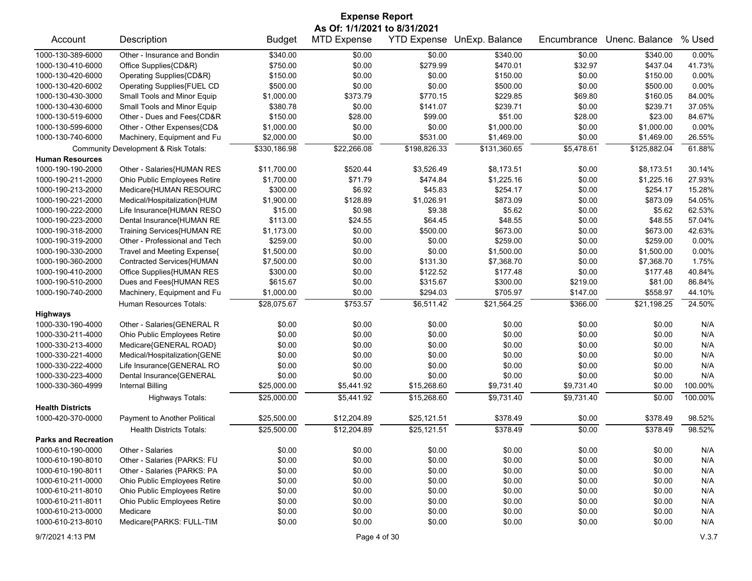# Expense Report

**As Of: 1/1/2021 to 8/31/2021**

| Account | Description | Budget | MTD Expense | YTD Expense | UnExp. Balance | Encumbrance | Unenc. Balance | % Used |
|---|---|---|---|---|---|---|---|---|
| 1000-130-389-6000 | Other - Insurance and Bondin | $340.00 | $0.00 | $0.00 | $340.00 | $0.00 | $340.00 | 0.00% |
| 1000-130-410-6000 | Office Supplies{CD&R} | $750.00 | $0.00 | $279.99 | $470.01 | $32.97 | $437.04 | 41.73% |
| 1000-130-420-6000 | Operating Supplies{CD&R} | $150.00 | $0.00 | $0.00 | $150.00 | $0.00 | $150.00 | 0.00% |
| 1000-130-420-6002 | Operating Supplies{FUEL CD | $500.00 | $0.00 | $0.00 | $500.00 | $0.00 | $500.00 | 0.00% |
| 1000-130-430-3000 | Small Tools and Minor Equip | $1,000.00 | $373.79 | $770.15 | $229.85 | $69.80 | $160.05 | 84.00% |
| 1000-130-430-6000 | Small Tools and Minor Equip | $380.78 | $0.00 | $141.07 | $239.71 | $0.00 | $239.71 | 37.05% |
| 1000-130-519-6000 | Other - Dues and Fees{CD&R | $150.00 | $28.00 | $99.00 | $51.00 | $28.00 | $23.00 | 84.67% |
| 1000-130-599-6000 | Other - Other Expenses{CD& | $1,000.00 | $0.00 | $0.00 | $1,000.00 | $0.00 | $1,000.00 | 0.00% |
| 1000-130-740-6000 | Machinery, Equipment and Fu | $2,000.00 | $0.00 | $531.00 | $1,469.00 | $0.00 | $1,469.00 | 26.55% |
| | Community Development & Risk Totals: | $330,186.98 | $22,266.08 | $198,826.33 | $131,360.65 | $5,478.61 | $125,882.04 | 61.88% |
| **Human Resources** | | | | | | | | |
| 1000-190-190-2000 | Other - Salaries{HUMAN RES | $11,700.00 | $520.44 | $3,526.49 | $8,173.51 | $0.00 | $8,173.51 | 30.14% |
| 1000-190-211-2000 | Ohio Public Employees Retire | $1,700.00 | $71.79 | $474.84 | $1,225.16 | $0.00 | $1,225.16 | 27.93% |
| 1000-190-213-2000 | Medicare{HUMAN RESOURC | $300.00 | $6.92 | $45.83 | $254.17 | $0.00 | $254.17 | 15.28% |
| 1000-190-221-2000 | Medical/Hospitalization{HUM | $1,900.00 | $128.89 | $1,026.91 | $873.09 | $0.00 | $873.09 | 54.05% |
| 1000-190-222-2000 | Life Insurance{HUMAN RESO | $15.00 | $0.98 | $9.38 | $5.62 | $0.00 | $5.62 | 62.53% |
| 1000-190-223-2000 | Dental Insurance{HUMAN RE | $113.00 | $24.55 | $64.45 | $48.55 | $0.00 | $48.55 | 57.04% |
| 1000-190-318-2000 | Training Services{HUMAN RE | $1,173.00 | $0.00 | $500.00 | $673.00 | $0.00 | $673.00 | 42.63% |
| 1000-190-319-2000 | Other - Professional and Tech | $259.00 | $0.00 | $0.00 | $259.00 | $0.00 | $259.00 | 0.00% |
| 1000-190-330-2000 | Travel and Meeting Expense{ | $1,500.00 | $0.00 | $0.00 | $1,500.00 | $0.00 | $1,500.00 | 0.00% |
| 1000-190-360-2000 | Contracted Services{HUMAN | $7,500.00 | $0.00 | $131.30 | $7,368.70 | $0.00 | $7,368.70 | 1.75% |
| 1000-190-410-2000 | Office Supplies{HUMAN RES | $300.00 | $0.00 | $122.52 | $177.48 | $0.00 | $177.48 | 40.84% |
| 1000-190-510-2000 | Dues and Fees{HUMAN RES | $615.67 | $0.00 | $315.67 | $300.00 | $219.00 | $81.00 | 86.84% |
| 1000-190-740-2000 | Machinery, Equipment and Fu | $1,000.00 | $0.00 | $294.03 | $705.97 | $147.00 | $558.97 | 44.10% |
| | Human Resources Totals: | $28,075.67 | $753.57 | $6,511.42 | $21,564.25 | $366.00 | $21,198.25 | 24.50% |
| **Highways** | | | | | | | | |
| 1000-330-190-4000 | Other - Salaries{GENERAL R | $0.00 | $0.00 | $0.00 | $0.00 | $0.00 | $0.00 | N/A |
| 1000-330-211-4000 | Ohio Public Employees Retire | $0.00 | $0.00 | $0.00 | $0.00 | $0.00 | $0.00 | N/A |
| 1000-330-213-4000 | Medicare{GENERAL ROAD} | $0.00 | $0.00 | $0.00 | $0.00 | $0.00 | $0.00 | N/A |
| 1000-330-221-4000 | Medical/Hospitalization{GENE | $0.00 | $0.00 | $0.00 | $0.00 | $0.00 | $0.00 | N/A |
| 1000-330-222-4000 | Life Insurance{GENERAL RO | $0.00 | $0.00 | $0.00 | $0.00 | $0.00 | $0.00 | N/A |
| 1000-330-223-4000 | Dental Insurance{GENERAL | $0.00 | $0.00 | $0.00 | $0.00 | $0.00 | $0.00 | N/A |
| 1000-330-360-4999 | Internal Billing | $25,000.00 | $5,441.92 | $15,268.60 | $9,731.40 | $9,731.40 | $0.00 | 100.00% |
| | Highways Totals: | $25,000.00 | $5,441.92 | $15,268.60 | $9,731.40 | $9,731.40 | $0.00 | 100.00% |
| **Health Districts** | | | | | | | | |
| 1000-420-370-0000 | Payment to Another Political | $25,500.00 | $12,204.89 | $25,121.51 | $378.49 | $0.00 | $378.49 | 98.52% |
| | Health Districts Totals: | $25,500.00 | $12,204.89 | $25,121.51 | $378.49 | $0.00 | $378.49 | 98.52% |
| **Parks and Recreation** | | | | | | | | |
| 1000-610-190-0000 | Other - Salaries | $0.00 | $0.00 | $0.00 | $0.00 | $0.00 | $0.00 | N/A |
| 1000-610-190-8010 | Other - Salaries {PARKS: FU | $0.00 | $0.00 | $0.00 | $0.00 | $0.00 | $0.00 | N/A |
| 1000-610-190-8011 | Other - Salaries {PARKS: PA | $0.00 | $0.00 | $0.00 | $0.00 | $0.00 | $0.00 | N/A |
| 1000-610-211-0000 | Ohio Public Employees Retire | $0.00 | $0.00 | $0.00 | $0.00 | $0.00 | $0.00 | N/A |
| 1000-610-211-8010 | Ohio Public Employees Retire | $0.00 | $0.00 | $0.00 | $0.00 | $0.00 | $0.00 | N/A |
| 1000-610-211-8011 | Ohio Public Employees Retire | $0.00 | $0.00 | $0.00 | $0.00 | $0.00 | $0.00 | N/A |
| 1000-610-213-0000 | Medicare | $0.00 | $0.00 | $0.00 | $0.00 | $0.00 | $0.00 | N/A |
| 1000-610-213-8010 | Medicare{PARKS: FULL-TIM | $0.00 | $0.00 | $0.00 | $0.00 | $0.00 | $0.00 | N/A |

9/7/2021 4:13 PM V.3.7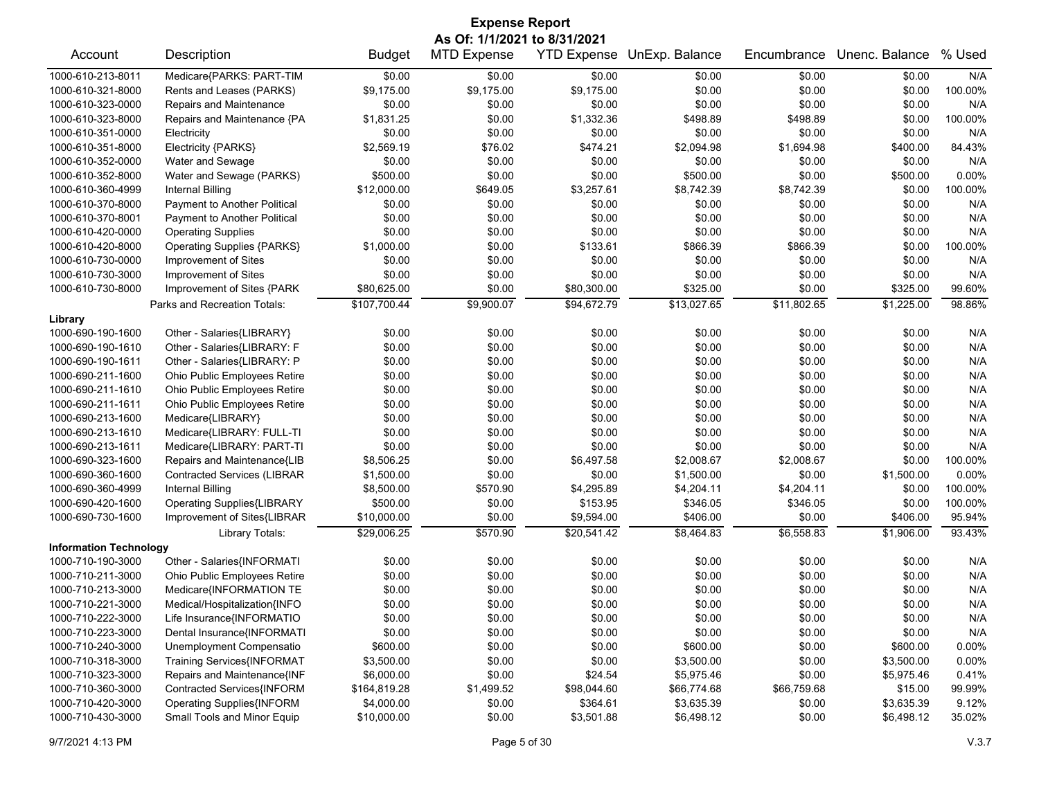# Expense Report

**As Of: 1/1/2021 to 8/31/2021**

| Account | Description | Budget | MTD Expense | YTD Expense | UnExp. Balance | Encumbrance | Unenc. Balance | % Used |
|---|---|---|---|---|---|---|---|---|
| 1000-610-213-8011 | Medicare{PARKS: PART-TIM | $0.00 | $0.00 | $0.00 | $0.00 | $0.00 | $0.00 | N/A |
| 1000-610-321-8000 | Rents and Leases (PARKS) | $9,175.00 | $9,175.00 | $9,175.00 | $0.00 | $0.00 | $0.00 | 100.00% |
| 1000-610-323-0000 | Repairs and Maintenance | $0.00 | $0.00 | $0.00 | $0.00 | $0.00 | $0.00 | N/A |
| 1000-610-323-8000 | Repairs and Maintenance {PA | $1,831.25 | $0.00 | $1,332.36 | $498.89 | $498.89 | $0.00 | 100.00% |
| 1000-610-351-0000 | Electricity | $0.00 | $0.00 | $0.00 | $0.00 | $0.00 | $0.00 | N/A |
| 1000-610-351-8000 | Electricity {PARKS} | $2,569.19 | $76.02 | $474.21 | $2,094.98 | $1,694.98 | $400.00 | 84.43% |
| 1000-610-352-0000 | Water and Sewage | $0.00 | $0.00 | $0.00 | $0.00 | $0.00 | $0.00 | N/A |
| 1000-610-352-8000 | Water and Sewage (PARKS) | $500.00 | $0.00 | $0.00 | $500.00 | $0.00 | $500.00 | 0.00% |
| 1000-610-360-4999 | Internal Billing | $12,000.00 | $649.05 | $3,257.61 | $8,742.39 | $8,742.39 | $0.00 | 100.00% |
| 1000-610-370-8000 | Payment to Another Political | $0.00 | $0.00 | $0.00 | $0.00 | $0.00 | $0.00 | N/A |
| 1000-610-370-8001 | Payment to Another Political | $0.00 | $0.00 | $0.00 | $0.00 | $0.00 | $0.00 | N/A |
| 1000-610-420-0000 | Operating Supplies | $0.00 | $0.00 | $0.00 | $0.00 | $0.00 | $0.00 | N/A |
| 1000-610-420-8000 | Operating Supplies {PARKS} | $1,000.00 | $0.00 | $133.61 | $866.39 | $866.39 | $0.00 | 100.00% |
| 1000-610-730-0000 | Improvement of Sites | $0.00 | $0.00 | $0.00 | $0.00 | $0.00 | $0.00 | N/A |
| 1000-610-730-3000 | Improvement of Sites | $0.00 | $0.00 | $0.00 | $0.00 | $0.00 | $0.00 | N/A |
| 1000-610-730-8000 | Improvement of Sites {PARK | $80,625.00 | $0.00 | $80,300.00 | $325.00 | $0.00 | $325.00 | 99.60% |
| | Parks and Recreation Totals: | $107,700.44 | $9,900.07 | $94,672.79 | $13,027.65 | $11,802.65 | $1,225.00 | 98.86% |
| **Library** | | | | | | | | |
| 1000-690-190-1600 | Other - Salaries{LIBRARY} | $0.00 | $0.00 | $0.00 | $0.00 | $0.00 | $0.00 | N/A |
| 1000-690-190-1610 | Other - Salaries{LIBRARY: F | $0.00 | $0.00 | $0.00 | $0.00 | $0.00 | $0.00 | N/A |
| 1000-690-190-1611 | Other - Salaries{LIBRARY: P | $0.00 | $0.00 | $0.00 | $0.00 | $0.00 | $0.00 | N/A |
| 1000-690-211-1600 | Ohio Public Employees Retire | $0.00 | $0.00 | $0.00 | $0.00 | $0.00 | $0.00 | N/A |
| 1000-690-211-1610 | Ohio Public Employees Retire | $0.00 | $0.00 | $0.00 | $0.00 | $0.00 | $0.00 | N/A |
| 1000-690-211-1611 | Ohio Public Employees Retire | $0.00 | $0.00 | $0.00 | $0.00 | $0.00 | $0.00 | N/A |
| 1000-690-213-1600 | Medicare{LIBRARY} | $0.00 | $0.00 | $0.00 | $0.00 | $0.00 | $0.00 | N/A |
| 1000-690-213-1610 | Medicare{LIBRARY: FULL-TI | $0.00 | $0.00 | $0.00 | $0.00 | $0.00 | $0.00 | N/A |
| 1000-690-213-1611 | Medicare{LIBRARY: PART-TI | $0.00 | $0.00 | $0.00 | $0.00 | $0.00 | $0.00 | N/A |
| 1000-690-323-1600 | Repairs and Maintenance{LIB | $8,506.25 | $0.00 | $6,497.58 | $2,008.67 | $2,008.67 | $0.00 | 100.00% |
| 1000-690-360-1600 | Contracted Services (LIBRAR | $1,500.00 | $0.00 | $0.00 | $1,500.00 | $0.00 | $1,500.00 | 0.00% |
| 1000-690-360-4999 | Internal Billing | $8,500.00 | $570.90 | $4,295.89 | $4,204.11 | $4,204.11 | $0.00 | 100.00% |
| 1000-690-420-1600 | Operating Supplies{LIBRARY | $500.00 | $0.00 | $153.95 | $346.05 | $346.05 | $0.00 | 100.00% |
| 1000-690-730-1600 | Improvement of Sites{LIBRAR | $10,000.00 | $0.00 | $9,594.00 | $406.00 | $0.00 | $406.00 | 95.94% |
| | Library Totals: | $29,006.25 | $570.90 | $20,541.42 | $8,464.83 | $6,558.83 | $1,906.00 | 93.43% |
| **Information Technology** | | | | | | | | |
| 1000-710-190-3000 | Other - Salaries{INFORMATI | $0.00 | $0.00 | $0.00 | $0.00 | $0.00 | $0.00 | N/A |
| 1000-710-211-3000 | Ohio Public Employees Retire | $0.00 | $0.00 | $0.00 | $0.00 | $0.00 | $0.00 | N/A |
| 1000-710-213-3000 | Medicare{INFORMATION TE | $0.00 | $0.00 | $0.00 | $0.00 | $0.00 | $0.00 | N/A |
| 1000-710-221-3000 | Medical/Hospitalization{INFO | $0.00 | $0.00 | $0.00 | $0.00 | $0.00 | $0.00 | N/A |
| 1000-710-222-3000 | Life Insurance{INFORMATIO | $0.00 | $0.00 | $0.00 | $0.00 | $0.00 | $0.00 | N/A |
| 1000-710-223-3000 | Dental Insurance{INFORMATI | $0.00 | $0.00 | $0.00 | $0.00 | $0.00 | $0.00 | N/A |
| 1000-710-240-3000 | Unemployment Compensatio | $600.00 | $0.00 | $0.00 | $600.00 | $0.00 | $600.00 | 0.00% |
| 1000-710-318-3000 | Training Services{INFORMAT | $3,500.00 | $0.00 | $0.00 | $3,500.00 | $0.00 | $3,500.00 | 0.00% |
| 1000-710-323-3000 | Repairs and Maintenance{INF | $6,000.00 | $0.00 | $24.54 | $5,975.46 | $0.00 | $5,975.46 | 0.41% |
| 1000-710-360-3000 | Contracted Services{INFORM | $164,819.28 | $1,499.52 | $98,044.60 | $66,774.68 | $66,759.68 | $15.00 | 99.99% |
| 1000-710-420-3000 | Operating Supplies{INFORM | $4,000.00 | $0.00 | $364.61 | $3,635.39 | $0.00 | $3,635.39 | 9.12% |
| 1000-710-430-3000 | Small Tools and Minor Equip | $10,000.00 | $0.00 | $3,501.88 | $6,498.12 | $0.00 | $6,498.12 | 35.02% |

9/7/2021 4:13 PM V.3.7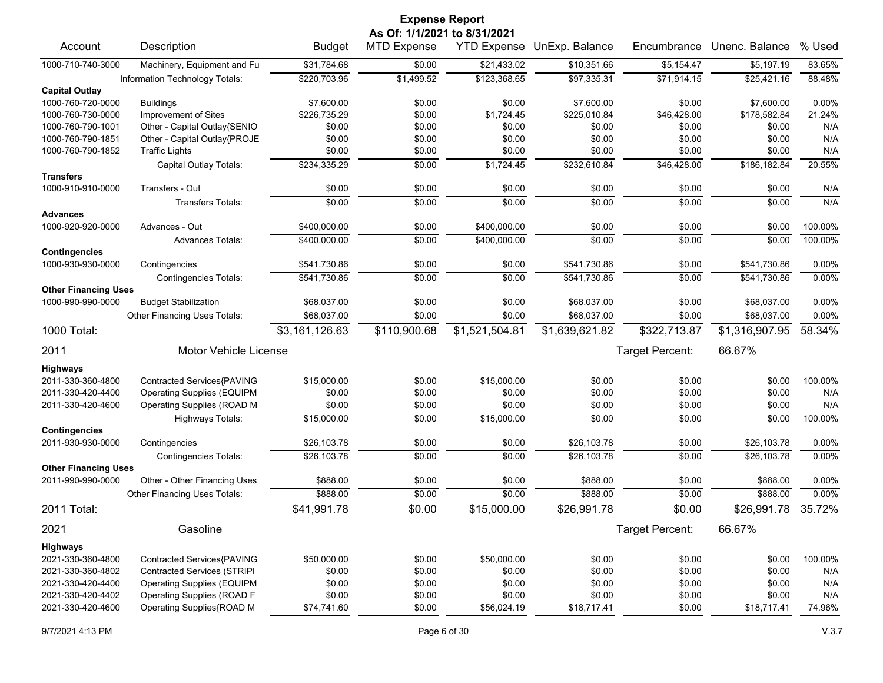# Expense Report

**As Of: 1/1/2021 to 8/31/2021**

| Account | Description | Budget | MTD Expense | YTD Expense | UnExp. Balance | Encumbrance | Unenc. Balance | % Used |
|---|---|---|---|---|---|---|---|---|
| 1000-710-740-3000 | Machinery, Equipment and Fu | $31,784.68 | $0.00 | $21,433.02 | $10,351.66 | $5,154.47 | $5,197.19 | 83.65% |
| | Information Technology Totals: | $220,703.96 | $1,499.52 | $123,368.65 | $97,335.31 | $71,914.15 | $25,421.16 | 88.48% |
| **Capital Outlay** | | | | | | | | |
| 1000-760-720-0000 | Buildings | $7,600.00 | $0.00 | $0.00 | $7,600.00 | $0.00 | $7,600.00 | 0.00% |
| 1000-760-730-0000 | Improvement of Sites | $226,735.29 | $0.00 | $1,724.45 | $225,010.84 | $46,428.00 | $178,582.84 | 21.24% |
| 1000-760-790-1001 | Other - Capital Outlay{SENIO | $0.00 | $0.00 | $0.00 | $0.00 | $0.00 | $0.00 | N/A |
| 1000-760-790-1851 | Other - Capital Outlay{PROJE | $0.00 | $0.00 | $0.00 | $0.00 | $0.00 | $0.00 | N/A |
| 1000-760-790-1852 | Traffic Lights | $0.00 | $0.00 | $0.00 | $0.00 | $0.00 | $0.00 | N/A |
| | Capital Outlay Totals: | $234,335.29 | $0.00 | $1,724.45 | $232,610.84 | $46,428.00 | $186,182.84 | 20.55% |
| **Transfers** | | | | | | | | |
| 1000-910-910-0000 | Transfers - Out | $0.00 | $0.00 | $0.00 | $0.00 | $0.00 | $0.00 | N/A |
| | Transfers Totals: | $0.00 | $0.00 | $0.00 | $0.00 | $0.00 | $0.00 | N/A |
| **Advances** | | | | | | | | |
| 1000-920-920-0000 | Advances - Out | $400,000.00 | $0.00 | $400,000.00 | $0.00 | $0.00 | $0.00 | 100.00% |
| | Advances Totals: | $400,000.00 | $0.00 | $400,000.00 | $0.00 | $0.00 | $0.00 | 100.00% |
| **Contingencies** | | | | | | | | |
| 1000-930-930-0000 | Contingencies | $541,730.86 | $0.00 | $0.00 | $541,730.86 | $0.00 | $541,730.86 | 0.00% |
| | Contingencies Totals: | $541,730.86 | $0.00 | $0.00 | $541,730.86 | $0.00 | $541,730.86 | 0.00% |
| **Other Financing Uses** | | | | | | | | |
| 1000-990-990-0000 | Budget Stabilization | $68,037.00 | $0.00 | $0.00 | $68,037.00 | $0.00 | $68,037.00 | 0.00% |
| | Other Financing Uses Totals: | $68,037.00 | $0.00 | $0.00 | $68,037.00 | $0.00 | $68,037.00 | 0.00% |
| **1000 Total:** | | $3,161,126.63 | $110,900.68 | $1,521,504.81 | $1,639,621.82 | $322,713.87 | $1,316,907.95 | 58.34% |
| **2011** | **Motor Vehicle License** | | | | | Target Percent: | 66.67% | |
| **Highways** | | | | | | | | |
| 2011-330-360-4800 | Contracted Services{PAVING | $15,000.00 | $0.00 | $15,000.00 | $0.00 | $0.00 | $0.00 | 100.00% |
| 2011-330-420-4400 | Operating Supplies (EQUIPM | $0.00 | $0.00 | $0.00 | $0.00 | $0.00 | $0.00 | N/A |
| 2011-330-420-4600 | Operating Supplies (ROAD M | $0.00 | $0.00 | $0.00 | $0.00 | $0.00 | $0.00 | N/A |
| | Highways Totals: | $15,000.00 | $0.00 | $15,000.00 | $0.00 | $0.00 | $0.00 | 100.00% |
| **Contingencies** | | | | | | | | |
| 2011-930-930-0000 | Contingencies | $26,103.78 | $0.00 | $0.00 | $26,103.78 | $0.00 | $26,103.78 | 0.00% |
| | Contingencies Totals: | $26,103.78 | $0.00 | $0.00 | $26,103.78 | $0.00 | $26,103.78 | 0.00% |
| **Other Financing Uses** | | | | | | | | |
| 2011-990-990-0000 | Other - Other Financing Uses | $888.00 | $0.00 | $0.00 | $888.00 | $0.00 | $888.00 | 0.00% |
| | Other Financing Uses Totals: | $888.00 | $0.00 | $0.00 | $888.00 | $0.00 | $888.00 | 0.00% |
| **2011 Total:** | | $41,991.78 | $0.00 | $15,000.00 | $26,991.78 | $0.00 | $26,991.78 | 35.72% |
| **2021** | **Gasoline** | | | | | Target Percent: | 66.67% | |
| **Highways** | | | | | | | | |
| 2021-330-360-4800 | Contracted Services{PAVING | $50,000.00 | $0.00 | $50,000.00 | $0.00 | $0.00 | $0.00 | 100.00% |
| 2021-330-360-4802 | Contracted Services (STRIPI | $0.00 | $0.00 | $0.00 | $0.00 | $0.00 | $0.00 | N/A |
| 2021-330-420-4400 | Operating Supplies (EQUIPM | $0.00 | $0.00 | $0.00 | $0.00 | $0.00 | $0.00 | N/A |
| 2021-330-420-4402 | Operating Supplies (ROAD F | $0.00 | $0.00 | $0.00 | $0.00 | $0.00 | $0.00 | N/A |
| 2021-330-420-4600 | Operating Supplies{ROAD M | $74,741.60 | $0.00 | $56,024.19 | $18,717.41 | $0.00 | $18,717.41 | 74.96% |

9/7/2021 4:13 PM V.3.7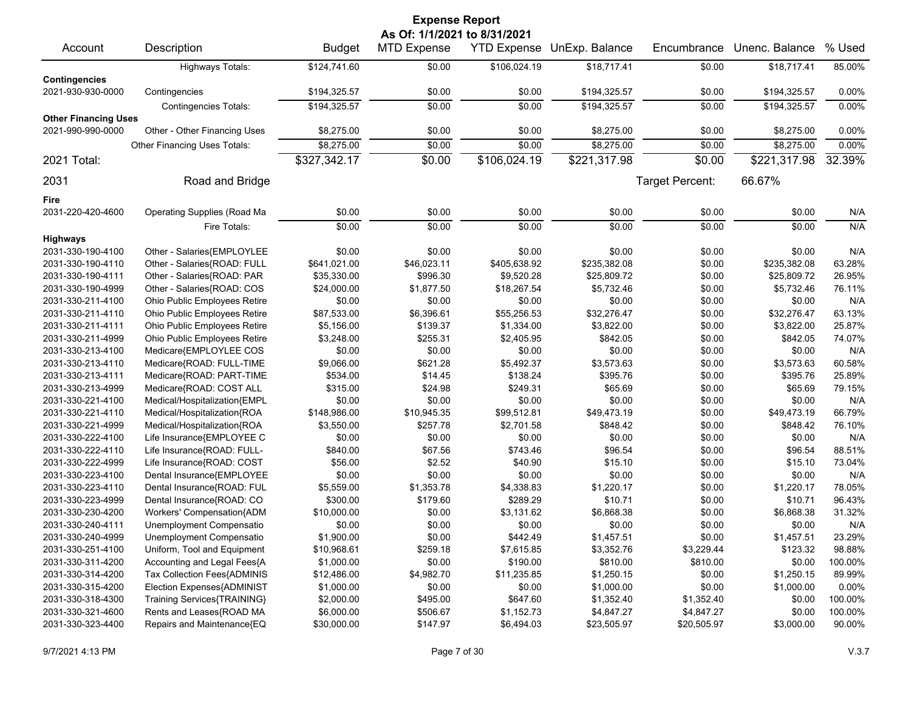# Expense Report

**As Of: 1/1/2021 to 8/31/2021**

| Account | Description | Budget | MTD Expense | YTD Expense | UnExp. Balance | Encumbrance | Unenc. Balance | % Used |
|---|---|---|---|---|---|---|---|---|
| | Highways Totals: | $124,741.60 | $0.00 | $106,024.19 | $18,717.41 | $0.00 | $18,717.41 | 85.00% |
| **Contingencies** | | | | | | | | |
| 2021-930-930-0000 | Contingencies | $194,325.57 | $0.00 | $0.00 | $194,325.57 | $0.00 | $194,325.57 | 0.00% |
| | Contingencies Totals: | $194,325.57 | $0.00 | $0.00 | $194,325.57 | $0.00 | $194,325.57 | 0.00% |
| **Other Financing Uses** | | | | | | | | |
| 2021-990-990-0000 | Other - Other Financing Uses | $8,275.00 | $0.00 | $0.00 | $8,275.00 | $0.00 | $8,275.00 | 0.00% |
| | Other Financing Uses Totals: | $8,275.00 | $0.00 | $0.00 | $8,275.00 | $0.00 | $8,275.00 | 0.00% |
| **2021 Total:** | | **$327,342.17** | **$0.00** | **$106,024.19** | **$221,317.98** | **$0.00** | **$221,317.98** | **32.39%** |
| **2031** | **Road and Bridge** | | | | | Target Percent: | 66.67% | |
| **Fire** | | | | | | | | |
| 2031-220-420-4600 | Operating Supplies (Road Ma | $0.00 | $0.00 | $0.00 | $0.00 | $0.00 | $0.00 | N/A |
| | Fire Totals: | $0.00 | $0.00 | $0.00 | $0.00 | $0.00 | $0.00 | N/A |
| **Highways** | | | | | | | | |
| 2031-330-190-4100 | Other - Salaries{EMPLOYLEE | $0.00 | $0.00 | $0.00 | $0.00 | $0.00 | $0.00 | N/A |
| 2031-330-190-4110 | Other - Salaries{ROAD: FULL | $641,021.00 | $46,023.11 | $405,638.92 | $235,382.08 | $0.00 | $235,382.08 | 63.28% |
| 2031-330-190-4111 | Other - Salaries{ROAD: PAR | $35,330.00 | $996.30 | $9,520.28 | $25,809.72 | $0.00 | $25,809.72 | 26.95% |
| 2031-330-190-4999 | Other - Salaries{ROAD: COS | $24,000.00 | $1,877.50 | $18,267.54 | $5,732.46 | $0.00 | $5,732.46 | 76.11% |
| 2031-330-211-4100 | Ohio Public Employees Retire | $0.00 | $0.00 | $0.00 | $0.00 | $0.00 | $0.00 | N/A |
| 2031-330-211-4110 | Ohio Public Employees Retire | $87,533.00 | $6,396.61 | $55,256.53 | $32,276.47 | $0.00 | $32,276.47 | 63.13% |
| 2031-330-211-4111 | Ohio Public Employees Retire | $5,156.00 | $139.37 | $1,334.00 | $3,822.00 | $0.00 | $3,822.00 | 25.87% |
| 2031-330-211-4999 | Ohio Public Employees Retire | $3,248.00 | $255.31 | $2,405.95 | $842.05 | $0.00 | $842.05 | 74.07% |
| 2031-330-213-4100 | Medicare{EMPLOYLEE COS | $0.00 | $0.00 | $0.00 | $0.00 | $0.00 | $0.00 | N/A |
| 2031-330-213-4110 | Medicare{ROAD: FULL-TIME | $9,066.00 | $621.28 | $5,492.37 | $3,573.63 | $0.00 | $3,573.63 | 60.58% |
| 2031-330-213-4111 | Medicare{ROAD: PART-TIME | $534.00 | $14.45 | $138.24 | $395.76 | $0.00 | $395.76 | 25.89% |
| 2031-330-213-4999 | Medicare{ROAD: COST ALL | $315.00 | $24.98 | $249.31 | $65.69 | $0.00 | $65.69 | 79.15% |
| 2031-330-221-4100 | Medical/Hospitalization{EMPL | $0.00 | $0.00 | $0.00 | $0.00 | $0.00 | $0.00 | N/A |
| 2031-330-221-4110 | Medical/Hospitalization{ROA | $148,986.00 | $10,945.35 | $99,512.81 | $49,473.19 | $0.00 | $49,473.19 | 66.79% |
| 2031-330-221-4999 | Medical/Hospitalization{ROA | $3,550.00 | $257.78 | $2,701.58 | $848.42 | $0.00 | $848.42 | 76.10% |
| 2031-330-222-4100 | Life Insurance{EMPLOYEE C | $0.00 | $0.00 | $0.00 | $0.00 | $0.00 | $0.00 | N/A |
| 2031-330-222-4110 | Life Insurance{ROAD: FULL- | $840.00 | $67.56 | $743.46 | $96.54 | $0.00 | $96.54 | 88.51% |
| 2031-330-222-4999 | Life Insurance{ROAD: COST | $56.00 | $2.52 | $40.90 | $15.10 | $0.00 | $15.10 | 73.04% |
| 2031-330-223-4100 | Dental Insurance{EMPLOYEE | $0.00 | $0.00 | $0.00 | $0.00 | $0.00 | $0.00 | N/A |
| 2031-330-223-4110 | Dental Insurance{ROAD: FUL | $5,559.00 | $1,353.78 | $4,338.83 | $1,220.17 | $0.00 | $1,220.17 | 78.05% |
| 2031-330-223-4999 | Dental Insurance{ROAD: CO | $300.00 | $179.60 | $289.29 | $10.71 | $0.00 | $10.71 | 96.43% |
| 2031-330-230-4200 | Workers' Compensation{ADM | $10,000.00 | $0.00 | $3,131.62 | $6,868.38 | $0.00 | $6,868.38 | 31.32% |
| 2031-330-240-4111 | Unemployment Compensatio | $0.00 | $0.00 | $0.00 | $0.00 | $0.00 | $0.00 | N/A |
| 2031-330-240-4999 | Unemployment Compensatio | $1,900.00 | $0.00 | $442.49 | $1,457.51 | $0.00 | $1,457.51 | 23.29% |
| 2031-330-251-4100 | Uniform, Tool and Equipment | $10,968.61 | $259.18 | $7,615.85 | $3,352.76 | $3,229.44 | $123.32 | 98.88% |
| 2031-330-311-4200 | Accounting and Legal Fees{A | $1,000.00 | $0.00 | $190.00 | $810.00 | $810.00 | $0.00 | 100.00% |
| 2031-330-314-4200 | Tax Collection Fees{ADMINIS | $12,486.00 | $4,982.70 | $11,235.85 | $1,250.15 | $0.00 | $1,250.15 | 89.99% |
| 2031-330-315-4200 | Election Expenses{ADMINIST | $1,000.00 | $0.00 | $0.00 | $1,000.00 | $0.00 | $1,000.00 | 0.00% |
| 2031-330-318-4300 | Training Services{TRAINING} | $2,000.00 | $495.00 | $647.60 | $1,352.40 | $1,352.40 | $0.00 | 100.00% |
| 2031-330-321-4600 | Rents and Leases{ROAD MA | $6,000.00 | $506.67 | $1,152.73 | $4,847.27 | $4,847.27 | $0.00 | 100.00% |
| 2031-330-323-4400 | Repairs and Maintenance{EQ | $30,000.00 | $147.97 | $6,494.03 | $23,505.97 | $20,505.97 | $3,000.00 | 90.00% |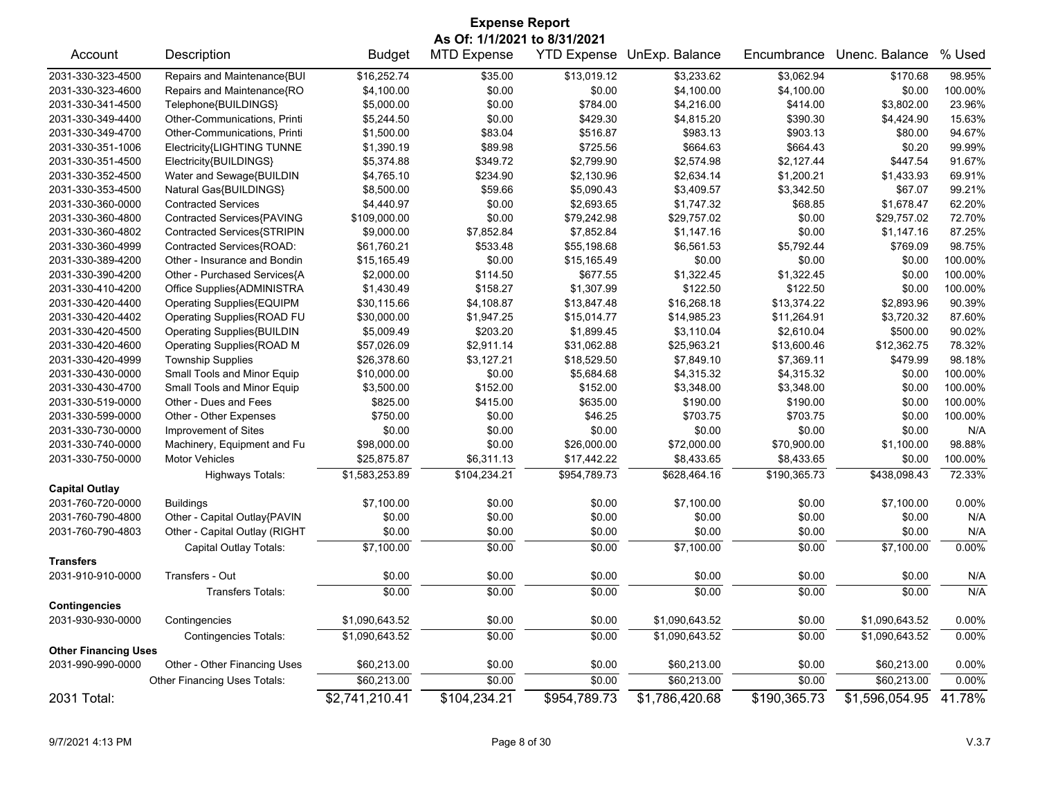# Expense Report

**As Of: 1/1/2021 to 8/31/2021**

| Account | Description | Budget | MTD Expense | YTD Expense | UnExp. Balance | Encumbrance | Unenc. Balance | % Used |
|---|---|---|---|---|---|---|---|---|
| 2031-330-323-4500 | Repairs and Maintenance{BUI | $16,252.74 | $35.00 | $13,019.12 | $3,233.62 | $3,062.94 | $170.68 | 98.95% |
| 2031-330-323-4600 | Repairs and Maintenance{RO | $4,100.00 | $0.00 | $0.00 | $4,100.00 | $4,100.00 | $0.00 | 100.00% |
| 2031-330-341-4500 | Telephone{BUILDINGS} | $5,000.00 | $0.00 | $784.00 | $4,216.00 | $414.00 | $3,802.00 | 23.96% |
| 2031-330-349-4400 | Other-Communications, Printi | $5,244.50 | $0.00 | $429.30 | $4,815.20 | $390.30 | $4,424.90 | 15.63% |
| 2031-330-349-4700 | Other-Communications, Printi | $1,500.00 | $83.04 | $516.87 | $983.13 | $903.13 | $80.00 | 94.67% |
| 2031-330-351-1006 | Electricity{LIGHTING TUNNE | $1,390.19 | $89.98 | $725.56 | $664.63 | $664.43 | $0.20 | 99.99% |
| 2031-330-351-4500 | Electricity{BUILDINGS} | $5,374.88 | $349.72 | $2,799.90 | $2,574.98 | $2,127.44 | $447.54 | 91.67% |
| 2031-330-352-4500 | Water and Sewage{BUILDIN | $4,765.10 | $234.90 | $2,130.96 | $2,634.14 | $1,200.21 | $1,433.93 | 69.91% |
| 2031-330-353-4500 | Natural Gas{BUILDINGS} | $8,500.00 | $59.66 | $5,090.43 | $3,409.57 | $3,342.50 | $67.07 | 99.21% |
| 2031-330-360-0000 | Contracted Services | $4,440.97 | $0.00 | $2,693.65 | $1,747.32 | $68.85 | $1,678.47 | 62.20% |
| 2031-330-360-4800 | Contracted Services{PAVING | $109,000.00 | $0.00 | $79,242.98 | $29,757.02 | $0.00 | $29,757.02 | 72.70% |
| 2031-330-360-4802 | Contracted Services{STRIPIN | $9,000.00 | $7,852.84 | $7,852.84 | $1,147.16 | $0.00 | $1,147.16 | 87.25% |
| 2031-330-360-4999 | Contracted Services{ROAD: | $61,760.21 | $533.48 | $55,198.68 | $6,561.53 | $5,792.44 | $769.09 | 98.75% |
| 2031-330-389-4200 | Other - Insurance and Bondin | $15,165.49 | $0.00 | $15,165.49 | $0.00 | $0.00 | $0.00 | 100.00% |
| 2031-330-390-4200 | Other - Purchased Services{A | $2,000.00 | $114.50 | $677.55 | $1,322.45 | $1,322.45 | $0.00 | 100.00% |
| 2031-330-410-4200 | Office Supplies{ADMINISTRA | $1,430.49 | $158.27 | $1,307.99 | $122.50 | $122.50 | $0.00 | 100.00% |
| 2031-330-420-4400 | Operating Supplies{EQUIPM | $30,115.66 | $4,108.87 | $13,847.48 | $16,268.18 | $13,374.22 | $2,893.96 | 90.39% |
| 2031-330-420-4402 | Operating Supplies{ROAD FU | $30,000.00 | $1,947.25 | $15,014.77 | $14,985.23 | $11,264.91 | $3,720.32 | 87.60% |
| 2031-330-420-4500 | Operating Supplies{BUILDIN | $5,009.49 | $203.20 | $1,899.45 | $3,110.04 | $2,610.04 | $500.00 | 90.02% |
| 2031-330-420-4600 | Operating Supplies{ROAD M | $57,026.09 | $2,911.14 | $31,062.88 | $25,963.21 | $13,600.46 | $12,362.75 | 78.32% |
| 2031-330-420-4999 | Township Supplies | $26,378.60 | $3,127.21 | $18,529.50 | $7,849.10 | $7,369.11 | $479.99 | 98.18% |
| 2031-330-430-0000 | Small Tools and Minor Equip | $10,000.00 | $0.00 | $5,684.68 | $4,315.32 | $4,315.32 | $0.00 | 100.00% |
| 2031-330-430-4700 | Small Tools and Minor Equip | $3,500.00 | $152.00 | $152.00 | $3,348.00 | $3,348.00 | $0.00 | 100.00% |
| 2031-330-519-0000 | Other - Dues and Fees | $825.00 | $415.00 | $635.00 | $190.00 | $190.00 | $0.00 | 100.00% |
| 2031-330-599-0000 | Other - Other Expenses | $750.00 | $0.00 | $46.25 | $703.75 | $703.75 | $0.00 | 100.00% |
| 2031-330-730-0000 | Improvement of Sites | $0.00 | $0.00 | $0.00 | $0.00 | $0.00 | $0.00 | N/A |
| 2031-330-740-0000 | Machinery, Equipment and Fu | $98,000.00 | $0.00 | $26,000.00 | $72,000.00 | $70,900.00 | $1,100.00 | 98.88% |
| 2031-330-750-0000 | Motor Vehicles | $25,875.87 | $6,311.13 | $17,442.22 | $8,433.65 | $8,433.65 | $0.00 | 100.00% |
| | Highways Totals: | $1,583,253.89 | $104,234.21 | $954,789.73 | $628,464.16 | $190,365.73 | $438,098.43 | 72.33% |
| **Capital Outlay** | | | | | | | | |
| 2031-760-720-0000 | Buildings | $7,100.00 | $0.00 | $0.00 | $7,100.00 | $0.00 | $7,100.00 | 0.00% |
| 2031-760-790-4800 | Other - Capital Outlay{PAVIN | $0.00 | $0.00 | $0.00 | $0.00 | $0.00 | $0.00 | N/A |
| 2031-760-790-4803 | Other - Capital Outlay (RIGHT | $0.00 | $0.00 | $0.00 | $0.00 | $0.00 | $0.00 | N/A |
| | Capital Outlay Totals: | $7,100.00 | $0.00 | $0.00 | $7,100.00 | $0.00 | $7,100.00 | 0.00% |
| **Transfers** | | | | | | | | |
| 2031-910-910-0000 | Transfers - Out | $0.00 | $0.00 | $0.00 | $0.00 | $0.00 | $0.00 | N/A |
| | Transfers Totals: | $0.00 | $0.00 | $0.00 | $0.00 | $0.00 | $0.00 | N/A |
| **Contingencies** | | | | | | | | |
| 2031-930-930-0000 | Contingencies | $1,090,643.52 | $0.00 | $0.00 | $1,090,643.52 | $0.00 | $1,090,643.52 | 0.00% |
| | Contingencies Totals: | $1,090,643.52 | $0.00 | $0.00 | $1,090,643.52 | $0.00 | $1,090,643.52 | 0.00% |
| **Other Financing Uses** | | | | | | | | |
| 2031-990-990-0000 | Other - Other Financing Uses | $60,213.00 | $0.00 | $0.00 | $60,213.00 | $0.00 | $60,213.00 | 0.00% |
| | Other Financing Uses Totals: | $60,213.00 | $0.00 | $0.00 | $60,213.00 | $0.00 | $60,213.00 | 0.00% |
| **2031 Total:** | | $2,741,210.41 | $104,234.21 | $954,789.73 | $1,786,420.68 | $190,365.73 | $1,596,054.95 | 41.78% |

9/7/2021 4:13 PM V.3.7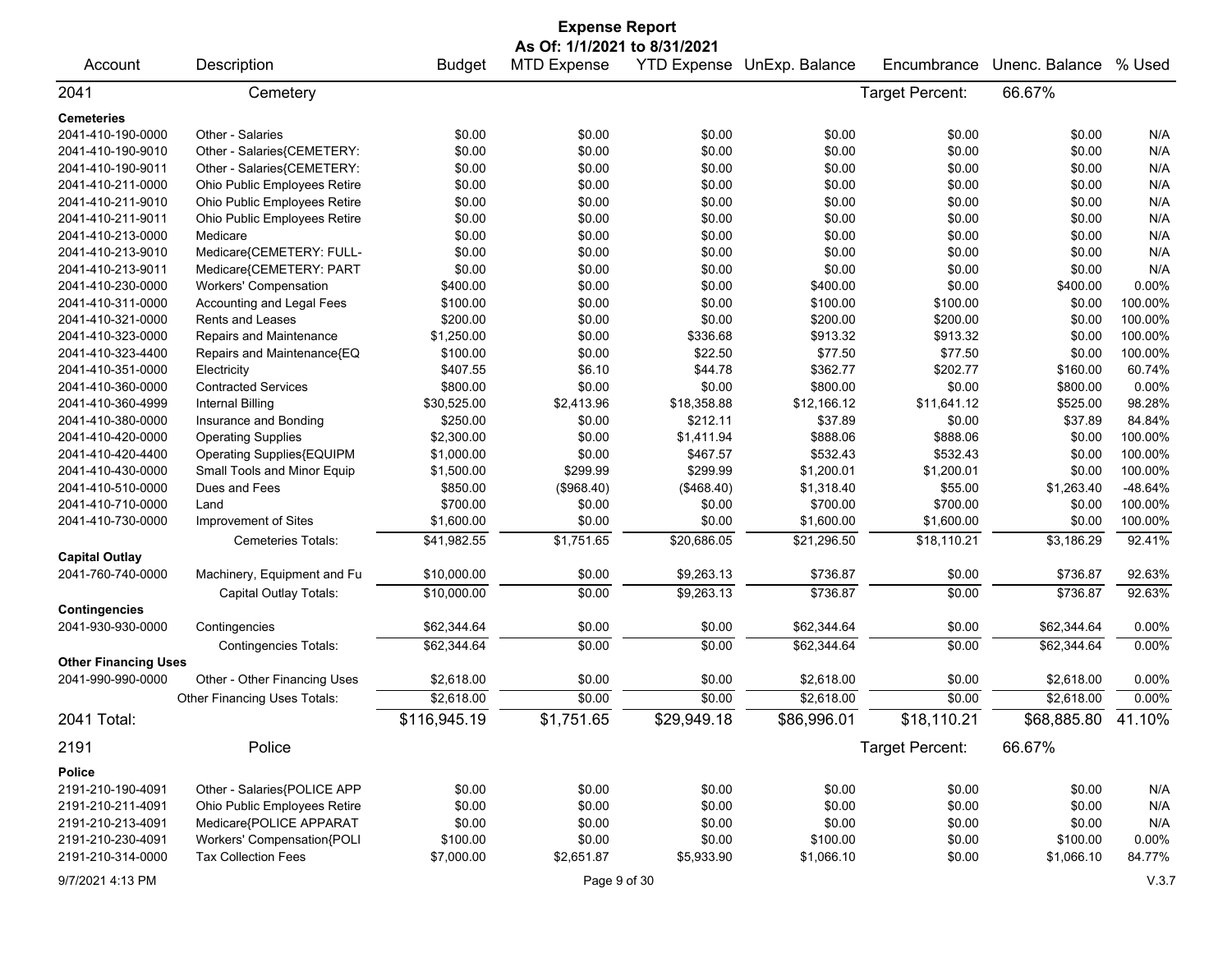# Expense Report

**As Of: 1/1/2021 to 8/31/2021**

| Account | Description | Budget | MTD Expense | YTD Expense | UnExp. Balance | Encumbrance | Unenc. Balance | % Used |
|---|---|---|---|---|---|---|---|---|
| **2041** | **Cemetery** | | | | | Target Percent: | 66.67% | |
| **Cemeteries** | | | | | | | | |
| 2041-410-190-0000 | Other - Salaries | $0.00 | $0.00 | $0.00 | $0.00 | $0.00 | $0.00 | N/A |
| 2041-410-190-9010 | Other - Salaries{CEMETERY: | $0.00 | $0.00 | $0.00 | $0.00 | $0.00 | $0.00 | N/A |
| 2041-410-190-9011 | Other - Salaries{CEMETERY: | $0.00 | $0.00 | $0.00 | $0.00 | $0.00 | $0.00 | N/A |
| 2041-410-211-0000 | Ohio Public Employees Retire | $0.00 | $0.00 | $0.00 | $0.00 | $0.00 | $0.00 | N/A |
| 2041-410-211-9010 | Ohio Public Employees Retire | $0.00 | $0.00 | $0.00 | $0.00 | $0.00 | $0.00 | N/A |
| 2041-410-211-9011 | Ohio Public Employees Retire | $0.00 | $0.00 | $0.00 | $0.00 | $0.00 | $0.00 | N/A |
| 2041-410-213-0000 | Medicare | $0.00 | $0.00 | $0.00 | $0.00 | $0.00 | $0.00 | N/A |
| 2041-410-213-9010 | Medicare{CEMETERY: FULL- | $0.00 | $0.00 | $0.00 | $0.00 | $0.00 | $0.00 | N/A |
| 2041-410-213-9011 | Medicare{CEMETERY: PART | $0.00 | $0.00 | $0.00 | $0.00 | $0.00 | $0.00 | N/A |
| 2041-410-230-0000 | Workers' Compensation | $400.00 | $0.00 | $0.00 | $400.00 | $0.00 | $400.00 | 0.00% |
| 2041-410-311-0000 | Accounting and Legal Fees | $100.00 | $0.00 | $0.00 | $100.00 | $100.00 | $0.00 | 100.00% |
| 2041-410-321-0000 | Rents and Leases | $200.00 | $0.00 | $0.00 | $200.00 | $200.00 | $0.00 | 100.00% |
| 2041-410-323-0000 | Repairs and Maintenance | $1,250.00 | $0.00 | $336.68 | $913.32 | $913.32 | $0.00 | 100.00% |
| 2041-410-323-4400 | Repairs and Maintenance{EQ | $100.00 | $0.00 | $22.50 | $77.50 | $77.50 | $0.00 | 100.00% |
| 2041-410-351-0000 | Electricity | $407.55 | $6.10 | $44.78 | $362.77 | $202.77 | $160.00 | 60.74% |
| 2041-410-360-0000 | Contracted Services | $800.00 | $0.00 | $0.00 | $800.00 | $0.00 | $800.00 | 0.00% |
| 2041-410-360-4999 | Internal Billing | $30,525.00 | $2,413.96 | $18,358.88 | $12,166.12 | $11,641.12 | $525.00 | 98.28% |
| 2041-410-380-0000 | Insurance and Bonding | $250.00 | $0.00 | $212.11 | $37.89 | $0.00 | $37.89 | 84.84% |
| 2041-410-420-0000 | Operating Supplies | $2,300.00 | $0.00 | $1,411.94 | $888.06 | $888.06 | $0.00 | 100.00% |
| 2041-410-420-4400 | Operating Supplies{EQUIPM | $1,000.00 | $0.00 | $467.57 | $532.43 | $532.43 | $0.00 | 100.00% |
| 2041-410-430-0000 | Small Tools and Minor Equip | $1,500.00 | $299.99 | $299.99 | $1,200.01 | $1,200.01 | $0.00 | 100.00% |
| 2041-410-510-0000 | Dues and Fees | $850.00 | ($968.40) | ($468.40) | $1,318.40 | $55.00 | $1,263.40 | -48.64% |
| 2041-410-710-0000 | Land | $700.00 | $0.00 | $0.00 | $700.00 | $700.00 | $0.00 | 100.00% |
| 2041-410-730-0000 | Improvement of Sites | $1,600.00 | $0.00 | $0.00 | $1,600.00 | $1,600.00 | $0.00 | 100.00% |
| | Cemeteries Totals: | $41,982.55 | $1,751.65 | $20,686.05 | $21,296.50 | $18,110.21 | $3,186.29 | 92.41% |
| **Capital Outlay** | | | | | | | | |
| 2041-760-740-0000 | Machinery, Equipment and Fu | $10,000.00 | $0.00 | $9,263.13 | $736.87 | $0.00 | $736.87 | 92.63% |
| | Capital Outlay Totals: | $10,000.00 | $0.00 | $9,263.13 | $736.87 | $0.00 | $736.87 | 92.63% |
| **Contingencies** | | | | | | | | |
| 2041-930-930-0000 | Contingencies | $62,344.64 | $0.00 | $0.00 | $62,344.64 | $0.00 | $62,344.64 | 0.00% |
| | Contingencies Totals: | $62,344.64 | $0.00 | $0.00 | $62,344.64 | $0.00 | $62,344.64 | 0.00% |
| **Other Financing Uses** | | | | | | | | |
| 2041-990-990-0000 | Other - Other Financing Uses | $2,618.00 | $0.00 | $0.00 | $2,618.00 | $0.00 | $2,618.00 | 0.00% |
| | Other Financing Uses Totals: | $2,618.00 | $0.00 | $0.00 | $2,618.00 | $0.00 | $2,618.00 | 0.00% |
| **2041 Total:** | | $116,945.19 | $1,751.65 | $29,949.18 | $86,996.01 | $18,110.21 | $68,885.80 | 41.10% |
| **2191** | **Police** | | | | | Target Percent: | 66.67% | |
| **Police** | | | | | | | | |
| 2191-210-190-4091 | Other - Salaries{POLICE APP | $0.00 | $0.00 | $0.00 | $0.00 | $0.00 | $0.00 | N/A |
| 2191-210-211-4091 | Ohio Public Employees Retire | $0.00 | $0.00 | $0.00 | $0.00 | $0.00 | $0.00 | N/A |
| 2191-210-213-4091 | Medicare{POLICE APPARAT | $0.00 | $0.00 | $0.00 | $0.00 | $0.00 | $0.00 | N/A |
| 2191-210-230-4091 | Workers' Compensation{POLI | $100.00 | $0.00 | $0.00 | $100.00 | $0.00 | $100.00 | 0.00% |
| 2191-210-314-0000 | Tax Collection Fees | $7,000.00 | $2,651.87 | $5,933.90 | $1,066.10 | $0.00 | $1,066.10 | 84.77% |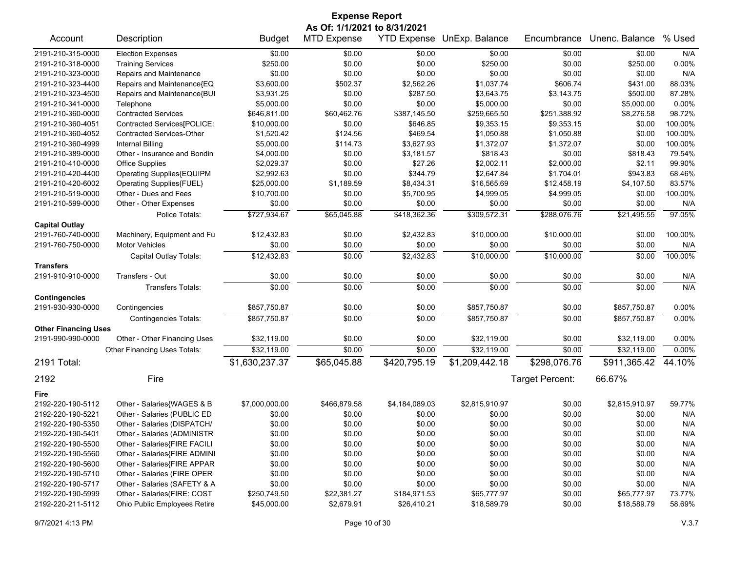**Expense Report**
**As Of: 1/1/2021 to 8/31/2021**

| Account | Description | Budget | MTD Expense | YTD Expense | UnExp. Balance | Encumbrance | Unenc. Balance | % Used |
|---|---|---|---|---|---|---|---|---|
| 2191-210-315-0000 | Election Expenses | $0.00 | $0.00 | $0.00 | $0.00 | $0.00 | $0.00 | N/A |
| 2191-210-318-0000 | Training Services | $250.00 | $0.00 | $0.00 | $250.00 | $0.00 | $250.00 | 0.00% |
| 2191-210-323-0000 | Repairs and Maintenance | $0.00 | $0.00 | $0.00 | $0.00 | $0.00 | $0.00 | N/A |
| 2191-210-323-4400 | Repairs and Maintenance{EQ | $3,600.00 | $502.37 | $2,562.26 | $1,037.74 | $606.74 | $431.00 | 88.03% |
| 2191-210-323-4500 | Repairs and Maintenance{BUI | $3,931.25 | $0.00 | $287.50 | $3,643.75 | $3,143.75 | $500.00 | 87.28% |
| 2191-210-341-0000 | Telephone | $5,000.00 | $0.00 | $0.00 | $5,000.00 | $0.00 | $5,000.00 | 0.00% |
| 2191-210-360-0000 | Contracted Services | $646,811.00 | $60,462.76 | $387,145.50 | $259,665.50 | $251,388.92 | $8,276.58 | 98.72% |
| 2191-210-360-4051 | Contracted Services[POLICE: | $10,000.00 | $0.00 | $646.85 | $9,353.15 | $9,353.15 | $0.00 | 100.00% |
| 2191-210-360-4052 | Contracted Services-Other | $1,520.42 | $124.56 | $469.54 | $1,050.88 | $1,050.88 | $0.00 | 100.00% |
| 2191-210-360-4999 | Internal Billing | $5,000.00 | $114.73 | $3,627.93 | $1,372.07 | $1,372.07 | $0.00 | 100.00% |
| 2191-210-389-0000 | Other - Insurance and Bondin | $4,000.00 | $0.00 | $3,181.57 | $818.43 | $0.00 | $818.43 | 79.54% |
| 2191-210-410-0000 | Office Supplies | $2,029.37 | $0.00 | $27.26 | $2,002.11 | $2,000.00 | $2.11 | 99.90% |
| 2191-210-420-4400 | Operating Supplies{EQUIPM | $2,992.63 | $0.00 | $344.79 | $2,647.84 | $1,704.01 | $943.83 | 68.46% |
| 2191-210-420-6002 | Operating Supplies{FUEL} | $25,000.00 | $1,189.59 | $8,434.31 | $16,565.69 | $12,458.19 | $4,107.50 | 83.57% |
| 2191-210-519-0000 | Other - Dues and Fees | $10,700.00 | $0.00 | $5,700.95 | $4,999.05 | $4,999.05 | $0.00 | 100.00% |
| 2191-210-599-0000 | Other - Other Expenses | $0.00 | $0.00 | $0.00 | $0.00 | $0.00 | $0.00 | N/A |
| | Police Totals: | $727,934.67 | $65,045.88 | $418,362.36 | $309,572.31 | $288,076.76 | $21,495.55 | 97.05% |
| **Capital Outlay** | | | | | | | | |
| 2191-760-740-0000 | Machinery, Equipment and Fu | $12,432.83 | $0.00 | $2,432.83 | $10,000.00 | $10,000.00 | $0.00 | 100.00% |
| 2191-760-750-0000 | Motor Vehicles | $0.00 | $0.00 | $0.00 | $0.00 | $0.00 | $0.00 | N/A |
| | Capital Outlay Totals: | $12,432.83 | $0.00 | $2,432.83 | $10,000.00 | $10,000.00 | $0.00 | 100.00% |
| **Transfers** | | | | | | | | |
| 2191-910-910-0000 | Transfers - Out | $0.00 | $0.00 | $0.00 | $0.00 | $0.00 | $0.00 | N/A |
| | Transfers Totals: | $0.00 | $0.00 | $0.00 | $0.00 | $0.00 | $0.00 | N/A |
| **Contingencies** | | | | | | | | |
| 2191-930-930-0000 | Contingencies | $857,750.87 | $0.00 | $0.00 | $857,750.87 | $0.00 | $857,750.87 | 0.00% |
| | Contingencies Totals: | $857,750.87 | $0.00 | $0.00 | $857,750.87 | $0.00 | $857,750.87 | 0.00% |
| **Other Financing Uses** | | | | | | | | |
| 2191-990-990-0000 | Other - Other Financing Uses | $32,119.00 | $0.00 | $0.00 | $32,119.00 | $0.00 | $32,119.00 | 0.00% |
| | Other Financing Uses Totals: | $32,119.00 | $0.00 | $0.00 | $32,119.00 | $0.00 | $32,119.00 | 0.00% |
| **2191 Total:** | | $1,630,237.37 | $65,045.88 | $420,795.19 | $1,209,442.18 | $298,076.76 | $911,365.42 | 44.10% |

**2192 Fire** — Target Percent: 66.67%

| Account | Description | Budget | MTD Expense | YTD Expense | UnExp. Balance | Encumbrance | Unenc. Balance | % Used |
|---|---|---|---|---|---|---|---|---|
| **Fire** | | | | | | | | |
| 2192-220-190-5112 | Other - Salaries{WAGES & B | $7,000,000.00 | $466,879.58 | $4,184,089.03 | $2,815,910.97 | $0.00 | $2,815,910.97 | 59.77% |
| 2192-220-190-5221 | Other - Salaries (PUBLIC ED | $0.00 | $0.00 | $0.00 | $0.00 | $0.00 | $0.00 | N/A |
| 2192-220-190-5350 | Other - Salaries (DISPATCH/ | $0.00 | $0.00 | $0.00 | $0.00 | $0.00 | $0.00 | N/A |
| 2192-220-190-5401 | Other - Salaries (ADMINISTR | $0.00 | $0.00 | $0.00 | $0.00 | $0.00 | $0.00 | N/A |
| 2192-220-190-5500 | Other - Salaries{FIRE FACILI | $0.00 | $0.00 | $0.00 | $0.00 | $0.00 | $0.00 | N/A |
| 2192-220-190-5560 | Other - Salaries{FIRE ADMINI | $0.00 | $0.00 | $0.00 | $0.00 | $0.00 | $0.00 | N/A |
| 2192-220-190-5600 | Other - Salaries{FIRE APPAR | $0.00 | $0.00 | $0.00 | $0.00 | $0.00 | $0.00 | N/A |
| 2192-220-190-5710 | Other - Salaries (FIRE OPER | $0.00 | $0.00 | $0.00 | $0.00 | $0.00 | $0.00 | N/A |
| 2192-220-190-5717 | Other - Salaries (SAFETY & A | $0.00 | $0.00 | $0.00 | $0.00 | $0.00 | $0.00 | N/A |
| 2192-220-190-5999 | Other - Salaries(FIRE: COST | $250,749.50 | $22,381.27 | $184,971.53 | $65,777.97 | $0.00 | $65,777.97 | 73.77% |
| 2192-220-211-5112 | Ohio Public Employees Retire | $45,000.00 | $2,679.91 | $26,410.21 | $18,589.79 | $0.00 | $18,589.79 | 58.69% |

9/7/2021 4:13 PM V.3.7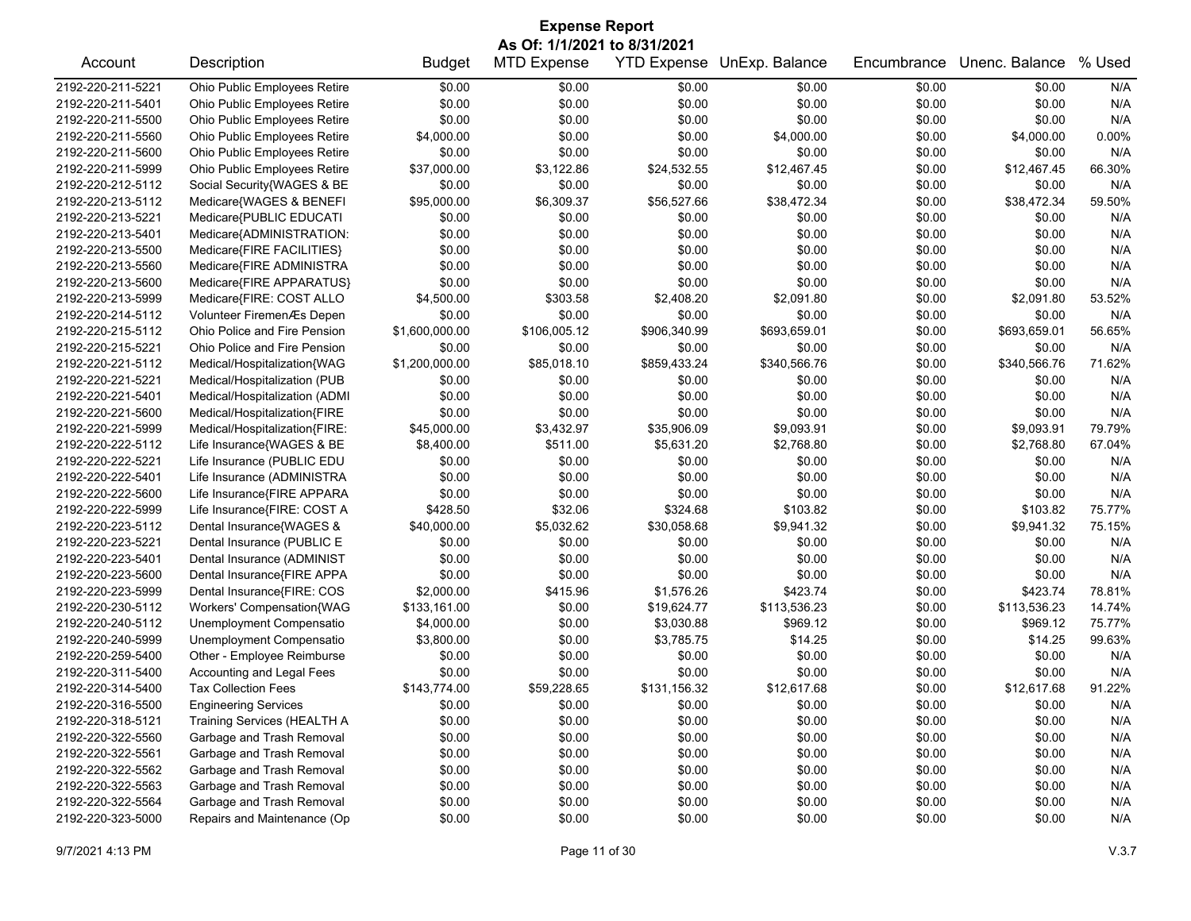# Expense Report

**As Of: 1/1/2021 to 8/31/2021**

| Account | Description | Budget | MTD Expense | YTD Expense | UnExp. Balance | Encumbrance | Unenc. Balance | % Used |
|---|---|---|---|---|---|---|---|---|
| 2192-220-211-5221 | Ohio Public Employees Retire | $0.00 | $0.00 | $0.00 | $0.00 | $0.00 | $0.00 | N/A |
| 2192-220-211-5401 | Ohio Public Employees Retire | $0.00 | $0.00 | $0.00 | $0.00 | $0.00 | $0.00 | N/A |
| 2192-220-211-5500 | Ohio Public Employees Retire | $0.00 | $0.00 | $0.00 | $0.00 | $0.00 | $0.00 | N/A |
| 2192-220-211-5560 | Ohio Public Employees Retire | $4,000.00 | $0.00 | $0.00 | $4,000.00 | $0.00 | $4,000.00 | 0.00% |
| 2192-220-211-5600 | Ohio Public Employees Retire | $0.00 | $0.00 | $0.00 | $0.00 | $0.00 | $0.00 | N/A |
| 2192-220-211-5999 | Ohio Public Employees Retire | $37,000.00 | $3,122.86 | $24,532.55 | $12,467.45 | $0.00 | $12,467.45 | 66.30% |
| 2192-220-212-5112 | Social Security{WAGES & BE | $0.00 | $0.00 | $0.00 | $0.00 | $0.00 | $0.00 | N/A |
| 2192-220-213-5112 | Medicare{WAGES & BENEFI | $95,000.00 | $6,309.37 | $56,527.66 | $38,472.34 | $0.00 | $38,472.34 | 59.50% |
| 2192-220-213-5221 | Medicare{PUBLIC EDUCATI | $0.00 | $0.00 | $0.00 | $0.00 | $0.00 | $0.00 | N/A |
| 2192-220-213-5401 | Medicare{ADMINISTRATION: | $0.00 | $0.00 | $0.00 | $0.00 | $0.00 | $0.00 | N/A |
| 2192-220-213-5500 | Medicare{FIRE FACILITIES} | $0.00 | $0.00 | $0.00 | $0.00 | $0.00 | $0.00 | N/A |
| 2192-220-213-5560 | Medicare{FIRE ADMINISTRA | $0.00 | $0.00 | $0.00 | $0.00 | $0.00 | $0.00 | N/A |
| 2192-220-213-5600 | Medicare{FIRE APPARATUS} | $0.00 | $0.00 | $0.00 | $0.00 | $0.00 | $0.00 | N/A |
| 2192-220-213-5999 | Medicare{FIRE: COST ALLO | $4,500.00 | $303.58 | $2,408.20 | $2,091.80 | $0.00 | $2,091.80 | 53.52% |
| 2192-220-214-5112 | Volunteer FiremenÆs Depen | $0.00 | $0.00 | $0.00 | $0.00 | $0.00 | $0.00 | N/A |
| 2192-220-215-5112 | Ohio Police and Fire Pension | $1,600,000.00 | $106,005.12 | $906,340.99 | $693,659.01 | $0.00 | $693,659.01 | 56.65% |
| 2192-220-215-5221 | Ohio Police and Fire Pension | $0.00 | $0.00 | $0.00 | $0.00 | $0.00 | $0.00 | N/A |
| 2192-220-221-5112 | Medical/Hospitalization{WAG | $1,200,000.00 | $85,018.10 | $859,433.24 | $340,566.76 | $0.00 | $340,566.76 | 71.62% |
| 2192-220-221-5221 | Medical/Hospitalization (PUB | $0.00 | $0.00 | $0.00 | $0.00 | $0.00 | $0.00 | N/A |
| 2192-220-221-5401 | Medical/Hospitalization (ADMI | $0.00 | $0.00 | $0.00 | $0.00 | $0.00 | $0.00 | N/A |
| 2192-220-221-5600 | Medical/Hospitalization{FIRE | $0.00 | $0.00 | $0.00 | $0.00 | $0.00 | $0.00 | N/A |
| 2192-220-221-5999 | Medical/Hospitalization{FIRE: | $45,000.00 | $3,432.97 | $35,906.09 | $9,093.91 | $0.00 | $9,093.91 | 79.79% |
| 2192-220-222-5112 | Life Insurance{WAGES & BE | $8,400.00 | $511.00 | $5,631.20 | $2,768.80 | $0.00 | $2,768.80 | 67.04% |
| 2192-220-222-5221 | Life Insurance (PUBLIC EDU | $0.00 | $0.00 | $0.00 | $0.00 | $0.00 | $0.00 | N/A |
| 2192-220-222-5401 | Life Insurance (ADMINISTRA | $0.00 | $0.00 | $0.00 | $0.00 | $0.00 | $0.00 | N/A |
| 2192-220-222-5600 | Life Insurance{FIRE APPARA | $0.00 | $0.00 | $0.00 | $0.00 | $0.00 | $0.00 | N/A |
| 2192-220-222-5999 | Life Insurance{FIRE: COST A | $428.50 | $32.06 | $324.68 | $103.82 | $0.00 | $103.82 | 75.77% |
| 2192-220-223-5112 | Dental Insurance{WAGES & | $40,000.00 | $5,032.62 | $30,058.68 | $9,941.32 | $0.00 | $9,941.32 | 75.15% |
| 2192-220-223-5221 | Dental Insurance (PUBLIC E | $0.00 | $0.00 | $0.00 | $0.00 | $0.00 | $0.00 | N/A |
| 2192-220-223-5401 | Dental Insurance (ADMINIST | $0.00 | $0.00 | $0.00 | $0.00 | $0.00 | $0.00 | N/A |
| 2192-220-223-5600 | Dental Insurance{FIRE APPA | $0.00 | $0.00 | $0.00 | $0.00 | $0.00 | $0.00 | N/A |
| 2192-220-223-5999 | Dental Insurance{FIRE: COS | $2,000.00 | $415.96 | $1,576.26 | $423.74 | $0.00 | $423.74 | 78.81% |
| 2192-220-230-5112 | Workers' Compensation{WAG | $133,161.00 | $0.00 | $19,624.77 | $113,536.23 | $0.00 | $113,536.23 | 14.74% |
| 2192-220-240-5112 | Unemployment Compensatio | $4,000.00 | $0.00 | $3,030.88 | $969.12 | $0.00 | $969.12 | 75.77% |
| 2192-220-240-5999 | Unemployment Compensatio | $3,800.00 | $0.00 | $3,785.75 | $14.25 | $0.00 | $14.25 | 99.63% |
| 2192-220-259-5400 | Other - Employee Reimburse | $0.00 | $0.00 | $0.00 | $0.00 | $0.00 | $0.00 | N/A |
| 2192-220-311-5400 | Accounting and Legal Fees | $0.00 | $0.00 | $0.00 | $0.00 | $0.00 | $0.00 | N/A |
| 2192-220-314-5400 | Tax Collection Fees | $143,774.00 | $59,228.65 | $131,156.32 | $12,617.68 | $0.00 | $12,617.68 | 91.22% |
| 2192-220-316-5500 | Engineering Services | $0.00 | $0.00 | $0.00 | $0.00 | $0.00 | $0.00 | N/A |
| 2192-220-318-5121 | Training Services (HEALTH A | $0.00 | $0.00 | $0.00 | $0.00 | $0.00 | $0.00 | N/A |
| 2192-220-322-5560 | Garbage and Trash Removal | $0.00 | $0.00 | $0.00 | $0.00 | $0.00 | $0.00 | N/A |
| 2192-220-322-5561 | Garbage and Trash Removal | $0.00 | $0.00 | $0.00 | $0.00 | $0.00 | $0.00 | N/A |
| 2192-220-322-5562 | Garbage and Trash Removal | $0.00 | $0.00 | $0.00 | $0.00 | $0.00 | $0.00 | N/A |
| 2192-220-322-5563 | Garbage and Trash Removal | $0.00 | $0.00 | $0.00 | $0.00 | $0.00 | $0.00 | N/A |
| 2192-220-322-5564 | Garbage and Trash Removal | $0.00 | $0.00 | $0.00 | $0.00 | $0.00 | $0.00 | N/A |
| 2192-220-323-5000 | Repairs and Maintenance (Op | $0.00 | $0.00 | $0.00 | $0.00 | $0.00 | $0.00 | N/A |

9/7/2021 4:13 PM V.3.7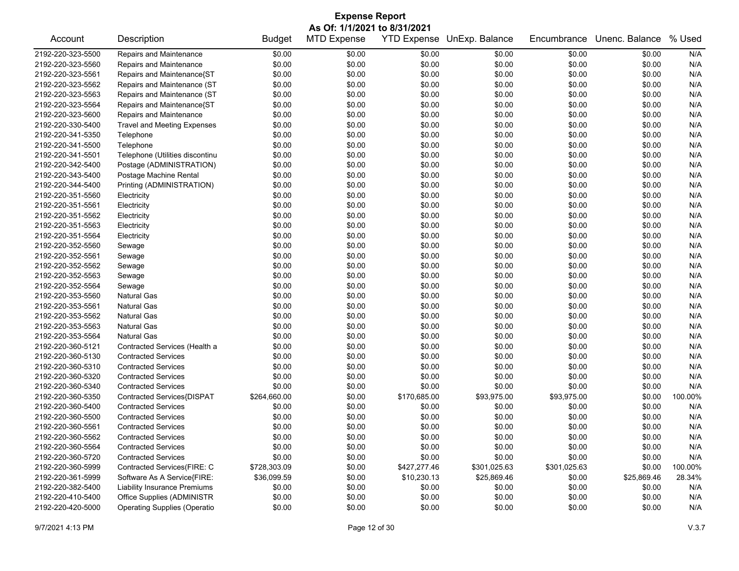# Expense Report

**As Of: 1/1/2021 to 8/31/2021**

| Account | Description | Budget | MTD Expense | YTD Expense | UnExp. Balance | Encumbrance | Unenc. Balance | % Used |
|---|---|---|---|---|---|---|---|---|
| 2192-220-323-5500 | Repairs and Maintenance | $0.00 | $0.00 | $0.00 | $0.00 | $0.00 | $0.00 | N/A |
| 2192-220-323-5560 | Repairs and Maintenance | $0.00 | $0.00 | $0.00 | $0.00 | $0.00 | $0.00 | N/A |
| 2192-220-323-5561 | Repairs and Maintenance{ST | $0.00 | $0.00 | $0.00 | $0.00 | $0.00 | $0.00 | N/A |
| 2192-220-323-5562 | Repairs and Maintenance (ST | $0.00 | $0.00 | $0.00 | $0.00 | $0.00 | $0.00 | N/A |
| 2192-220-323-5563 | Repairs and Maintenance (ST | $0.00 | $0.00 | $0.00 | $0.00 | $0.00 | $0.00 | N/A |
| 2192-220-323-5564 | Repairs and Maintenance{ST | $0.00 | $0.00 | $0.00 | $0.00 | $0.00 | $0.00 | N/A |
| 2192-220-323-5600 | Repairs and Maintenance | $0.00 | $0.00 | $0.00 | $0.00 | $0.00 | $0.00 | N/A |
| 2192-220-330-5400 | Travel and Meeting Expenses | $0.00 | $0.00 | $0.00 | $0.00 | $0.00 | $0.00 | N/A |
| 2192-220-341-5350 | Telephone | $0.00 | $0.00 | $0.00 | $0.00 | $0.00 | $0.00 | N/A |
| 2192-220-341-5500 | Telephone | $0.00 | $0.00 | $0.00 | $0.00 | $0.00 | $0.00 | N/A |
| 2192-220-341-5501 | Telephone (Utilities discontinu | $0.00 | $0.00 | $0.00 | $0.00 | $0.00 | $0.00 | N/A |
| 2192-220-342-5400 | Postage (ADMINISTRATION) | $0.00 | $0.00 | $0.00 | $0.00 | $0.00 | $0.00 | N/A |
| 2192-220-343-5400 | Postage Machine Rental | $0.00 | $0.00 | $0.00 | $0.00 | $0.00 | $0.00 | N/A |
| 2192-220-344-5400 | Printing (ADMINISTRATION) | $0.00 | $0.00 | $0.00 | $0.00 | $0.00 | $0.00 | N/A |
| 2192-220-351-5560 | Electricity | $0.00 | $0.00 | $0.00 | $0.00 | $0.00 | $0.00 | N/A |
| 2192-220-351-5561 | Electricity | $0.00 | $0.00 | $0.00 | $0.00 | $0.00 | $0.00 | N/A |
| 2192-220-351-5562 | Electricity | $0.00 | $0.00 | $0.00 | $0.00 | $0.00 | $0.00 | N/A |
| 2192-220-351-5563 | Electricity | $0.00 | $0.00 | $0.00 | $0.00 | $0.00 | $0.00 | N/A |
| 2192-220-351-5564 | Electricity | $0.00 | $0.00 | $0.00 | $0.00 | $0.00 | $0.00 | N/A |
| 2192-220-352-5560 | Sewage | $0.00 | $0.00 | $0.00 | $0.00 | $0.00 | $0.00 | N/A |
| 2192-220-352-5561 | Sewage | $0.00 | $0.00 | $0.00 | $0.00 | $0.00 | $0.00 | N/A |
| 2192-220-352-5562 | Sewage | $0.00 | $0.00 | $0.00 | $0.00 | $0.00 | $0.00 | N/A |
| 2192-220-352-5563 | Sewage | $0.00 | $0.00 | $0.00 | $0.00 | $0.00 | $0.00 | N/A |
| 2192-220-352-5564 | Sewage | $0.00 | $0.00 | $0.00 | $0.00 | $0.00 | $0.00 | N/A |
| 2192-220-353-5560 | Natural Gas | $0.00 | $0.00 | $0.00 | $0.00 | $0.00 | $0.00 | N/A |
| 2192-220-353-5561 | Natural Gas | $0.00 | $0.00 | $0.00 | $0.00 | $0.00 | $0.00 | N/A |
| 2192-220-353-5562 | Natural Gas | $0.00 | $0.00 | $0.00 | $0.00 | $0.00 | $0.00 | N/A |
| 2192-220-353-5563 | Natural Gas | $0.00 | $0.00 | $0.00 | $0.00 | $0.00 | $0.00 | N/A |
| 2192-220-353-5564 | Natural Gas | $0.00 | $0.00 | $0.00 | $0.00 | $0.00 | $0.00 | N/A |
| 2192-220-360-5121 | Contracted Services (Health a | $0.00 | $0.00 | $0.00 | $0.00 | $0.00 | $0.00 | N/A |
| 2192-220-360-5130 | Contracted Services | $0.00 | $0.00 | $0.00 | $0.00 | $0.00 | $0.00 | N/A |
| 2192-220-360-5310 | Contracted Services | $0.00 | $0.00 | $0.00 | $0.00 | $0.00 | $0.00 | N/A |
| 2192-220-360-5320 | Contracted Services | $0.00 | $0.00 | $0.00 | $0.00 | $0.00 | $0.00 | N/A |
| 2192-220-360-5340 | Contracted Services | $0.00 | $0.00 | $0.00 | $0.00 | $0.00 | $0.00 | N/A |
| 2192-220-360-5350 | Contracted Services{DISPAT | $264,660.00 | $0.00 | $170,685.00 | $93,975.00 | $93,975.00 | $0.00 | 100.00% |
| 2192-220-360-5400 | Contracted Services | $0.00 | $0.00 | $0.00 | $0.00 | $0.00 | $0.00 | N/A |
| 2192-220-360-5500 | Contracted Services | $0.00 | $0.00 | $0.00 | $0.00 | $0.00 | $0.00 | N/A |
| 2192-220-360-5561 | Contracted Services | $0.00 | $0.00 | $0.00 | $0.00 | $0.00 | $0.00 | N/A |
| 2192-220-360-5562 | Contracted Services | $0.00 | $0.00 | $0.00 | $0.00 | $0.00 | $0.00 | N/A |
| 2192-220-360-5564 | Contracted Services | $0.00 | $0.00 | $0.00 | $0.00 | $0.00 | $0.00 | N/A |
| 2192-220-360-5720 | Contracted Services | $0.00 | $0.00 | $0.00 | $0.00 | $0.00 | $0.00 | N/A |
| 2192-220-360-5999 | Contracted Services(FIRE: C | $728,303.09 | $0.00 | $427,277.46 | $301,025.63 | $301,025.63 | $0.00 | 100.00% |
| 2192-220-361-5999 | Software As A Service{FIRE: | $36,099.59 | $0.00 | $10,230.13 | $25,869.46 | $0.00 | $25,869.46 | 28.34% |
| 2192-220-382-5400 | Liability Insurance Premiums | $0.00 | $0.00 | $0.00 | $0.00 | $0.00 | $0.00 | N/A |
| 2192-220-410-5400 | Office Supplies (ADMINISTR | $0.00 | $0.00 | $0.00 | $0.00 | $0.00 | $0.00 | N/A |
| 2192-220-420-5000 | Operating Supplies (Operatio | $0.00 | $0.00 | $0.00 | $0.00 | $0.00 | $0.00 | N/A |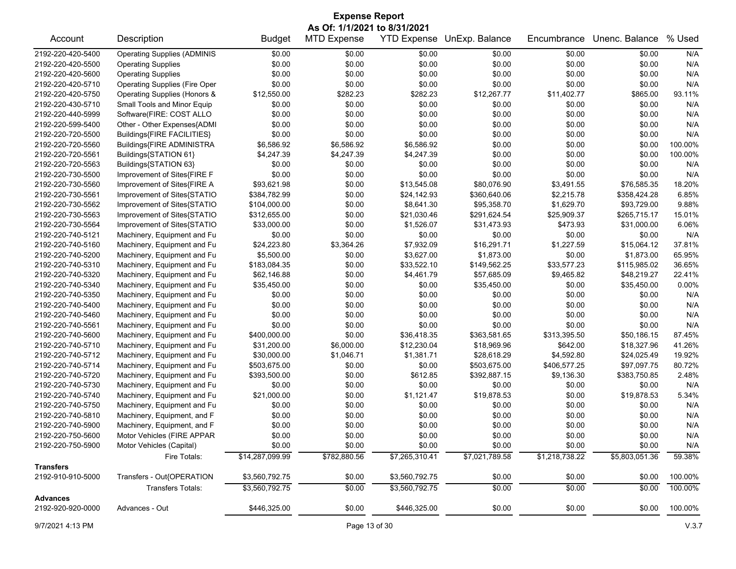# Expense Report

**As Of: 1/1/2021 to 8/31/2021**

| Account | Description | Budget | MTD Expense | YTD Expense | UnExp. Balance | Encumbrance | Unenc. Balance | % Used |
|---|---|---|---|---|---|---|---|---|
| 2192-220-420-5400 | Operating Supplies (ADMINIS | $0.00 | $0.00 | $0.00 | $0.00 | $0.00 | $0.00 | N/A |
| 2192-220-420-5500 | Operating Supplies | $0.00 | $0.00 | $0.00 | $0.00 | $0.00 | $0.00 | N/A |
| 2192-220-420-5600 | Operating Supplies | $0.00 | $0.00 | $0.00 | $0.00 | $0.00 | $0.00 | N/A |
| 2192-220-420-5710 | Operating Supplies (Fire Oper | $0.00 | $0.00 | $0.00 | $0.00 | $0.00 | $0.00 | N/A |
| 2192-220-420-5750 | Operating Supplies (Honors & | $12,550.00 | $282.23 | $282.23 | $12,267.77 | $11,402.77 | $865.00 | 93.11% |
| 2192-220-430-5710 | Small Tools and Minor Equip | $0.00 | $0.00 | $0.00 | $0.00 | $0.00 | $0.00 | N/A |
| 2192-220-440-5999 | Software(FIRE: COST ALLO | $0.00 | $0.00 | $0.00 | $0.00 | $0.00 | $0.00 | N/A |
| 2192-220-599-5400 | Other - Other Expenses{ADMI | $0.00 | $0.00 | $0.00 | $0.00 | $0.00 | $0.00 | N/A |
| 2192-220-720-5500 | Buildings{FIRE FACILITIES} | $0.00 | $0.00 | $0.00 | $0.00 | $0.00 | $0.00 | N/A |
| 2192-220-720-5560 | Buildings{FIRE ADMINISTRA | $6,586.92 | $6,586.92 | $6,586.92 | $0.00 | $0.00 | $0.00 | 100.00% |
| 2192-220-720-5561 | Buildings{STATION 61} | $4,247.39 | $4,247.39 | $4,247.39 | $0.00 | $0.00 | $0.00 | 100.00% |
| 2192-220-720-5563 | Buildings{STATION 63} | $0.00 | $0.00 | $0.00 | $0.00 | $0.00 | $0.00 | N/A |
| 2192-220-730-5500 | Improvement of Sites{FIRE F | $0.00 | $0.00 | $0.00 | $0.00 | $0.00 | $0.00 | N/A |
| 2192-220-730-5560 | Improvement of Sites{FIRE A | $93,621.98 | $0.00 | $13,545.08 | $80,076.90 | $3,491.55 | $76,585.35 | 18.20% |
| 2192-220-730-5561 | Improvement of Sites{STATIO | $384,782.99 | $0.00 | $24,142.93 | $360,640.06 | $2,215.78 | $358,424.28 | 6.85% |
| 2192-220-730-5562 | Improvement of Sites{STATIO | $104,000.00 | $0.00 | $8,641.30 | $95,358.70 | $1,629.70 | $93,729.00 | 9.88% |
| 2192-220-730-5563 | Improvement of Sites{STATIO | $312,655.00 | $0.00 | $21,030.46 | $291,624.54 | $25,909.37 | $265,715.17 | 15.01% |
| 2192-220-730-5564 | Improvement of Sites{STATIO | $33,000.00 | $0.00 | $1,526.07 | $31,473.93 | $473.93 | $31,000.00 | 6.06% |
| 2192-220-740-5121 | Machinery, Equipment and Fu | $0.00 | $0.00 | $0.00 | $0.00 | $0.00 | $0.00 | N/A |
| 2192-220-740-5160 | Machinery, Equipment and Fu | $24,223.80 | $3,364.26 | $7,932.09 | $16,291.71 | $1,227.59 | $15,064.12 | 37.81% |
| 2192-220-740-5200 | Machinery, Equipment and Fu | $5,500.00 | $0.00 | $3,627.00 | $1,873.00 | $0.00 | $1,873.00 | 65.95% |
| 2192-220-740-5310 | Machinery, Equipment and Fu | $183,084.35 | $0.00 | $33,522.10 | $149,562.25 | $33,577.23 | $115,985.02 | 36.65% |
| 2192-220-740-5320 | Machinery, Equipment and Fu | $62,146.88 | $0.00 | $4,461.79 | $57,685.09 | $9,465.82 | $48,219.27 | 22.41% |
| 2192-220-740-5340 | Machinery, Equipment and Fu | $35,450.00 | $0.00 | $0.00 | $35,450.00 | $0.00 | $35,450.00 | 0.00% |
| 2192-220-740-5350 | Machinery, Equipment and Fu | $0.00 | $0.00 | $0.00 | $0.00 | $0.00 | $0.00 | N/A |
| 2192-220-740-5400 | Machinery, Equipment and Fu | $0.00 | $0.00 | $0.00 | $0.00 | $0.00 | $0.00 | N/A |
| 2192-220-740-5460 | Machinery, Equipment and Fu | $0.00 | $0.00 | $0.00 | $0.00 | $0.00 | $0.00 | N/A |
| 2192-220-740-5561 | Machinery, Equipment and Fu | $0.00 | $0.00 | $0.00 | $0.00 | $0.00 | $0.00 | N/A |
| 2192-220-740-5600 | Machinery, Equipment and Fu | $400,000.00 | $0.00 | $36,418.35 | $363,581.65 | $313,395.50 | $50,186.15 | 87.45% |
| 2192-220-740-5710 | Machinery, Equipment and Fu | $31,200.00 | $6,000.00 | $12,230.04 | $18,969.96 | $642.00 | $18,327.96 | 41.26% |
| 2192-220-740-5712 | Machinery, Equipment and Fu | $30,000.00 | $1,046.71 | $1,381.71 | $28,618.29 | $4,592.80 | $24,025.49 | 19.92% |
| 2192-220-740-5714 | Machinery, Equipment and Fu | $503,675.00 | $0.00 | $0.00 | $503,675.00 | $406,577.25 | $97,097.75 | 80.72% |
| 2192-220-740-5720 | Machinery, Equipment and Fu | $393,500.00 | $0.00 | $612.85 | $392,887.15 | $9,136.30 | $383,750.85 | 2.48% |
| 2192-220-740-5730 | Machinery, Equipment and Fu | $0.00 | $0.00 | $0.00 | $0.00 | $0.00 | $0.00 | N/A |
| 2192-220-740-5740 | Machinery, Equipment and Fu | $21,000.00 | $0.00 | $1,121.47 | $19,878.53 | $0.00 | $19,878.53 | 5.34% |
| 2192-220-740-5750 | Machinery, Equipment and Fu | $0.00 | $0.00 | $0.00 | $0.00 | $0.00 | $0.00 | N/A |
| 2192-220-740-5810 | Machinery, Equipment, and F | $0.00 | $0.00 | $0.00 | $0.00 | $0.00 | $0.00 | N/A |
| 2192-220-740-5900 | Machinery, Equipment, and F | $0.00 | $0.00 | $0.00 | $0.00 | $0.00 | $0.00 | N/A |
| 2192-220-750-5600 | Motor Vehicles (FIRE APPAR | $0.00 | $0.00 | $0.00 | $0.00 | $0.00 | $0.00 | N/A |
| 2192-220-750-5900 | Motor Vehicles (Capital) | $0.00 | $0.00 | $0.00 | $0.00 | $0.00 | $0.00 | N/A |
| | Fire Totals: | $14,287,099.99 | $782,880.56 | $7,265,310.41 | $7,021,789.58 | $1,218,738.22 | $5,803,051.36 | 59.38% |
| **Transfers** | | | | | | | | |
| 2192-910-910-5000 | Transfers - Out{OPERATION | $3,560,792.75 | $0.00 | $3,560,792.75 | $0.00 | $0.00 | $0.00 | 100.00% |
| | Transfers Totals: | $3,560,792.75 | $0.00 | $3,560,792.75 | $0.00 | $0.00 | $0.00 | 100.00% |
| **Advances** | | | | | | | | |
| 2192-920-920-0000 | Advances - Out | $446,325.00 | $0.00 | $446,325.00 | $0.00 | $0.00 | $0.00 | 100.00% |

9/7/2021 4:13 PM — V.3.7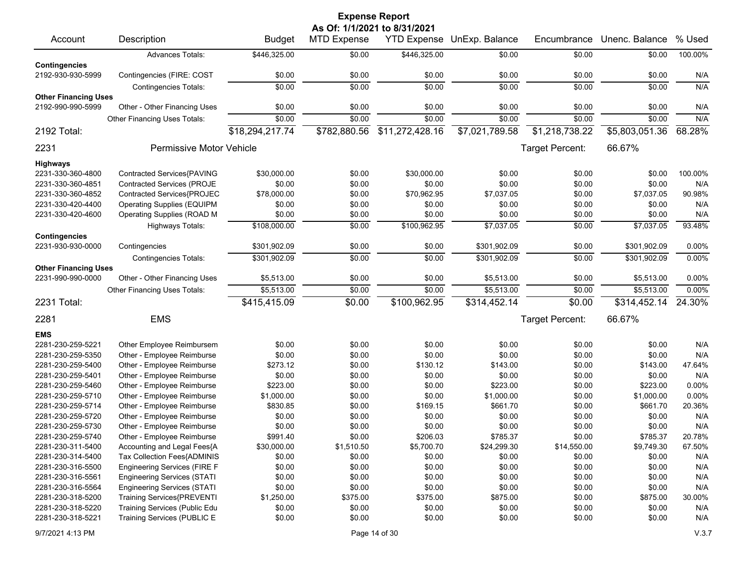# Expense Report

**As Of: 1/1/2021 to 8/31/2021**

| Account | Description | Budget | MTD Expense | YTD Expense | UnExp. Balance | Encumbrance | Unenc. Balance | % Used |
|---|---|---|---|---|---|---|---|---|
| | Advances Totals: | $446,325.00 | $0.00 | $446,325.00 | $0.00 | $0.00 | $0.00 | 100.00% |
| **Contingencies** | | | | | | | | |
| 2192-930-930-5999 | Contingencies (FIRE: COST | $0.00 | $0.00 | $0.00 | $0.00 | $0.00 | $0.00 | N/A |
| | Contingencies Totals: | $0.00 | $0.00 | $0.00 | $0.00 | $0.00 | $0.00 | N/A |
| **Other Financing Uses** | | | | | | | | |
| 2192-990-990-5999 | Other - Other Financing Uses | $0.00 | $0.00 | $0.00 | $0.00 | $0.00 | $0.00 | N/A |
| | Other Financing Uses Totals: | $0.00 | $0.00 | $0.00 | $0.00 | $0.00 | $0.00 | N/A |
| **2192 Total:** | | $18,294,217.74 | $782,880.56 | $11,272,428.16 | $7,021,789.58 | $1,218,738.22 | $5,803,051.36 | 68.28% |
| **2231** | **Permissive Motor Vehicle** | | | | | Target Percent: | 66.67% | |
| **Highways** | | | | | | | | |
| 2231-330-360-4800 | Contracted Services{PAVING | $30,000.00 | $0.00 | $30,000.00 | $0.00 | $0.00 | $0.00 | 100.00% |
| 2231-330-360-4851 | Contracted Services (PROJE | $0.00 | $0.00 | $0.00 | $0.00 | $0.00 | $0.00 | N/A |
| 2231-330-360-4852 | Contracted Services{PROJEC | $78,000.00 | $0.00 | $70,962.95 | $7,037.05 | $0.00 | $7,037.05 | 90.98% |
| 2231-330-420-4400 | Operating Supplies (EQUIPM | $0.00 | $0.00 | $0.00 | $0.00 | $0.00 | $0.00 | N/A |
| 2231-330-420-4600 | Operating Supplies (ROAD M | $0.00 | $0.00 | $0.00 | $0.00 | $0.00 | $0.00 | N/A |
| | Highways Totals: | $108,000.00 | $0.00 | $100,962.95 | $7,037.05 | $0.00 | $7,037.05 | 93.48% |
| **Contingencies** | | | | | | | | |
| 2231-930-930-0000 | Contingencies | $301,902.09 | $0.00 | $0.00 | $301,902.09 | $0.00 | $301,902.09 | 0.00% |
| | Contingencies Totals: | $301,902.09 | $0.00 | $0.00 | $301,902.09 | $0.00 | $301,902.09 | 0.00% |
| **Other Financing Uses** | | | | | | | | |
| 2231-990-990-0000 | Other - Other Financing Uses | $5,513.00 | $0.00 | $0.00 | $5,513.00 | $0.00 | $5,513.00 | 0.00% |
| | Other Financing Uses Totals: | $5,513.00 | $0.00 | $0.00 | $5,513.00 | $0.00 | $5,513.00 | 0.00% |
| **2231 Total:** | | $415,415.09 | $0.00 | $100,962.95 | $314,452.14 | $0.00 | $314,452.14 | 24.30% |
| **2281** | **EMS** | | | | | Target Percent: | 66.67% | |
| **EMS** | | | | | | | | |
| 2281-230-259-5221 | Other Employee Reimbursem | $0.00 | $0.00 | $0.00 | $0.00 | $0.00 | $0.00 | N/A |
| 2281-230-259-5350 | Other - Employee Reimburse | $0.00 | $0.00 | $0.00 | $0.00 | $0.00 | $0.00 | N/A |
| 2281-230-259-5400 | Other - Employee Reimburse | $273.12 | $0.00 | $130.12 | $143.00 | $0.00 | $143.00 | 47.64% |
| 2281-230-259-5401 | Other - Employee Reimburse | $0.00 | $0.00 | $0.00 | $0.00 | $0.00 | $0.00 | N/A |
| 2281-230-259-5460 | Other - Employee Reimburse | $223.00 | $0.00 | $0.00 | $223.00 | $0.00 | $223.00 | 0.00% |
| 2281-230-259-5710 | Other - Employee Reimburse | $1,000.00 | $0.00 | $0.00 | $1,000.00 | $0.00 | $1,000.00 | 0.00% |
| 2281-230-259-5714 | Other - Employee Reimburse | $830.85 | $0.00 | $169.15 | $661.70 | $0.00 | $661.70 | 20.36% |
| 2281-230-259-5720 | Other - Employee Reimburse | $0.00 | $0.00 | $0.00 | $0.00 | $0.00 | $0.00 | N/A |
| 2281-230-259-5730 | Other - Employee Reimburse | $0.00 | $0.00 | $0.00 | $0.00 | $0.00 | $0.00 | N/A |
| 2281-230-259-5740 | Other - Employee Reimburse | $991.40 | $0.00 | $206.03 | $785.37 | $0.00 | $785.37 | 20.78% |
| 2281-230-311-5400 | Accounting and Legal Fees{A | $30,000.00 | $1,510.50 | $5,700.70 | $24,299.30 | $14,550.00 | $9,749.30 | 67.50% |
| 2281-230-314-5400 | Tax Collection Fees{ADMINIS | $0.00 | $0.00 | $0.00 | $0.00 | $0.00 | $0.00 | N/A |
| 2281-230-316-5500 | Engineering Services (FIRE F | $0.00 | $0.00 | $0.00 | $0.00 | $0.00 | $0.00 | N/A |
| 2281-230-316-5561 | Engineering Services (STATI | $0.00 | $0.00 | $0.00 | $0.00 | $0.00 | $0.00 | N/A |
| 2281-230-316-5564 | Engineering Services (STATI | $0.00 | $0.00 | $0.00 | $0.00 | $0.00 | $0.00 | N/A |
| 2281-230-318-5200 | Training Services{PREVENTI | $1,250.00 | $375.00 | $375.00 | $875.00 | $0.00 | $875.00 | 30.00% |
| 2281-230-318-5220 | Training Services (Public Edu | $0.00 | $0.00 | $0.00 | $0.00 | $0.00 | $0.00 | N/A |
| 2281-230-318-5221 | Training Services (PUBLIC E | $0.00 | $0.00 | $0.00 | $0.00 | $0.00 | $0.00 | N/A |

9/7/2021 4:13 PM V.3.7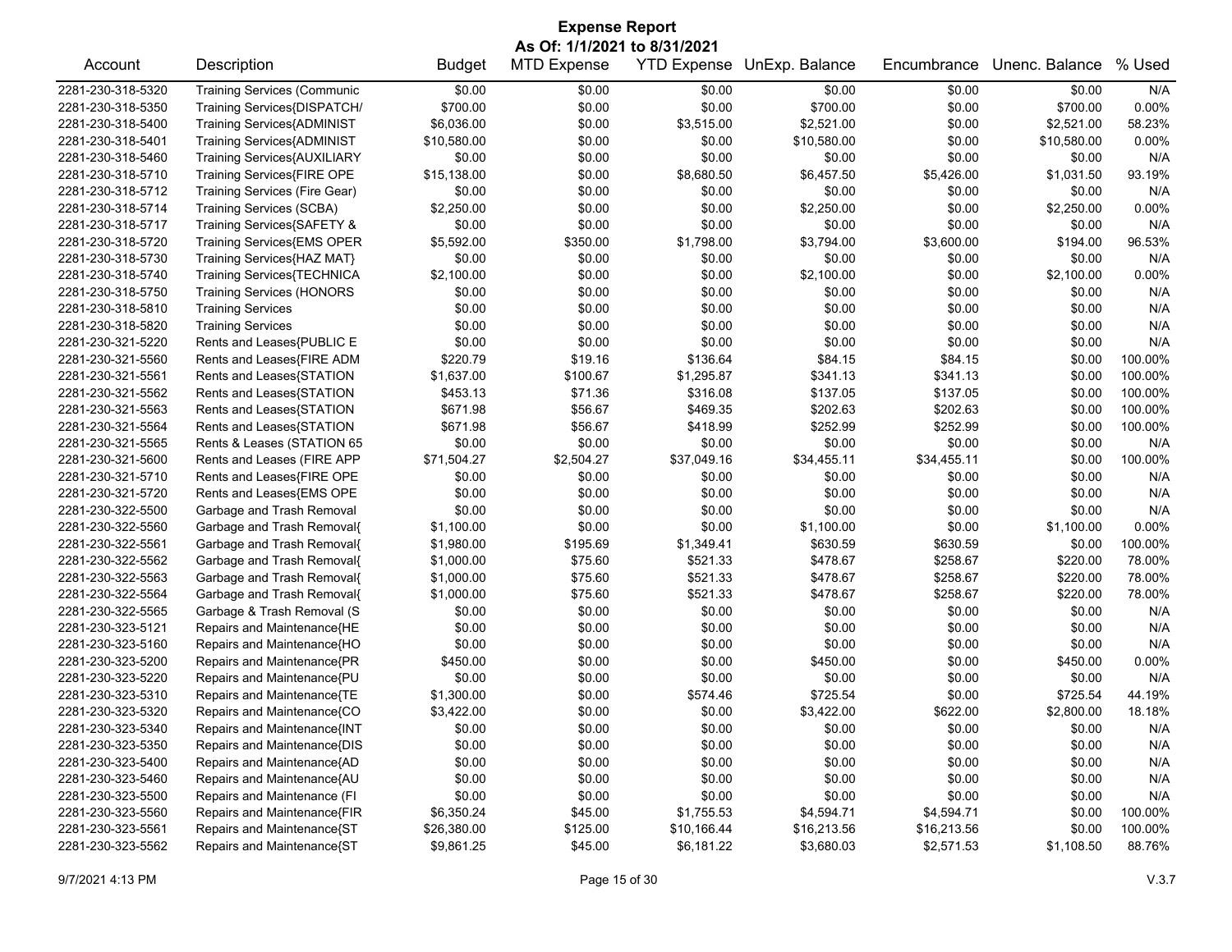# Expense Report

**As Of: 1/1/2021 to 8/31/2021**

| Account | Description | Budget | MTD Expense | YTD Expense | UnExp. Balance | Encumbrance | Unenc. Balance | % Used |
|---|---|---|---|---|---|---|---|---|
| 2281-230-318-5320 | Training Services (Communic | $0.00 | $0.00 | $0.00 | $0.00 | $0.00 | $0.00 | N/A |
| 2281-230-318-5350 | Training Services{DISPATCH/ | $700.00 | $0.00 | $0.00 | $700.00 | $0.00 | $700.00 | 0.00% |
| 2281-230-318-5400 | Training Services{ADMINIST | $6,036.00 | $0.00 | $3,515.00 | $2,521.00 | $0.00 | $2,521.00 | 58.23% |
| 2281-230-318-5401 | Training Services{ADMINIST | $10,580.00 | $0.00 | $0.00 | $10,580.00 | $0.00 | $10,580.00 | 0.00% |
| 2281-230-318-5460 | Training Services{AUXILIARY | $0.00 | $0.00 | $0.00 | $0.00 | $0.00 | $0.00 | N/A |
| 2281-230-318-5710 | Training Services{FIRE OPE | $15,138.00 | $0.00 | $8,680.50 | $6,457.50 | $5,426.00 | $1,031.50 | 93.19% |
| 2281-230-318-5712 | Training Services (Fire Gear) | $0.00 | $0.00 | $0.00 | $0.00 | $0.00 | $0.00 | N/A |
| 2281-230-318-5714 | Training Services (SCBA) | $2,250.00 | $0.00 | $0.00 | $2,250.00 | $0.00 | $2,250.00 | 0.00% |
| 2281-230-318-5717 | Training Services{SAFETY & | $0.00 | $0.00 | $0.00 | $0.00 | $0.00 | $0.00 | N/A |
| 2281-230-318-5720 | Training Services{EMS OPER | $5,592.00 | $350.00 | $1,798.00 | $3,794.00 | $3,600.00 | $194.00 | 96.53% |
| 2281-230-318-5730 | Training Services{HAZ MAT} | $0.00 | $0.00 | $0.00 | $0.00 | $0.00 | $0.00 | N/A |
| 2281-230-318-5740 | Training Services{TECHNICA | $2,100.00 | $0.00 | $0.00 | $2,100.00 | $0.00 | $2,100.00 | 0.00% |
| 2281-230-318-5750 | Training Services (HONORS | $0.00 | $0.00 | $0.00 | $0.00 | $0.00 | $0.00 | N/A |
| 2281-230-318-5810 | Training Services | $0.00 | $0.00 | $0.00 | $0.00 | $0.00 | $0.00 | N/A |
| 2281-230-318-5820 | Training Services | $0.00 | $0.00 | $0.00 | $0.00 | $0.00 | $0.00 | N/A |
| 2281-230-321-5220 | Rents and Leases{PUBLIC E | $0.00 | $0.00 | $0.00 | $0.00 | $0.00 | $0.00 | N/A |
| 2281-230-321-5560 | Rents and Leases{FIRE ADM | $220.79 | $19.16 | $136.64 | $84.15 | $84.15 | $0.00 | 100.00% |
| 2281-230-321-5561 | Rents and Leases{STATION | $1,637.00 | $100.67 | $1,295.87 | $341.13 | $341.13 | $0.00 | 100.00% |
| 2281-230-321-5562 | Rents and Leases{STATION | $453.13 | $71.36 | $316.08 | $137.05 | $137.05 | $0.00 | 100.00% |
| 2281-230-321-5563 | Rents and Leases{STATION | $671.98 | $56.67 | $469.35 | $202.63 | $202.63 | $0.00 | 100.00% |
| 2281-230-321-5564 | Rents and Leases{STATION | $671.98 | $56.67 | $418.99 | $252.99 | $252.99 | $0.00 | 100.00% |
| 2281-230-321-5565 | Rents & Leases (STATION 65 | $0.00 | $0.00 | $0.00 | $0.00 | $0.00 | $0.00 | N/A |
| 2281-230-321-5600 | Rents and Leases (FIRE APP | $71,504.27 | $2,504.27 | $37,049.16 | $34,455.11 | $34,455.11 | $0.00 | 100.00% |
| 2281-230-321-5710 | Rents and Leases{FIRE OPE | $0.00 | $0.00 | $0.00 | $0.00 | $0.00 | $0.00 | N/A |
| 2281-230-321-5720 | Rents and Leases{EMS OPE | $0.00 | $0.00 | $0.00 | $0.00 | $0.00 | $0.00 | N/A |
| 2281-230-322-5500 | Garbage and Trash Removal | $0.00 | $0.00 | $0.00 | $0.00 | $0.00 | $0.00 | N/A |
| 2281-230-322-5560 | Garbage and Trash Removal{ | $1,100.00 | $0.00 | $0.00 | $1,100.00 | $0.00 | $1,100.00 | 0.00% |
| 2281-230-322-5561 | Garbage and Trash Removal{ | $1,980.00 | $195.69 | $1,349.41 | $630.59 | $630.59 | $0.00 | 100.00% |
| 2281-230-322-5562 | Garbage and Trash Removal{ | $1,000.00 | $75.60 | $521.33 | $478.67 | $258.67 | $220.00 | 78.00% |
| 2281-230-322-5563 | Garbage and Trash Removal{ | $1,000.00 | $75.60 | $521.33 | $478.67 | $258.67 | $220.00 | 78.00% |
| 2281-230-322-5564 | Garbage and Trash Removal{ | $1,000.00 | $75.60 | $521.33 | $478.67 | $258.67 | $220.00 | 78.00% |
| 2281-230-322-5565 | Garbage & Trash Removal (S | $0.00 | $0.00 | $0.00 | $0.00 | $0.00 | $0.00 | N/A |
| 2281-230-323-5121 | Repairs and Maintenance{HE | $0.00 | $0.00 | $0.00 | $0.00 | $0.00 | $0.00 | N/A |
| 2281-230-323-5160 | Repairs and Maintenance{HO | $0.00 | $0.00 | $0.00 | $0.00 | $0.00 | $0.00 | N/A |
| 2281-230-323-5200 | Repairs and Maintenance{PR | $450.00 | $0.00 | $0.00 | $450.00 | $0.00 | $450.00 | 0.00% |
| 2281-230-323-5220 | Repairs and Maintenance{PU | $0.00 | $0.00 | $0.00 | $0.00 | $0.00 | $0.00 | N/A |
| 2281-230-323-5310 | Repairs and Maintenance{TE | $1,300.00 | $0.00 | $574.46 | $725.54 | $0.00 | $725.54 | 44.19% |
| 2281-230-323-5320 | Repairs and Maintenance{CO | $3,422.00 | $0.00 | $0.00 | $3,422.00 | $622.00 | $2,800.00 | 18.18% |
| 2281-230-323-5340 | Repairs and Maintenance{INT | $0.00 | $0.00 | $0.00 | $0.00 | $0.00 | $0.00 | N/A |
| 2281-230-323-5350 | Repairs and Maintenance{DIS | $0.00 | $0.00 | $0.00 | $0.00 | $0.00 | $0.00 | N/A |
| 2281-230-323-5400 | Repairs and Maintenance{AD | $0.00 | $0.00 | $0.00 | $0.00 | $0.00 | $0.00 | N/A |
| 2281-230-323-5460 | Repairs and Maintenance{AU | $0.00 | $0.00 | $0.00 | $0.00 | $0.00 | $0.00 | N/A |
| 2281-230-323-5500 | Repairs and Maintenance (FI | $0.00 | $0.00 | $0.00 | $0.00 | $0.00 | $0.00 | N/A |
| 2281-230-323-5560 | Repairs and Maintenance{FIR | $6,350.24 | $45.00 | $1,755.53 | $4,594.71 | $4,594.71 | $0.00 | 100.00% |
| 2281-230-323-5561 | Repairs and Maintenance{ST | $26,380.00 | $125.00 | $10,166.44 | $16,213.56 | $16,213.56 | $0.00 | 100.00% |
| 2281-230-323-5562 | Repairs and Maintenance{ST | $9,861.25 | $45.00 | $6,181.22 | $3,680.03 | $2,571.53 | $1,108.50 | 88.76% |

9/7/2021 4:13 PM V.3.7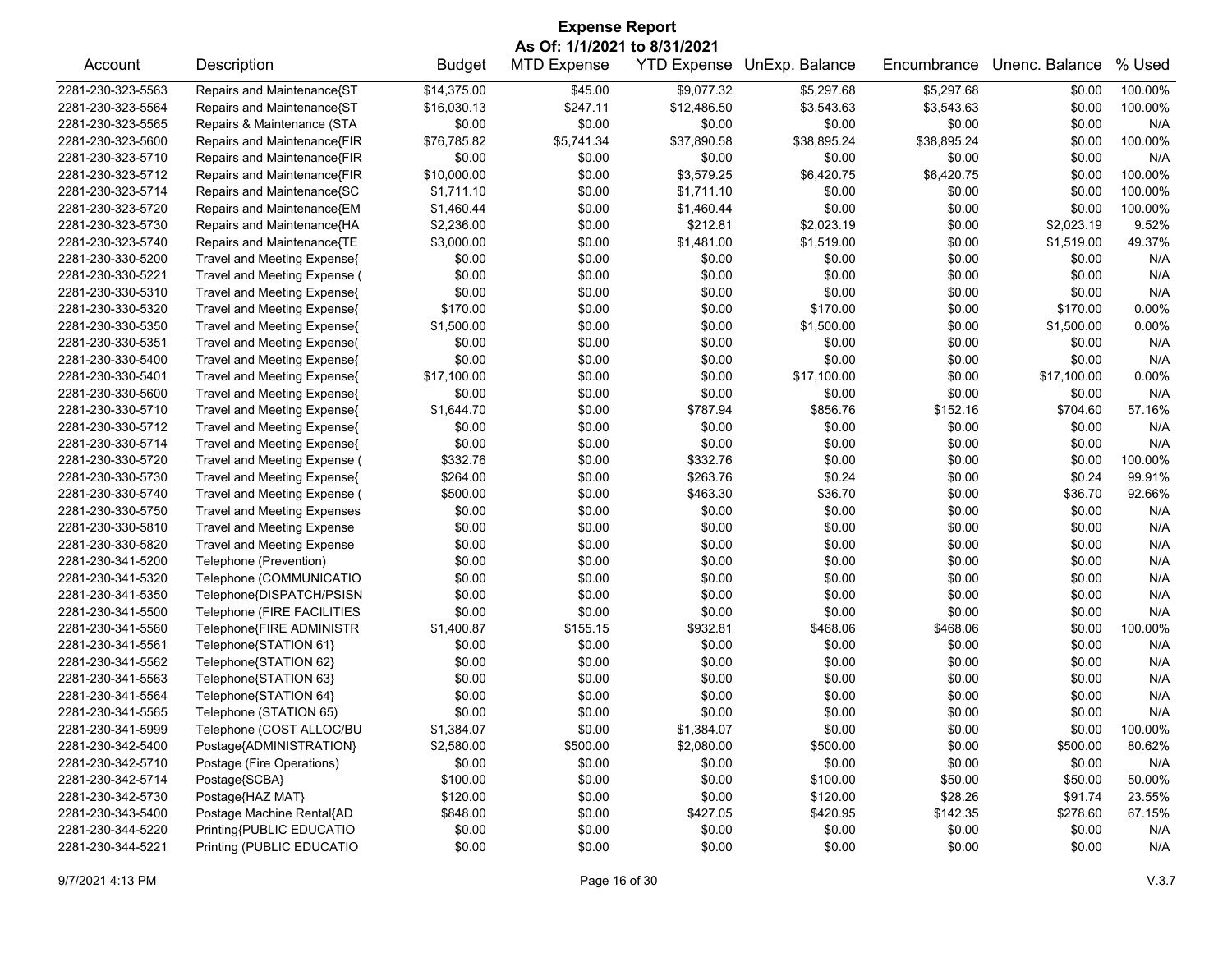# Expense Report

**As Of: 1/1/2021 to 8/31/2021**

| Account | Description | Budget | MTD Expense | YTD Expense | UnExp. Balance | Encumbrance | Unenc. Balance | % Used |
|---|---|---|---|---|---|---|---|---|
| 2281-230-323-5563 | Repairs and Maintenance{ST | $14,375.00 | $45.00 | $9,077.32 | $5,297.68 | $5,297.68 | $0.00 | 100.00% |
| 2281-230-323-5564 | Repairs and Maintenance{ST | $16,030.13 | $247.11 | $12,486.50 | $3,543.63 | $3,543.63 | $0.00 | 100.00% |
| 2281-230-323-5565 | Repairs & Maintenance (STA | $0.00 | $0.00 | $0.00 | $0.00 | $0.00 | $0.00 | N/A |
| 2281-230-323-5600 | Repairs and Maintenance{FIR | $76,785.82 | $5,741.34 | $37,890.58 | $38,895.24 | $38,895.24 | $0.00 | 100.00% |
| 2281-230-323-5710 | Repairs and Maintenance{FIR | $0.00 | $0.00 | $0.00 | $0.00 | $0.00 | $0.00 | N/A |
| 2281-230-323-5712 | Repairs and Maintenance{FIR | $10,000.00 | $0.00 | $3,579.25 | $6,420.75 | $6,420.75 | $0.00 | 100.00% |
| 2281-230-323-5714 | Repairs and Maintenance{SC | $1,711.10 | $0.00 | $1,711.10 | $0.00 | $0.00 | $0.00 | 100.00% |
| 2281-230-323-5720 | Repairs and Maintenance{EM | $1,460.44 | $0.00 | $1,460.44 | $0.00 | $0.00 | $0.00 | 100.00% |
| 2281-230-323-5730 | Repairs and Maintenance{HA | $2,236.00 | $0.00 | $212.81 | $2,023.19 | $0.00 | $2,023.19 | 9.52% |
| 2281-230-323-5740 | Repairs and Maintenance{TE | $3,000.00 | $0.00 | $1,481.00 | $1,519.00 | $0.00 | $1,519.00 | 49.37% |
| 2281-230-330-5200 | Travel and Meeting Expense{ | $0.00 | $0.00 | $0.00 | $0.00 | $0.00 | $0.00 | N/A |
| 2281-230-330-5221 | Travel and Meeting Expense ( | $0.00 | $0.00 | $0.00 | $0.00 | $0.00 | $0.00 | N/A |
| 2281-230-330-5310 | Travel and Meeting Expense{ | $0.00 | $0.00 | $0.00 | $0.00 | $0.00 | $0.00 | N/A |
| 2281-230-330-5320 | Travel and Meeting Expense{ | $170.00 | $0.00 | $0.00 | $170.00 | $0.00 | $170.00 | 0.00% |
| 2281-230-330-5350 | Travel and Meeting Expense{ | $1,500.00 | $0.00 | $0.00 | $1,500.00 | $0.00 | $1,500.00 | 0.00% |
| 2281-230-330-5351 | Travel and Meeting Expense( | $0.00 | $0.00 | $0.00 | $0.00 | $0.00 | $0.00 | N/A |
| 2281-230-330-5400 | Travel and Meeting Expense{ | $0.00 | $0.00 | $0.00 | $0.00 | $0.00 | $0.00 | N/A |
| 2281-230-330-5401 | Travel and Meeting Expense{ | $17,100.00 | $0.00 | $0.00 | $17,100.00 | $0.00 | $17,100.00 | 0.00% |
| 2281-230-330-5600 | Travel and Meeting Expense{ | $0.00 | $0.00 | $0.00 | $0.00 | $0.00 | $0.00 | N/A |
| 2281-230-330-5710 | Travel and Meeting Expense{ | $1,644.70 | $0.00 | $787.94 | $856.76 | $152.16 | $704.60 | 57.16% |
| 2281-230-330-5712 | Travel and Meeting Expense{ | $0.00 | $0.00 | $0.00 | $0.00 | $0.00 | $0.00 | N/A |
| 2281-230-330-5714 | Travel and Meeting Expense{ | $0.00 | $0.00 | $0.00 | $0.00 | $0.00 | $0.00 | N/A |
| 2281-230-330-5720 | Travel and Meeting Expense ( | $332.76 | $0.00 | $332.76 | $0.00 | $0.00 | $0.00 | 100.00% |
| 2281-230-330-5730 | Travel and Meeting Expense{ | $264.00 | $0.00 | $263.76 | $0.24 | $0.00 | $0.24 | 99.91% |
| 2281-230-330-5740 | Travel and Meeting Expense ( | $500.00 | $0.00 | $463.30 | $36.70 | $0.00 | $36.70 | 92.66% |
| 2281-230-330-5750 | Travel and Meeting Expenses | $0.00 | $0.00 | $0.00 | $0.00 | $0.00 | $0.00 | N/A |
| 2281-230-330-5810 | Travel and Meeting Expense | $0.00 | $0.00 | $0.00 | $0.00 | $0.00 | $0.00 | N/A |
| 2281-230-330-5820 | Travel and Meeting Expense | $0.00 | $0.00 | $0.00 | $0.00 | $0.00 | $0.00 | N/A |
| 2281-230-341-5200 | Telephone (Prevention) | $0.00 | $0.00 | $0.00 | $0.00 | $0.00 | $0.00 | N/A |
| 2281-230-341-5320 | Telephone (COMMUNICATIO | $0.00 | $0.00 | $0.00 | $0.00 | $0.00 | $0.00 | N/A |
| 2281-230-341-5350 | Telephone{DISPATCH/PSISN | $0.00 | $0.00 | $0.00 | $0.00 | $0.00 | $0.00 | N/A |
| 2281-230-341-5500 | Telephone (FIRE FACILITIES | $0.00 | $0.00 | $0.00 | $0.00 | $0.00 | $0.00 | N/A |
| 2281-230-341-5560 | Telephone{FIRE ADMINISTR | $1,400.87 | $155.15 | $932.81 | $468.06 | $468.06 | $0.00 | 100.00% |
| 2281-230-341-5561 | Telephone{STATION 61} | $0.00 | $0.00 | $0.00 | $0.00 | $0.00 | $0.00 | N/A |
| 2281-230-341-5562 | Telephone{STATION 62} | $0.00 | $0.00 | $0.00 | $0.00 | $0.00 | $0.00 | N/A |
| 2281-230-341-5563 | Telephone{STATION 63} | $0.00 | $0.00 | $0.00 | $0.00 | $0.00 | $0.00 | N/A |
| 2281-230-341-5564 | Telephone{STATION 64} | $0.00 | $0.00 | $0.00 | $0.00 | $0.00 | $0.00 | N/A |
| 2281-230-341-5565 | Telephone (STATION 65) | $0.00 | $0.00 | $0.00 | $0.00 | $0.00 | $0.00 | N/A |
| 2281-230-341-5999 | Telephone (COST ALLOC/BU | $1,384.07 | $0.00 | $1,384.07 | $0.00 | $0.00 | $0.00 | 100.00% |
| 2281-230-342-5400 | Postage{ADMINISTRATION} | $2,580.00 | $500.00 | $2,080.00 | $500.00 | $0.00 | $500.00 | 80.62% |
| 2281-230-342-5710 | Postage (Fire Operations) | $0.00 | $0.00 | $0.00 | $0.00 | $0.00 | $0.00 | N/A |
| 2281-230-342-5714 | Postage{SCBA} | $100.00 | $0.00 | $0.00 | $100.00 | $50.00 | $50.00 | 50.00% |
| 2281-230-342-5730 | Postage{HAZ MAT} | $120.00 | $0.00 | $0.00 | $120.00 | $28.26 | $91.74 | 23.55% |
| 2281-230-343-5400 | Postage Machine Rental{AD | $848.00 | $0.00 | $427.05 | $420.95 | $142.35 | $278.60 | 67.15% |
| 2281-230-344-5220 | Printing{PUBLIC EDUCATIO | $0.00 | $0.00 | $0.00 | $0.00 | $0.00 | $0.00 | N/A |
| 2281-230-344-5221 | Printing (PUBLIC EDUCATIO | $0.00 | $0.00 | $0.00 | $0.00 | $0.00 | $0.00 | N/A |

9/7/2021 4:13 PM V.3.7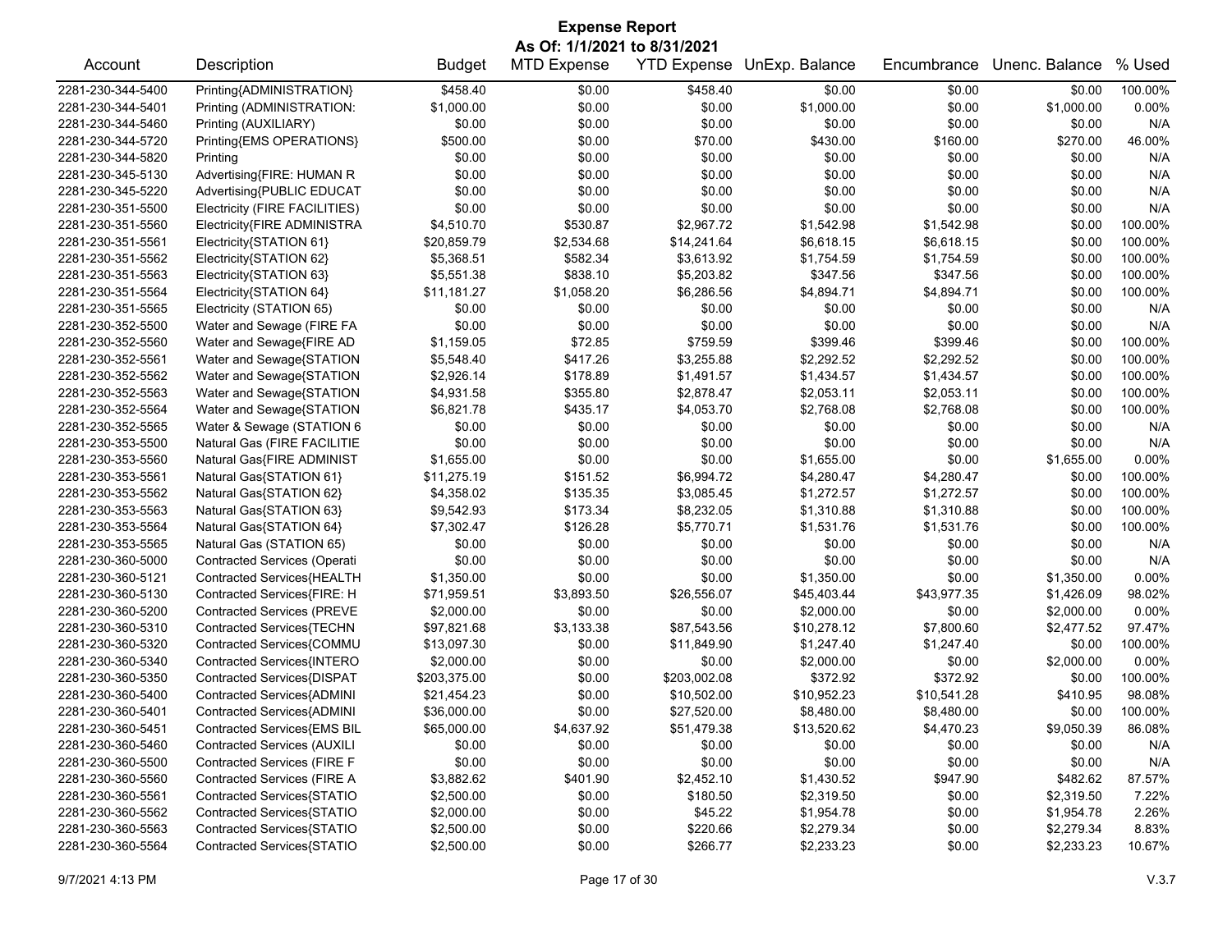# Expense Report

**As Of: 1/1/2021 to 8/31/2021**

| Account | Description | Budget | MTD Expense | YTD Expense | UnExp. Balance | Encumbrance | Unenc. Balance | % Used |
|---|---|---|---|---|---|---|---|---|
| 2281-230-344-5400 | Printing{ADMINISTRATION} | $458.40 | $0.00 | $458.40 | $0.00 | $0.00 | $0.00 | 100.00% |
| 2281-230-344-5401 | Printing (ADMINISTRATION: | $1,000.00 | $0.00 | $0.00 | $1,000.00 | $0.00 | $1,000.00 | 0.00% |
| 2281-230-344-5460 | Printing (AUXILIARY) | $0.00 | $0.00 | $0.00 | $0.00 | $0.00 | $0.00 | N/A |
| 2281-230-344-5720 | Printing{EMS OPERATIONS} | $500.00 | $0.00 | $70.00 | $430.00 | $160.00 | $270.00 | 46.00% |
| 2281-230-344-5820 | Printing | $0.00 | $0.00 | $0.00 | $0.00 | $0.00 | $0.00 | N/A |
| 2281-230-345-5130 | Advertising{FIRE: HUMAN R | $0.00 | $0.00 | $0.00 | $0.00 | $0.00 | $0.00 | N/A |
| 2281-230-345-5220 | Advertising{PUBLIC EDUCAT | $0.00 | $0.00 | $0.00 | $0.00 | $0.00 | $0.00 | N/A |
| 2281-230-351-5500 | Electricity (FIRE FACILITIES) | $0.00 | $0.00 | $0.00 | $0.00 | $0.00 | $0.00 | N/A |
| 2281-230-351-5560 | Electricity{FIRE ADMINISTRA | $4,510.70 | $530.87 | $2,967.72 | $1,542.98 | $1,542.98 | $0.00 | 100.00% |
| 2281-230-351-5561 | Electricity{STATION 61} | $20,859.79 | $2,534.68 | $14,241.64 | $6,618.15 | $6,618.15 | $0.00 | 100.00% |
| 2281-230-351-5562 | Electricity{STATION 62} | $5,368.51 | $582.34 | $3,613.92 | $1,754.59 | $1,754.59 | $0.00 | 100.00% |
| 2281-230-351-5563 | Electricity{STATION 63} | $5,551.38 | $838.10 | $5,203.82 | $347.56 | $347.56 | $0.00 | 100.00% |
| 2281-230-351-5564 | Electricity{STATION 64} | $11,181.27 | $1,058.20 | $6,286.56 | $4,894.71 | $4,894.71 | $0.00 | 100.00% |
| 2281-230-351-5565 | Electricity (STATION 65) | $0.00 | $0.00 | $0.00 | $0.00 | $0.00 | $0.00 | N/A |
| 2281-230-352-5500 | Water and Sewage (FIRE FA | $0.00 | $0.00 | $0.00 | $0.00 | $0.00 | $0.00 | N/A |
| 2281-230-352-5560 | Water and Sewage{FIRE AD | $1,159.05 | $72.85 | $759.59 | $399.46 | $399.46 | $0.00 | 100.00% |
| 2281-230-352-5561 | Water and Sewage{STATION | $5,548.40 | $417.26 | $3,255.88 | $2,292.52 | $2,292.52 | $0.00 | 100.00% |
| 2281-230-352-5562 | Water and Sewage{STATION | $2,926.14 | $178.89 | $1,491.57 | $1,434.57 | $1,434.57 | $0.00 | 100.00% |
| 2281-230-352-5563 | Water and Sewage{STATION | $4,931.58 | $355.80 | $2,878.47 | $2,053.11 | $2,053.11 | $0.00 | 100.00% |
| 2281-230-352-5564 | Water and Sewage{STATION | $6,821.78 | $435.17 | $4,053.70 | $2,768.08 | $2,768.08 | $0.00 | 100.00% |
| 2281-230-352-5565 | Water & Sewage (STATION 6 | $0.00 | $0.00 | $0.00 | $0.00 | $0.00 | $0.00 | N/A |
| 2281-230-353-5500 | Natural Gas (FIRE FACILITIE | $0.00 | $0.00 | $0.00 | $0.00 | $0.00 | $0.00 | N/A |
| 2281-230-353-5560 | Natural Gas{FIRE ADMINIST | $1,655.00 | $0.00 | $0.00 | $1,655.00 | $0.00 | $1,655.00 | 0.00% |
| 2281-230-353-5561 | Natural Gas{STATION 61} | $11,275.19 | $151.52 | $6,994.72 | $4,280.47 | $4,280.47 | $0.00 | 100.00% |
| 2281-230-353-5562 | Natural Gas{STATION 62} | $4,358.02 | $135.35 | $3,085.45 | $1,272.57 | $1,272.57 | $0.00 | 100.00% |
| 2281-230-353-5563 | Natural Gas{STATION 63} | $9,542.93 | $173.34 | $8,232.05 | $1,310.88 | $1,310.88 | $0.00 | 100.00% |
| 2281-230-353-5564 | Natural Gas{STATION 64} | $7,302.47 | $126.28 | $5,770.71 | $1,531.76 | $1,531.76 | $0.00 | 100.00% |
| 2281-230-353-5565 | Natural Gas (STATION 65) | $0.00 | $0.00 | $0.00 | $0.00 | $0.00 | $0.00 | N/A |
| 2281-230-360-5000 | Contracted Services (Operati | $0.00 | $0.00 | $0.00 | $0.00 | $0.00 | $0.00 | N/A |
| 2281-230-360-5121 | Contracted Services{HEALTH | $1,350.00 | $0.00 | $0.00 | $1,350.00 | $0.00 | $1,350.00 | 0.00% |
| 2281-230-360-5130 | Contracted Services{FIRE: H | $71,959.51 | $3,893.50 | $26,556.07 | $45,403.44 | $43,977.35 | $1,426.09 | 98.02% |
| 2281-230-360-5200 | Contracted Services (PREVE | $2,000.00 | $0.00 | $0.00 | $2,000.00 | $0.00 | $2,000.00 | 0.00% |
| 2281-230-360-5310 | Contracted Services{TECHN | $97,821.68 | $3,133.38 | $87,543.56 | $10,278.12 | $7,800.60 | $2,477.52 | 97.47% |
| 2281-230-360-5320 | Contracted Services{COMMU | $13,097.30 | $0.00 | $11,849.90 | $1,247.40 | $1,247.40 | $0.00 | 100.00% |
| 2281-230-360-5340 | Contracted Services{INTERO | $2,000.00 | $0.00 | $0.00 | $2,000.00 | $0.00 | $2,000.00 | 0.00% |
| 2281-230-360-5350 | Contracted Services{DISPAT | $203,375.00 | $0.00 | $203,002.08 | $372.92 | $372.92 | $0.00 | 100.00% |
| 2281-230-360-5400 | Contracted Services{ADMINI | $21,454.23 | $0.00 | $10,502.00 | $10,952.23 | $10,541.28 | $410.95 | 98.08% |
| 2281-230-360-5401 | Contracted Services{ADMINI | $36,000.00 | $0.00 | $27,520.00 | $8,480.00 | $8,480.00 | $0.00 | 100.00% |
| 2281-230-360-5451 | Contracted Services{EMS BIL | $65,000.00 | $4,637.92 | $51,479.38 | $13,520.62 | $4,470.23 | $9,050.39 | 86.08% |
| 2281-230-360-5460 | Contracted Services (AUXILI | $0.00 | $0.00 | $0.00 | $0.00 | $0.00 | $0.00 | N/A |
| 2281-230-360-5500 | Contracted Services (FIRE F | $0.00 | $0.00 | $0.00 | $0.00 | $0.00 | $0.00 | N/A |
| 2281-230-360-5560 | Contracted Services (FIRE A | $3,882.62 | $401.90 | $2,452.10 | $1,430.52 | $947.90 | $482.62 | 87.57% |
| 2281-230-360-5561 | Contracted Services{STATIO | $2,500.00 | $0.00 | $180.50 | $2,319.50 | $0.00 | $2,319.50 | 7.22% |
| 2281-230-360-5562 | Contracted Services{STATIO | $2,000.00 | $0.00 | $45.22 | $1,954.78 | $0.00 | $1,954.78 | 2.26% |
| 2281-230-360-5563 | Contracted Services{STATIO | $2,500.00 | $0.00 | $220.66 | $2,279.34 | $0.00 | $2,279.34 | 8.83% |
| 2281-230-360-5564 | Contracted Services{STATIO | $2,500.00 | $0.00 | $266.77 | $2,233.23 | $0.00 | $2,233.23 | 10.67% |

9/7/2021 4:13 PM V.3.7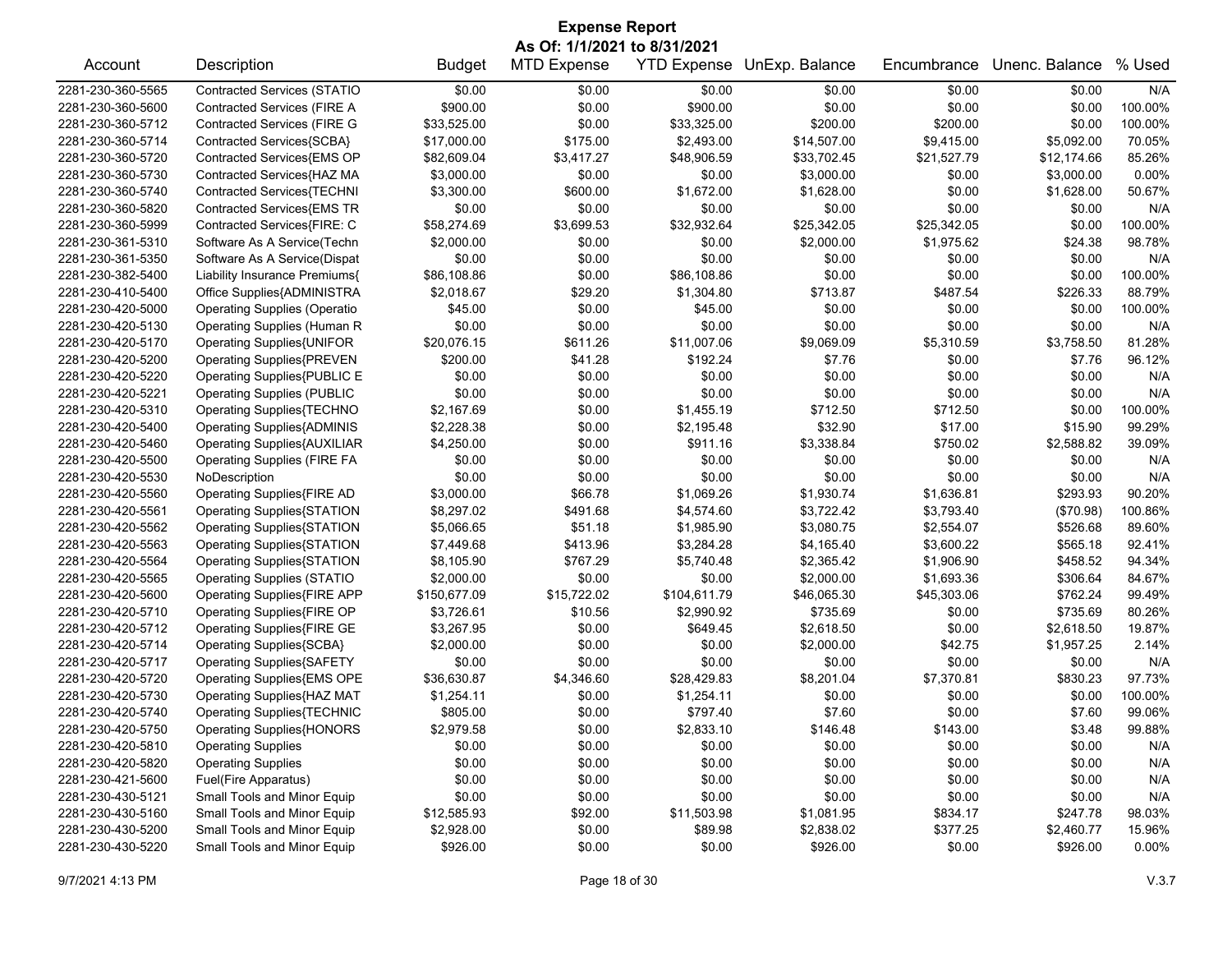# Expense Report

**As Of: 1/1/2021 to 8/31/2021**

| Account | Description | Budget | MTD Expense | YTD Expense | UnExp. Balance | Encumbrance | Unenc. Balance | % Used |
|---|---|---|---|---|---|---|---|---|
| 2281-230-360-5565 | Contracted Services (STATIO | $0.00 | $0.00 | $0.00 | $0.00 | $0.00 | $0.00 | N/A |
| 2281-230-360-5600 | Contracted Services (FIRE A | $900.00 | $0.00 | $900.00 | $0.00 | $0.00 | $0.00 | 100.00% |
| 2281-230-360-5712 | Contracted Services (FIRE G | $33,525.00 | $0.00 | $33,325.00 | $200.00 | $200.00 | $0.00 | 100.00% |
| 2281-230-360-5714 | Contracted Services{SCBA} | $17,000.00 | $175.00 | $2,493.00 | $14,507.00 | $9,415.00 | $5,092.00 | 70.05% |
| 2281-230-360-5720 | Contracted Services{EMS OP | $82,609.04 | $3,417.27 | $48,906.59 | $33,702.45 | $21,527.79 | $12,174.66 | 85.26% |
| 2281-230-360-5730 | Contracted Services{HAZ MA | $3,000.00 | $0.00 | $0.00 | $3,000.00 | $0.00 | $3,000.00 | 0.00% |
| 2281-230-360-5740 | Contracted Services{TECHNI | $3,300.00 | $600.00 | $1,672.00 | $1,628.00 | $0.00 | $1,628.00 | 50.67% |
| 2281-230-360-5820 | Contracted Services{EMS TR | $0.00 | $0.00 | $0.00 | $0.00 | $0.00 | $0.00 | N/A |
| 2281-230-360-5999 | Contracted Services{FIRE: C | $58,274.69 | $3,699.53 | $32,932.64 | $25,342.05 | $25,342.05 | $0.00 | 100.00% |
| 2281-230-361-5310 | Software As A Service(Techn | $2,000.00 | $0.00 | $0.00 | $2,000.00 | $1,975.62 | $24.38 | 98.78% |
| 2281-230-361-5350 | Software As A Service(Dispat | $0.00 | $0.00 | $0.00 | $0.00 | $0.00 | $0.00 | N/A |
| 2281-230-382-5400 | Liability Insurance Premiums{ | $86,108.86 | $0.00 | $86,108.86 | $0.00 | $0.00 | $0.00 | 100.00% |
| 2281-230-410-5400 | Office Supplies{ADMINISTRA | $2,018.67 | $29.20 | $1,304.80 | $713.87 | $487.54 | $226.33 | 88.79% |
| 2281-230-420-5000 | Operating Supplies (Operatio | $45.00 | $0.00 | $45.00 | $0.00 | $0.00 | $0.00 | 100.00% |
| 2281-230-420-5130 | Operating Supplies (Human R | $0.00 | $0.00 | $0.00 | $0.00 | $0.00 | $0.00 | N/A |
| 2281-230-420-5170 | Operating Supplies{UNIFOR | $20,076.15 | $611.26 | $11,007.06 | $9,069.09 | $5,310.59 | $3,758.50 | 81.28% |
| 2281-230-420-5200 | Operating Supplies{PREVEN | $200.00 | $41.28 | $192.24 | $7.76 | $0.00 | $7.76 | 96.12% |
| 2281-230-420-5220 | Operating Supplies{PUBLIC E | $0.00 | $0.00 | $0.00 | $0.00 | $0.00 | $0.00 | N/A |
| 2281-230-420-5221 | Operating Supplies (PUBLIC | $0.00 | $0.00 | $0.00 | $0.00 | $0.00 | $0.00 | N/A |
| 2281-230-420-5310 | Operating Supplies{TECHNO | $2,167.69 | $0.00 | $1,455.19 | $712.50 | $712.50 | $0.00 | 100.00% |
| 2281-230-420-5400 | Operating Supplies{ADMINIS | $2,228.38 | $0.00 | $2,195.48 | $32.90 | $17.00 | $15.90 | 99.29% |
| 2281-230-420-5460 | Operating Supplies{AUXILIAR | $4,250.00 | $0.00 | $911.16 | $3,338.84 | $750.02 | $2,588.82 | 39.09% |
| 2281-230-420-5500 | Operating Supplies (FIRE FA | $0.00 | $0.00 | $0.00 | $0.00 | $0.00 | $0.00 | N/A |
| 2281-230-420-5530 | NoDescription | $0.00 | $0.00 | $0.00 | $0.00 | $0.00 | $0.00 | N/A |
| 2281-230-420-5560 | Operating Supplies{FIRE AD | $3,000.00 | $66.78 | $1,069.26 | $1,930.74 | $1,636.81 | $293.93 | 90.20% |
| 2281-230-420-5561 | Operating Supplies{STATION | $8,297.02 | $491.68 | $4,574.60 | $3,722.42 | $3,793.40 | ($70.98) | 100.86% |
| 2281-230-420-5562 | Operating Supplies{STATION | $5,066.65 | $51.18 | $1,985.90 | $3,080.75 | $2,554.07 | $526.68 | 89.60% |
| 2281-230-420-5563 | Operating Supplies{STATION | $7,449.68 | $413.96 | $3,284.28 | $4,165.40 | $3,600.22 | $565.18 | 92.41% |
| 2281-230-420-5564 | Operating Supplies{STATION | $8,105.90 | $767.29 | $5,740.48 | $2,365.42 | $1,906.90 | $458.52 | 94.34% |
| 2281-230-420-5565 | Operating Supplies (STATIO | $2,000.00 | $0.00 | $0.00 | $2,000.00 | $1,693.36 | $306.64 | 84.67% |
| 2281-230-420-5600 | Operating Supplies{FIRE APP | $150,677.09 | $15,722.02 | $104,611.79 | $46,065.30 | $45,303.06 | $762.24 | 99.49% |
| 2281-230-420-5710 | Operating Supplies{FIRE OP | $3,726.61 | $10.56 | $2,990.92 | $735.69 | $0.00 | $735.69 | 80.26% |
| 2281-230-420-5712 | Operating Supplies{FIRE GE | $3,267.95 | $0.00 | $649.45 | $2,618.50 | $0.00 | $2,618.50 | 19.87% |
| 2281-230-420-5714 | Operating Supplies{SCBA} | $2,000.00 | $0.00 | $0.00 | $2,000.00 | $42.75 | $1,957.25 | 2.14% |
| 2281-230-420-5717 | Operating Supplies{SAFETY | $0.00 | $0.00 | $0.00 | $0.00 | $0.00 | $0.00 | N/A |
| 2281-230-420-5720 | Operating Supplies{EMS OPE | $36,630.87 | $4,346.60 | $28,429.83 | $8,201.04 | $7,370.81 | $830.23 | 97.73% |
| 2281-230-420-5730 | Operating Supplies{HAZ MAT | $1,254.11 | $0.00 | $1,254.11 | $0.00 | $0.00 | $0.00 | 100.00% |
| 2281-230-420-5740 | Operating Supplies{TECHNIC | $805.00 | $0.00 | $797.40 | $7.60 | $0.00 | $7.60 | 99.06% |
| 2281-230-420-5750 | Operating Supplies{HONORS | $2,979.58 | $0.00 | $2,833.10 | $146.48 | $143.00 | $3.48 | 99.88% |
| 2281-230-420-5810 | Operating Supplies | $0.00 | $0.00 | $0.00 | $0.00 | $0.00 | $0.00 | N/A |
| 2281-230-420-5820 | Operating Supplies | $0.00 | $0.00 | $0.00 | $0.00 | $0.00 | $0.00 | N/A |
| 2281-230-421-5600 | Fuel(Fire Apparatus) | $0.00 | $0.00 | $0.00 | $0.00 | $0.00 | $0.00 | N/A |
| 2281-230-430-5121 | Small Tools and Minor Equip | $0.00 | $0.00 | $0.00 | $0.00 | $0.00 | $0.00 | N/A |
| 2281-230-430-5160 | Small Tools and Minor Equip | $12,585.93 | $92.00 | $11,503.98 | $1,081.95 | $834.17 | $247.78 | 98.03% |
| 2281-230-430-5200 | Small Tools and Minor Equip | $2,928.00 | $0.00 | $89.98 | $2,838.02 | $377.25 | $2,460.77 | 15.96% |
| 2281-230-430-5220 | Small Tools and Minor Equip | $926.00 | $0.00 | $0.00 | $926.00 | $0.00 | $926.00 | 0.00% |

9/7/2021 4:13 PM V.3.7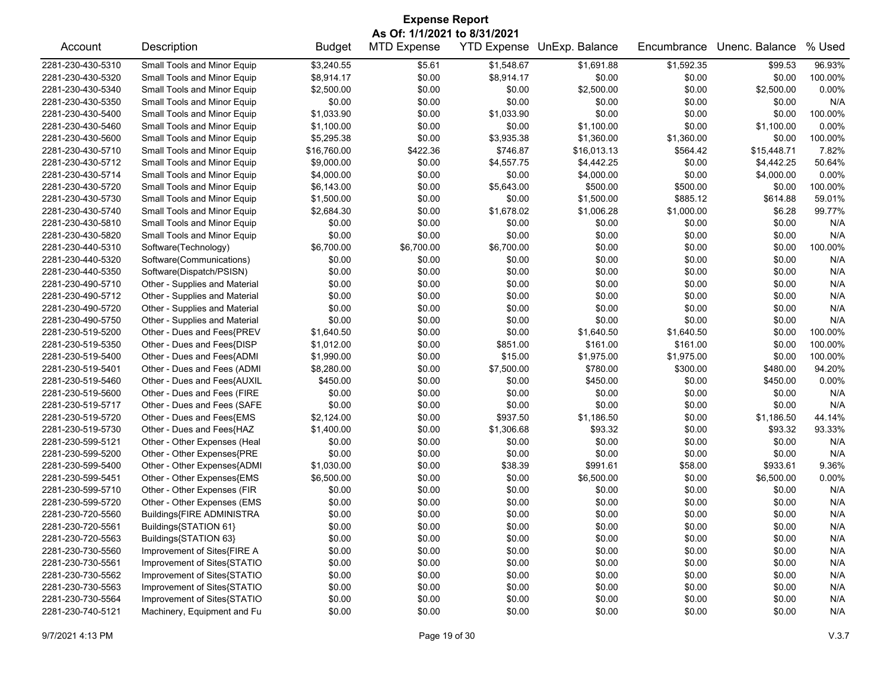# Expense Report

**As Of: 1/1/2021 to 8/31/2021**

| Account | Description | Budget | MTD Expense | YTD Expense | UnExp. Balance | Encumbrance | Unenc. Balance | % Used |
|---|---|---|---|---|---|---|---|---|
| 2281-230-430-5310 | Small Tools and Minor Equip | $3,240.55 | $5.61 | $1,548.67 | $1,691.88 | $1,592.35 | $99.53 | 96.93% |
| 2281-230-430-5320 | Small Tools and Minor Equip | $8,914.17 | $0.00 | $8,914.17 | $0.00 | $0.00 | $0.00 | 100.00% |
| 2281-230-430-5340 | Small Tools and Minor Equip | $2,500.00 | $0.00 | $0.00 | $2,500.00 | $0.00 | $2,500.00 | 0.00% |
| 2281-230-430-5350 | Small Tools and Minor Equip | $0.00 | $0.00 | $0.00 | $0.00 | $0.00 | $0.00 | N/A |
| 2281-230-430-5400 | Small Tools and Minor Equip | $1,033.90 | $0.00 | $1,033.90 | $0.00 | $0.00 | $0.00 | 100.00% |
| 2281-230-430-5460 | Small Tools and Minor Equip | $1,100.00 | $0.00 | $0.00 | $1,100.00 | $0.00 | $1,100.00 | 0.00% |
| 2281-230-430-5600 | Small Tools and Minor Equip | $5,295.38 | $0.00 | $3,935.38 | $1,360.00 | $1,360.00 | $0.00 | 100.00% |
| 2281-230-430-5710 | Small Tools and Minor Equip | $16,760.00 | $422.36 | $746.87 | $16,013.13 | $564.42 | $15,448.71 | 7.82% |
| 2281-230-430-5712 | Small Tools and Minor Equip | $9,000.00 | $0.00 | $4,557.75 | $4,442.25 | $0.00 | $4,442.25 | 50.64% |
| 2281-230-430-5714 | Small Tools and Minor Equip | $4,000.00 | $0.00 | $0.00 | $4,000.00 | $0.00 | $4,000.00 | 0.00% |
| 2281-230-430-5720 | Small Tools and Minor Equip | $6,143.00 | $0.00 | $5,643.00 | $500.00 | $500.00 | $0.00 | 100.00% |
| 2281-230-430-5730 | Small Tools and Minor Equip | $1,500.00 | $0.00 | $0.00 | $1,500.00 | $885.12 | $614.88 | 59.01% |
| 2281-230-430-5740 | Small Tools and Minor Equip | $2,684.30 | $0.00 | $1,678.02 | $1,006.28 | $1,000.00 | $6.28 | 99.77% |
| 2281-230-430-5810 | Small Tools and Minor Equip | $0.00 | $0.00 | $0.00 | $0.00 | $0.00 | $0.00 | N/A |
| 2281-230-430-5820 | Small Tools and Minor Equip | $0.00 | $0.00 | $0.00 | $0.00 | $0.00 | $0.00 | N/A |
| 2281-230-440-5310 | Software(Technology) | $6,700.00 | $6,700.00 | $6,700.00 | $0.00 | $0.00 | $0.00 | 100.00% |
| 2281-230-440-5320 | Software(Communications) | $0.00 | $0.00 | $0.00 | $0.00 | $0.00 | $0.00 | N/A |
| 2281-230-440-5350 | Software(Dispatch/PSISN) | $0.00 | $0.00 | $0.00 | $0.00 | $0.00 | $0.00 | N/A |
| 2281-230-490-5710 | Other - Supplies and Material | $0.00 | $0.00 | $0.00 | $0.00 | $0.00 | $0.00 | N/A |
| 2281-230-490-5712 | Other - Supplies and Material | $0.00 | $0.00 | $0.00 | $0.00 | $0.00 | $0.00 | N/A |
| 2281-230-490-5720 | Other - Supplies and Material | $0.00 | $0.00 | $0.00 | $0.00 | $0.00 | $0.00 | N/A |
| 2281-230-490-5750 | Other - Supplies and Material | $0.00 | $0.00 | $0.00 | $0.00 | $0.00 | $0.00 | N/A |
| 2281-230-519-5200 | Other - Dues and Fees{PREV | $1,640.50 | $0.00 | $0.00 | $1,640.50 | $1,640.50 | $0.00 | 100.00% |
| 2281-230-519-5350 | Other - Dues and Fees{DISP | $1,012.00 | $0.00 | $851.00 | $161.00 | $161.00 | $0.00 | 100.00% |
| 2281-230-519-5400 | Other - Dues and Fees{ADMI | $1,990.00 | $0.00 | $15.00 | $1,975.00 | $1,975.00 | $0.00 | 100.00% |
| 2281-230-519-5401 | Other - Dues and Fees (ADMI | $8,280.00 | $0.00 | $7,500.00 | $780.00 | $300.00 | $480.00 | 94.20% |
| 2281-230-519-5460 | Other - Dues and Fees{AUXIL | $450.00 | $0.00 | $0.00 | $450.00 | $0.00 | $450.00 | 0.00% |
| 2281-230-519-5600 | Other - Dues and Fees (FIRE | $0.00 | $0.00 | $0.00 | $0.00 | $0.00 | $0.00 | N/A |
| 2281-230-519-5717 | Other - Dues and Fees (SAFE | $0.00 | $0.00 | $0.00 | $0.00 | $0.00 | $0.00 | N/A |
| 2281-230-519-5720 | Other - Dues and Fees{EMS | $2,124.00 | $0.00 | $937.50 | $1,186.50 | $0.00 | $1,186.50 | 44.14% |
| 2281-230-519-5730 | Other - Dues and Fees{HAZ | $1,400.00 | $0.00 | $1,306.68 | $93.32 | $0.00 | $93.32 | 93.33% |
| 2281-230-599-5121 | Other - Other Expenses (Heal | $0.00 | $0.00 | $0.00 | $0.00 | $0.00 | $0.00 | N/A |
| 2281-230-599-5200 | Other - Other Expenses{PRE | $0.00 | $0.00 | $0.00 | $0.00 | $0.00 | $0.00 | N/A |
| 2281-230-599-5400 | Other - Other Expenses{ADMI | $1,030.00 | $0.00 | $38.39 | $991.61 | $58.00 | $933.61 | 9.36% |
| 2281-230-599-5451 | Other - Other Expenses{EMS | $6,500.00 | $0.00 | $0.00 | $6,500.00 | $0.00 | $6,500.00 | 0.00% |
| 2281-230-599-5710 | Other - Other Expenses (FIR | $0.00 | $0.00 | $0.00 | $0.00 | $0.00 | $0.00 | N/A |
| 2281-230-599-5720 | Other - Other Expenses (EMS | $0.00 | $0.00 | $0.00 | $0.00 | $0.00 | $0.00 | N/A |
| 2281-230-720-5560 | Buildings{FIRE ADMINISTRA | $0.00 | $0.00 | $0.00 | $0.00 | $0.00 | $0.00 | N/A |
| 2281-230-720-5561 | Buildings{STATION 61} | $0.00 | $0.00 | $0.00 | $0.00 | $0.00 | $0.00 | N/A |
| 2281-230-720-5563 | Buildings{STATION 63} | $0.00 | $0.00 | $0.00 | $0.00 | $0.00 | $0.00 | N/A |
| 2281-230-730-5560 | Improvement of Sites{FIRE A | $0.00 | $0.00 | $0.00 | $0.00 | $0.00 | $0.00 | N/A |
| 2281-230-730-5561 | Improvement of Sites{STATIO | $0.00 | $0.00 | $0.00 | $0.00 | $0.00 | $0.00 | N/A |
| 2281-230-730-5562 | Improvement of Sites{STATIO | $0.00 | $0.00 | $0.00 | $0.00 | $0.00 | $0.00 | N/A |
| 2281-230-730-5563 | Improvement of Sites{STATIO | $0.00 | $0.00 | $0.00 | $0.00 | $0.00 | $0.00 | N/A |
| 2281-230-730-5564 | Improvement of Sites{STATIO | $0.00 | $0.00 | $0.00 | $0.00 | $0.00 | $0.00 | N/A |
| 2281-230-740-5121 | Machinery, Equipment and Fu | $0.00 | $0.00 | $0.00 | $0.00 | $0.00 | $0.00 | N/A |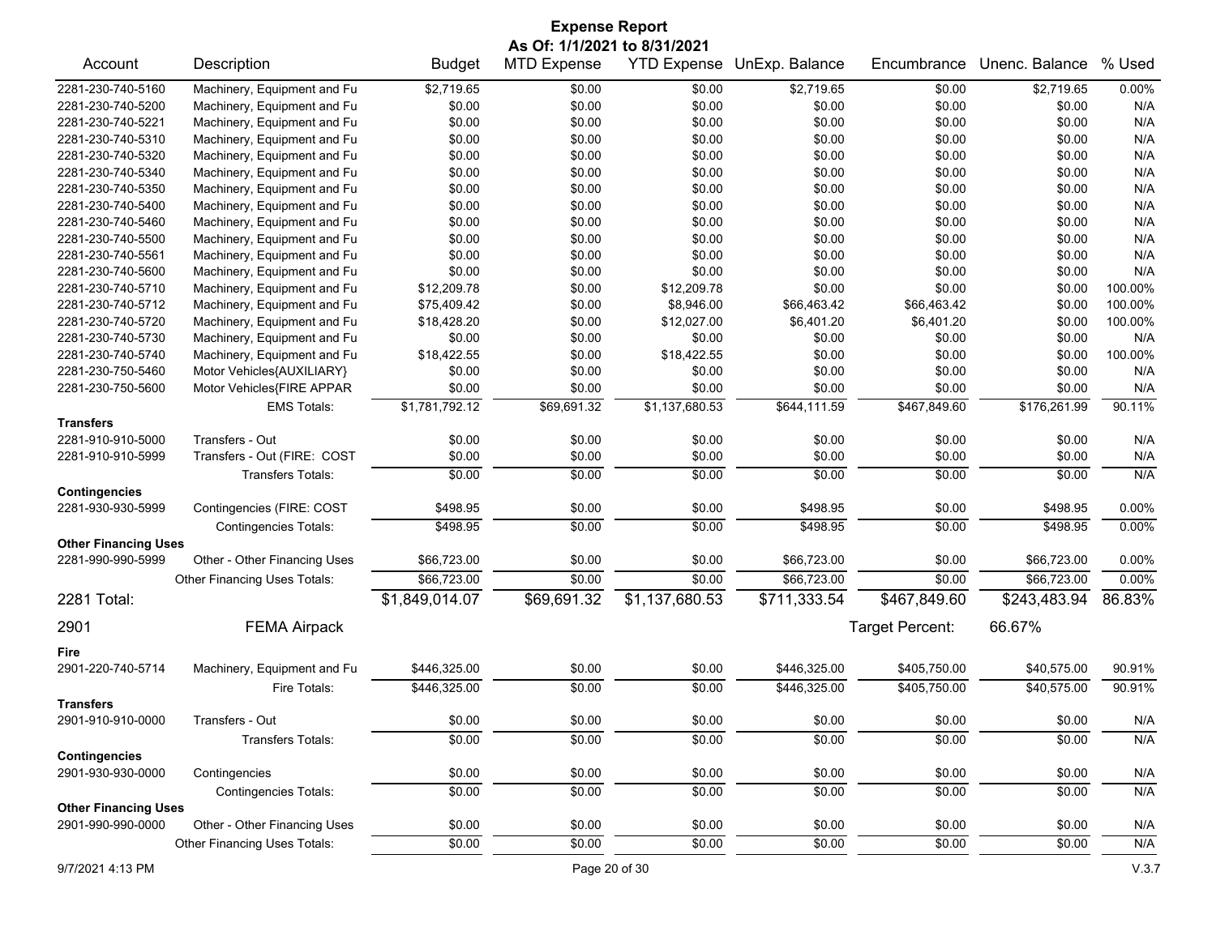# Expense Report

**As Of: 1/1/2021 to 8/31/2021**

| Account | Description | Budget | MTD Expense | YTD Expense | UnExp. Balance | Encumbrance | Unenc. Balance | % Used |
|---|---|---|---|---|---|---|---|---|
| 2281-230-740-5160 | Machinery, Equipment and Fu | $2,719.65 | $0.00 | $0.00 | $2,719.65 | $0.00 | $2,719.65 | 0.00% |
| 2281-230-740-5200 | Machinery, Equipment and Fu | $0.00 | $0.00 | $0.00 | $0.00 | $0.00 | $0.00 | N/A |
| 2281-230-740-5221 | Machinery, Equipment and Fu | $0.00 | $0.00 | $0.00 | $0.00 | $0.00 | $0.00 | N/A |
| 2281-230-740-5310 | Machinery, Equipment and Fu | $0.00 | $0.00 | $0.00 | $0.00 | $0.00 | $0.00 | N/A |
| 2281-230-740-5320 | Machinery, Equipment and Fu | $0.00 | $0.00 | $0.00 | $0.00 | $0.00 | $0.00 | N/A |
| 2281-230-740-5340 | Machinery, Equipment and Fu | $0.00 | $0.00 | $0.00 | $0.00 | $0.00 | $0.00 | N/A |
| 2281-230-740-5350 | Machinery, Equipment and Fu | $0.00 | $0.00 | $0.00 | $0.00 | $0.00 | $0.00 | N/A |
| 2281-230-740-5400 | Machinery, Equipment and Fu | $0.00 | $0.00 | $0.00 | $0.00 | $0.00 | $0.00 | N/A |
| 2281-230-740-5460 | Machinery, Equipment and Fu | $0.00 | $0.00 | $0.00 | $0.00 | $0.00 | $0.00 | N/A |
| 2281-230-740-5500 | Machinery, Equipment and Fu | $0.00 | $0.00 | $0.00 | $0.00 | $0.00 | $0.00 | N/A |
| 2281-230-740-5561 | Machinery, Equipment and Fu | $0.00 | $0.00 | $0.00 | $0.00 | $0.00 | $0.00 | N/A |
| 2281-230-740-5600 | Machinery, Equipment and Fu | $0.00 | $0.00 | $0.00 | $0.00 | $0.00 | $0.00 | N/A |
| 2281-230-740-5710 | Machinery, Equipment and Fu | $12,209.78 | $0.00 | $12,209.78 | $0.00 | $0.00 | $0.00 | 100.00% |
| 2281-230-740-5712 | Machinery, Equipment and Fu | $75,409.42 | $0.00 | $8,946.00 | $66,463.42 | $66,463.42 | $0.00 | 100.00% |
| 2281-230-740-5720 | Machinery, Equipment and Fu | $18,428.20 | $0.00 | $12,027.00 | $6,401.20 | $6,401.20 | $0.00 | 100.00% |
| 2281-230-740-5730 | Machinery, Equipment and Fu | $0.00 | $0.00 | $0.00 | $0.00 | $0.00 | $0.00 | N/A |
| 2281-230-740-5740 | Machinery, Equipment and Fu | $18,422.55 | $0.00 | $18,422.55 | $0.00 | $0.00 | $0.00 | 100.00% |
| 2281-230-750-5460 | Motor Vehicles{AUXILIARY} | $0.00 | $0.00 | $0.00 | $0.00 | $0.00 | $0.00 | N/A |
| 2281-230-750-5600 | Motor Vehicles{FIRE APPAR | $0.00 | $0.00 | $0.00 | $0.00 | $0.00 | $0.00 | N/A |
| | EMS Totals: | $1,781,792.12 | $69,691.32 | $1,137,680.53 | $644,111.59 | $467,849.60 | $176,261.99 | 90.11% |
| **Transfers** | | | | | | | | |
| 2281-910-910-5000 | Transfers - Out | $0.00 | $0.00 | $0.00 | $0.00 | $0.00 | $0.00 | N/A |
| 2281-910-910-5999 | Transfers - Out (FIRE: COST | $0.00 | $0.00 | $0.00 | $0.00 | $0.00 | $0.00 | N/A |
| | Transfers Totals: | $0.00 | $0.00 | $0.00 | $0.00 | $0.00 | $0.00 | N/A |
| **Contingencies** | | | | | | | | |
| 2281-930-930-5999 | Contingencies (FIRE: COST | $498.95 | $0.00 | $0.00 | $498.95 | $0.00 | $498.95 | 0.00% |
| | Contingencies Totals: | $498.95 | $0.00 | $0.00 | $498.95 | $0.00 | $498.95 | 0.00% |
| **Other Financing Uses** | | | | | | | | |
| 2281-990-990-5999 | Other - Other Financing Uses | $66,723.00 | $0.00 | $0.00 | $66,723.00 | $0.00 | $66,723.00 | 0.00% |
| | Other Financing Uses Totals: | $66,723.00 | $0.00 | $0.00 | $66,723.00 | $0.00 | $66,723.00 | 0.00% |
| **2281 Total:** | | $1,849,014.07 | $69,691.32 | $1,137,680.53 | $711,333.54 | $467,849.60 | $243,483.94 | 86.83% |

## 2901 FEMA Airpack

Target Percent: 66.67%

| Account | Description | Budget | MTD Expense | YTD Expense | UnExp. Balance | Encumbrance | Unenc. Balance | % Used |
|---|---|---|---|---|---|---|---|---|
| **Fire** | | | | | | | | |
| 2901-220-740-5714 | Machinery, Equipment and Fu | $446,325.00 | $0.00 | $0.00 | $446,325.00 | $405,750.00 | $40,575.00 | 90.91% |
| | Fire Totals: | $446,325.00 | $0.00 | $0.00 | $446,325.00 | $405,750.00 | $40,575.00 | 90.91% |
| **Transfers** | | | | | | | | |
| 2901-910-910-0000 | Transfers - Out | $0.00 | $0.00 | $0.00 | $0.00 | $0.00 | $0.00 | N/A |
| | Transfers Totals: | $0.00 | $0.00 | $0.00 | $0.00 | $0.00 | $0.00 | N/A |
| **Contingencies** | | | | | | | | |
| 2901-930-930-0000 | Contingencies | $0.00 | $0.00 | $0.00 | $0.00 | $0.00 | $0.00 | N/A |
| | Contingencies Totals: | $0.00 | $0.00 | $0.00 | $0.00 | $0.00 | $0.00 | N/A |
| **Other Financing Uses** | | | | | | | | |
| 2901-990-990-0000 | Other - Other Financing Uses | $0.00 | $0.00 | $0.00 | $0.00 | $0.00 | $0.00 | N/A |
| | Other Financing Uses Totals: | $0.00 | $0.00 | $0.00 | $0.00 | $0.00 | $0.00 | N/A |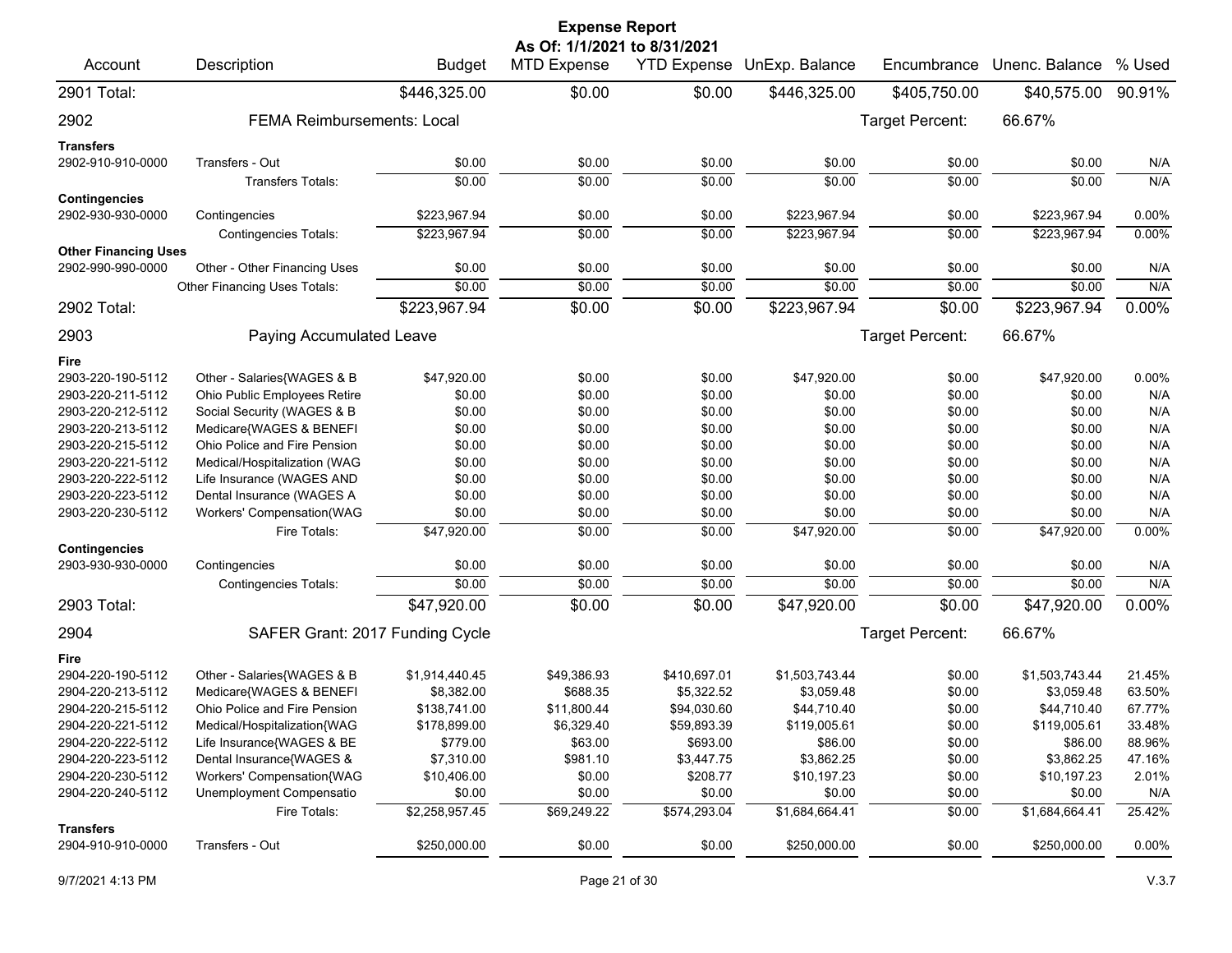# Expense Report

**As Of: 1/1/2021 to 8/31/2021**

| Account | Description | Budget | MTD Expense | YTD Expense | UnExp. Balance | Encumbrance | Unenc. Balance | % Used |
|---|---|---|---|---|---|---|---|---|
| 2901 Total: | | $446,325.00 | $0.00 | $0.00 | $446,325.00 | $405,750.00 | $40,575.00 | 90.91% |
| 2902 | FEMA Reimbursements: Local | | | | | Target Percent: | 66.67% | |
| **Transfers** | | | | | | | | |
| 2902-910-910-0000 | Transfers - Out | $0.00 | $0.00 | $0.00 | $0.00 | $0.00 | $0.00 | N/A |
| | Transfers Totals: | $0.00 | $0.00 | $0.00 | $0.00 | $0.00 | $0.00 | N/A |
| **Contingencies** | | | | | | | | |
| 2902-930-930-0000 | Contingencies | $223,967.94 | $0.00 | $0.00 | $223,967.94 | $0.00 | $223,967.94 | 0.00% |
| | Contingencies Totals: | $223,967.94 | $0.00 | $0.00 | $223,967.94 | $0.00 | $223,967.94 | 0.00% |
| **Other Financing Uses** | | | | | | | | |
| 2902-990-990-0000 | Other - Other Financing Uses | $0.00 | $0.00 | $0.00 | $0.00 | $0.00 | $0.00 | N/A |
| | Other Financing Uses Totals: | $0.00 | $0.00 | $0.00 | $0.00 | $0.00 | $0.00 | N/A |
| 2902 Total: | | $223,967.94 | $0.00 | $0.00 | $223,967.94 | $0.00 | $223,967.94 | 0.00% |
| 2903 | Paying Accumulated Leave | | | | | Target Percent: | 66.67% | |
| **Fire** | | | | | | | | |
| 2903-220-190-5112 | Other - Salaries{WAGES & B | $47,920.00 | $0.00 | $0.00 | $47,920.00 | $0.00 | $47,920.00 | 0.00% |
| 2903-220-211-5112 | Ohio Public Employees Retire | $0.00 | $0.00 | $0.00 | $0.00 | $0.00 | $0.00 | N/A |
| 2903-220-212-5112 | Social Security (WAGES & B | $0.00 | $0.00 | $0.00 | $0.00 | $0.00 | $0.00 | N/A |
| 2903-220-213-5112 | Medicare{WAGES & BENEFI | $0.00 | $0.00 | $0.00 | $0.00 | $0.00 | $0.00 | N/A |
| 2903-220-215-5112 | Ohio Police and Fire Pension | $0.00 | $0.00 | $0.00 | $0.00 | $0.00 | $0.00 | N/A |
| 2903-220-221-5112 | Medical/Hospitalization (WAG | $0.00 | $0.00 | $0.00 | $0.00 | $0.00 | $0.00 | N/A |
| 2903-220-222-5112 | Life Insurance (WAGES AND | $0.00 | $0.00 | $0.00 | $0.00 | $0.00 | $0.00 | N/A |
| 2903-220-223-5112 | Dental Insurance (WAGES A | $0.00 | $0.00 | $0.00 | $0.00 | $0.00 | $0.00 | N/A |
| 2903-220-230-5112 | Workers' Compensation(WAG | $0.00 | $0.00 | $0.00 | $0.00 | $0.00 | $0.00 | N/A |
| | Fire Totals: | $47,920.00 | $0.00 | $0.00 | $47,920.00 | $0.00 | $47,920.00 | 0.00% |
| **Contingencies** | | | | | | | | |
| 2903-930-930-0000 | Contingencies | $0.00 | $0.00 | $0.00 | $0.00 | $0.00 | $0.00 | N/A |
| | Contingencies Totals: | $0.00 | $0.00 | $0.00 | $0.00 | $0.00 | $0.00 | N/A |
| 2903 Total: | | $47,920.00 | $0.00 | $0.00 | $47,920.00 | $0.00 | $47,920.00 | 0.00% |
| 2904 | SAFER Grant: 2017 Funding Cycle | | | | | Target Percent: | 66.67% | |
| **Fire** | | | | | | | | |
| 2904-220-190-5112 | Other - Salaries{WAGES & B | $1,914,440.45 | $49,386.93 | $410,697.01 | $1,503,743.44 | $0.00 | $1,503,743.44 | 21.45% |
| 2904-220-213-5112 | Medicare{WAGES & BENEFI | $8,382.00 | $688.35 | $5,322.52 | $3,059.48 | $0.00 | $3,059.48 | 63.50% |
| 2904-220-215-5112 | Ohio Police and Fire Pension | $138,741.00 | $11,800.44 | $94,030.60 | $44,710.40 | $0.00 | $44,710.40 | 67.77% |
| 2904-220-221-5112 | Medical/Hospitalization{WAG | $178,899.00 | $6,329.40 | $59,893.39 | $119,005.61 | $0.00 | $119,005.61 | 33.48% |
| 2904-220-222-5112 | Life Insurance{WAGES & BE | $779.00 | $63.00 | $693.00 | $86.00 | $0.00 | $86.00 | 88.96% |
| 2904-220-223-5112 | Dental Insurance{WAGES & | $7,310.00 | $981.10 | $3,447.75 | $3,862.25 | $0.00 | $3,862.25 | 47.16% |
| 2904-220-230-5112 | Workers' Compensation{WAG | $10,406.00 | $0.00 | $208.77 | $10,197.23 | $0.00 | $10,197.23 | 2.01% |
| 2904-220-240-5112 | Unemployment Compensatio | $0.00 | $0.00 | $0.00 | $0.00 | $0.00 | $0.00 | N/A |
| | Fire Totals: | $2,258,957.45 | $69,249.22 | $574,293.04 | $1,684,664.41 | $0.00 | $1,684,664.41 | 25.42% |
| **Transfers** | | | | | | | | |
| 2904-910-910-0000 | Transfers - Out | $250,000.00 | $0.00 | $0.00 | $250,000.00 | $0.00 | $250,000.00 | 0.00% |

9/7/2021 4:13 PM

V.3.7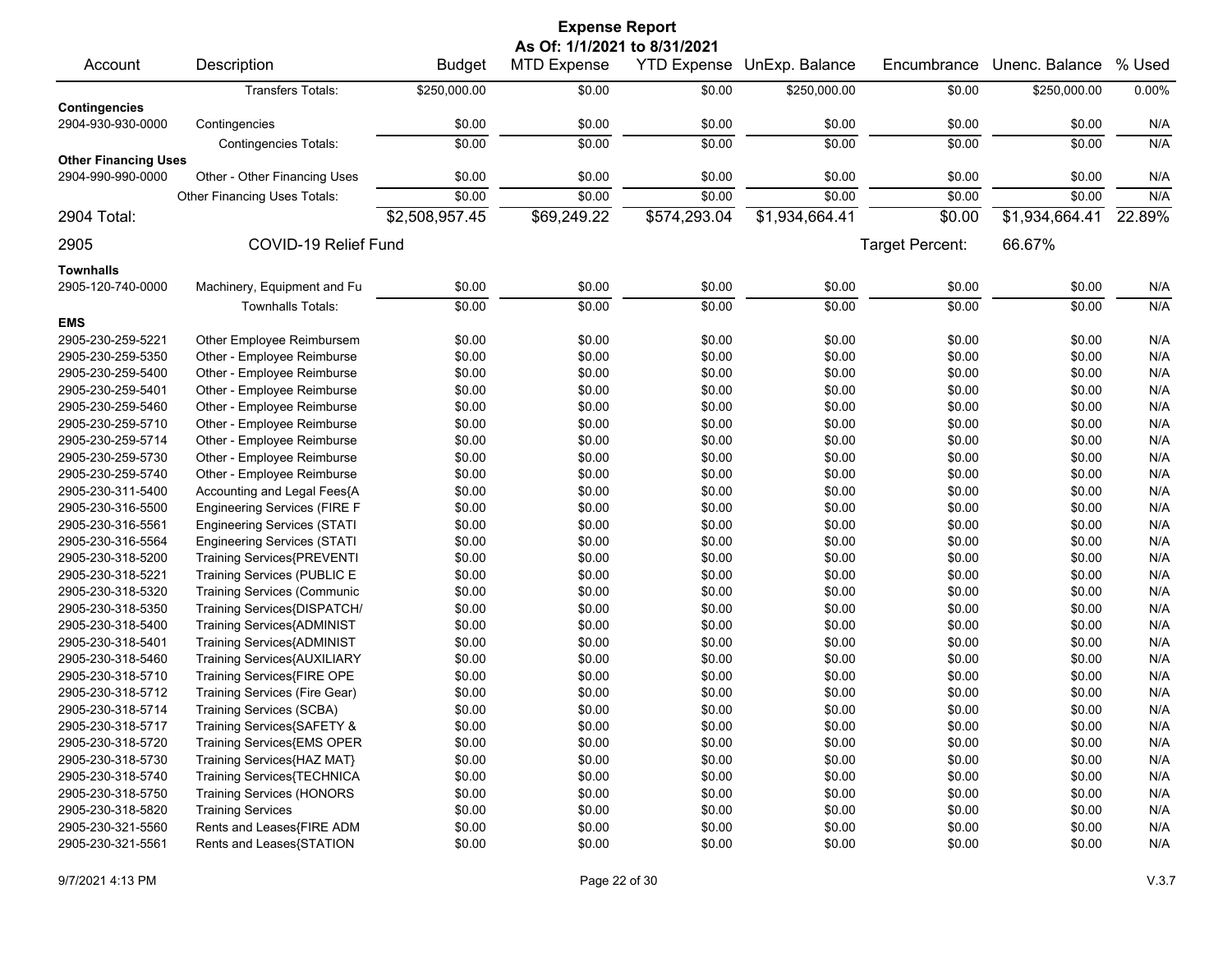# Expense Report

**As Of: 1/1/2021 to 8/31/2021**

| Account | Description | Budget | MTD Expense | YTD Expense | UnExp. Balance | Encumbrance | Unenc. Balance | % Used |
|---|---|---|---|---|---|---|---|---|
| | Transfers Totals: | $250,000.00 | $0.00 | $0.00 | $250,000.00 | $0.00 | $250,000.00 | 0.00% |
| **Contingencies** | | | | | | | | |
| 2904-930-930-0000 | Contingencies | $0.00 | $0.00 | $0.00 | $0.00 | $0.00 | $0.00 | N/A |
| | Contingencies Totals: | $0.00 | $0.00 | $0.00 | $0.00 | $0.00 | $0.00 | N/A |
| **Other Financing Uses** | | | | | | | | |
| 2904-990-990-0000 | Other - Other Financing Uses | $0.00 | $0.00 | $0.00 | $0.00 | $0.00 | $0.00 | N/A |
| | Other Financing Uses Totals: | $0.00 | $0.00 | $0.00 | $0.00 | $0.00 | $0.00 | N/A |
| **2904 Total:** | | $2,508,957.45 | $69,249.22 | $574,293.04 | $1,934,664.41 | $0.00 | $1,934,664.41 | 22.89% |
| **2905** | **COVID-19 Relief Fund** | | | | | Target Percent: | 66.67% | |
| **Townhalls** | | | | | | | | |
| 2905-120-740-0000 | Machinery, Equipment and Fu | $0.00 | $0.00 | $0.00 | $0.00 | $0.00 | $0.00 | N/A |
| | Townhalls Totals: | $0.00 | $0.00 | $0.00 | $0.00 | $0.00 | $0.00 | N/A |
| **EMS** | | | | | | | | |
| 2905-230-259-5221 | Other Employee Reimbursem | $0.00 | $0.00 | $0.00 | $0.00 | $0.00 | $0.00 | N/A |
| 2905-230-259-5350 | Other - Employee Reimburse | $0.00 | $0.00 | $0.00 | $0.00 | $0.00 | $0.00 | N/A |
| 2905-230-259-5400 | Other - Employee Reimburse | $0.00 | $0.00 | $0.00 | $0.00 | $0.00 | $0.00 | N/A |
| 2905-230-259-5401 | Other - Employee Reimburse | $0.00 | $0.00 | $0.00 | $0.00 | $0.00 | $0.00 | N/A |
| 2905-230-259-5460 | Other - Employee Reimburse | $0.00 | $0.00 | $0.00 | $0.00 | $0.00 | $0.00 | N/A |
| 2905-230-259-5710 | Other - Employee Reimburse | $0.00 | $0.00 | $0.00 | $0.00 | $0.00 | $0.00 | N/A |
| 2905-230-259-5714 | Other - Employee Reimburse | $0.00 | $0.00 | $0.00 | $0.00 | $0.00 | $0.00 | N/A |
| 2905-230-259-5730 | Other - Employee Reimburse | $0.00 | $0.00 | $0.00 | $0.00 | $0.00 | $0.00 | N/A |
| 2905-230-259-5740 | Other - Employee Reimburse | $0.00 | $0.00 | $0.00 | $0.00 | $0.00 | $0.00 | N/A |
| 2905-230-311-5400 | Accounting and Legal Fees{A | $0.00 | $0.00 | $0.00 | $0.00 | $0.00 | $0.00 | N/A |
| 2905-230-316-5500 | Engineering Services (FIRE F | $0.00 | $0.00 | $0.00 | $0.00 | $0.00 | $0.00 | N/A |
| 2905-230-316-5561 | Engineering Services (STATI | $0.00 | $0.00 | $0.00 | $0.00 | $0.00 | $0.00 | N/A |
| 2905-230-316-5564 | Engineering Services (STATI | $0.00 | $0.00 | $0.00 | $0.00 | $0.00 | $0.00 | N/A |
| 2905-230-318-5200 | Training Services{PREVENTI | $0.00 | $0.00 | $0.00 | $0.00 | $0.00 | $0.00 | N/A |
| 2905-230-318-5221 | Training Services (PUBLIC E | $0.00 | $0.00 | $0.00 | $0.00 | $0.00 | $0.00 | N/A |
| 2905-230-318-5320 | Training Services (Communic | $0.00 | $0.00 | $0.00 | $0.00 | $0.00 | $0.00 | N/A |
| 2905-230-318-5350 | Training Services{DISPATCH/ | $0.00 | $0.00 | $0.00 | $0.00 | $0.00 | $0.00 | N/A |
| 2905-230-318-5400 | Training Services{ADMINIST | $0.00 | $0.00 | $0.00 | $0.00 | $0.00 | $0.00 | N/A |
| 2905-230-318-5401 | Training Services{ADMINIST | $0.00 | $0.00 | $0.00 | $0.00 | $0.00 | $0.00 | N/A |
| 2905-230-318-5460 | Training Services{AUXILIARY | $0.00 | $0.00 | $0.00 | $0.00 | $0.00 | $0.00 | N/A |
| 2905-230-318-5710 | Training Services{FIRE OPE | $0.00 | $0.00 | $0.00 | $0.00 | $0.00 | $0.00 | N/A |
| 2905-230-318-5712 | Training Services (Fire Gear) | $0.00 | $0.00 | $0.00 | $0.00 | $0.00 | $0.00 | N/A |
| 2905-230-318-5714 | Training Services (SCBA) | $0.00 | $0.00 | $0.00 | $0.00 | $0.00 | $0.00 | N/A |
| 2905-230-318-5717 | Training Services{SAFETY & | $0.00 | $0.00 | $0.00 | $0.00 | $0.00 | $0.00 | N/A |
| 2905-230-318-5720 | Training Services{EMS OPER | $0.00 | $0.00 | $0.00 | $0.00 | $0.00 | $0.00 | N/A |
| 2905-230-318-5730 | Training Services{HAZ MAT} | $0.00 | $0.00 | $0.00 | $0.00 | $0.00 | $0.00 | N/A |
| 2905-230-318-5740 | Training Services{TECHNICA | $0.00 | $0.00 | $0.00 | $0.00 | $0.00 | $0.00 | N/A |
| 2905-230-318-5750 | Training Services (HONORS | $0.00 | $0.00 | $0.00 | $0.00 | $0.00 | $0.00 | N/A |
| 2905-230-318-5820 | Training Services | $0.00 | $0.00 | $0.00 | $0.00 | $0.00 | $0.00 | N/A |
| 2905-230-321-5560 | Rents and Leases{FIRE ADM | $0.00 | $0.00 | $0.00 | $0.00 | $0.00 | $0.00 | N/A |
| 2905-230-321-5561 | Rents and Leases{STATION | $0.00 | $0.00 | $0.00 | $0.00 | $0.00 | $0.00 | N/A |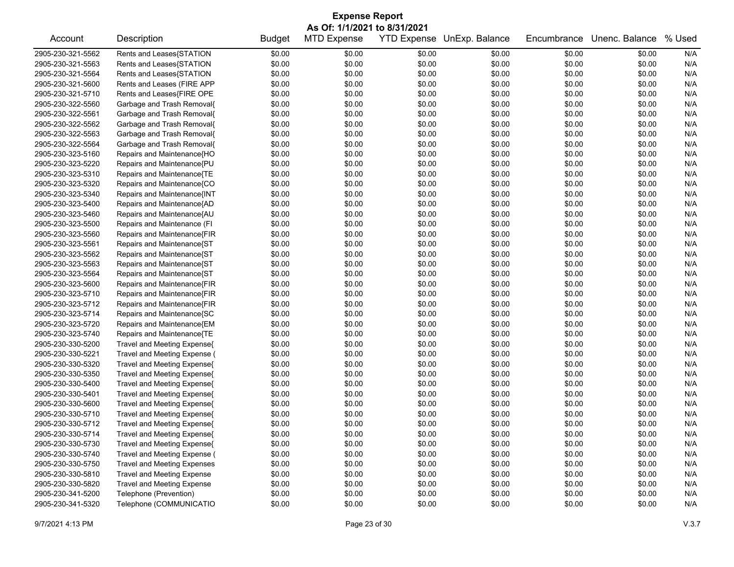# Expense Report

**As Of: 1/1/2021 to 8/31/2021**

| Account | Description | Budget | MTD Expense | YTD Expense | UnExp. Balance | Encumbrance | Unenc. Balance | % Used |
|---|---|---|---|---|---|---|---|---|
| 2905-230-321-5562 | Rents and Leases{STATION | $0.00 | $0.00 | $0.00 | $0.00 | $0.00 | $0.00 | N/A |
| 2905-230-321-5563 | Rents and Leases{STATION | $0.00 | $0.00 | $0.00 | $0.00 | $0.00 | $0.00 | N/A |
| 2905-230-321-5564 | Rents and Leases{STATION | $0.00 | $0.00 | $0.00 | $0.00 | $0.00 | $0.00 | N/A |
| 2905-230-321-5600 | Rents and Leases (FIRE APP | $0.00 | $0.00 | $0.00 | $0.00 | $0.00 | $0.00 | N/A |
| 2905-230-321-5710 | Rents and Leases{FIRE OPE | $0.00 | $0.00 | $0.00 | $0.00 | $0.00 | $0.00 | N/A |
| 2905-230-322-5560 | Garbage and Trash Removal{ | $0.00 | $0.00 | $0.00 | $0.00 | $0.00 | $0.00 | N/A |
| 2905-230-322-5561 | Garbage and Trash Removal{ | $0.00 | $0.00 | $0.00 | $0.00 | $0.00 | $0.00 | N/A |
| 2905-230-322-5562 | Garbage and Trash Removal{ | $0.00 | $0.00 | $0.00 | $0.00 | $0.00 | $0.00 | N/A |
| 2905-230-322-5563 | Garbage and Trash Removal{ | $0.00 | $0.00 | $0.00 | $0.00 | $0.00 | $0.00 | N/A |
| 2905-230-322-5564 | Garbage and Trash Removal{ | $0.00 | $0.00 | $0.00 | $0.00 | $0.00 | $0.00 | N/A |
| 2905-230-323-5160 | Repairs and Maintenance{HO | $0.00 | $0.00 | $0.00 | $0.00 | $0.00 | $0.00 | N/A |
| 2905-230-323-5220 | Repairs and Maintenance{PU | $0.00 | $0.00 | $0.00 | $0.00 | $0.00 | $0.00 | N/A |
| 2905-230-323-5310 | Repairs and Maintenance{TE | $0.00 | $0.00 | $0.00 | $0.00 | $0.00 | $0.00 | N/A |
| 2905-230-323-5320 | Repairs and Maintenance{CO | $0.00 | $0.00 | $0.00 | $0.00 | $0.00 | $0.00 | N/A |
| 2905-230-323-5340 | Repairs and Maintenance{INT | $0.00 | $0.00 | $0.00 | $0.00 | $0.00 | $0.00 | N/A |
| 2905-230-323-5400 | Repairs and Maintenance{AD | $0.00 | $0.00 | $0.00 | $0.00 | $0.00 | $0.00 | N/A |
| 2905-230-323-5460 | Repairs and Maintenance{AU | $0.00 | $0.00 | $0.00 | $0.00 | $0.00 | $0.00 | N/A |
| 2905-230-323-5500 | Repairs and Maintenance (FI | $0.00 | $0.00 | $0.00 | $0.00 | $0.00 | $0.00 | N/A |
| 2905-230-323-5560 | Repairs and Maintenance{FIR | $0.00 | $0.00 | $0.00 | $0.00 | $0.00 | $0.00 | N/A |
| 2905-230-323-5561 | Repairs and Maintenance{ST | $0.00 | $0.00 | $0.00 | $0.00 | $0.00 | $0.00 | N/A |
| 2905-230-323-5562 | Repairs and Maintenance{ST | $0.00 | $0.00 | $0.00 | $0.00 | $0.00 | $0.00 | N/A |
| 2905-230-323-5563 | Repairs and Maintenance{ST | $0.00 | $0.00 | $0.00 | $0.00 | $0.00 | $0.00 | N/A |
| 2905-230-323-5564 | Repairs and Maintenance{ST | $0.00 | $0.00 | $0.00 | $0.00 | $0.00 | $0.00 | N/A |
| 2905-230-323-5600 | Repairs and Maintenance{FIR | $0.00 | $0.00 | $0.00 | $0.00 | $0.00 | $0.00 | N/A |
| 2905-230-323-5710 | Repairs and Maintenance{FIR | $0.00 | $0.00 | $0.00 | $0.00 | $0.00 | $0.00 | N/A |
| 2905-230-323-5712 | Repairs and Maintenance{FIR | $0.00 | $0.00 | $0.00 | $0.00 | $0.00 | $0.00 | N/A |
| 2905-230-323-5714 | Repairs and Maintenance{SC | $0.00 | $0.00 | $0.00 | $0.00 | $0.00 | $0.00 | N/A |
| 2905-230-323-5720 | Repairs and Maintenance{EM | $0.00 | $0.00 | $0.00 | $0.00 | $0.00 | $0.00 | N/A |
| 2905-230-323-5740 | Repairs and Maintenance{TE | $0.00 | $0.00 | $0.00 | $0.00 | $0.00 | $0.00 | N/A |
| 2905-230-330-5200 | Travel and Meeting Expense{ | $0.00 | $0.00 | $0.00 | $0.00 | $0.00 | $0.00 | N/A |
| 2905-230-330-5221 | Travel and Meeting Expense ( | $0.00 | $0.00 | $0.00 | $0.00 | $0.00 | $0.00 | N/A |
| 2905-230-330-5320 | Travel and Meeting Expense{ | $0.00 | $0.00 | $0.00 | $0.00 | $0.00 | $0.00 | N/A |
| 2905-230-330-5350 | Travel and Meeting Expense{ | $0.00 | $0.00 | $0.00 | $0.00 | $0.00 | $0.00 | N/A |
| 2905-230-330-5400 | Travel and Meeting Expense{ | $0.00 | $0.00 | $0.00 | $0.00 | $0.00 | $0.00 | N/A |
| 2905-230-330-5401 | Travel and Meeting Expense{ | $0.00 | $0.00 | $0.00 | $0.00 | $0.00 | $0.00 | N/A |
| 2905-230-330-5600 | Travel and Meeting Expense{ | $0.00 | $0.00 | $0.00 | $0.00 | $0.00 | $0.00 | N/A |
| 2905-230-330-5710 | Travel and Meeting Expense{ | $0.00 | $0.00 | $0.00 | $0.00 | $0.00 | $0.00 | N/A |
| 2905-230-330-5712 | Travel and Meeting Expense{ | $0.00 | $0.00 | $0.00 | $0.00 | $0.00 | $0.00 | N/A |
| 2905-230-330-5714 | Travel and Meeting Expense{ | $0.00 | $0.00 | $0.00 | $0.00 | $0.00 | $0.00 | N/A |
| 2905-230-330-5730 | Travel and Meeting Expense{ | $0.00 | $0.00 | $0.00 | $0.00 | $0.00 | $0.00 | N/A |
| 2905-230-330-5740 | Travel and Meeting Expense ( | $0.00 | $0.00 | $0.00 | $0.00 | $0.00 | $0.00 | N/A |
| 2905-230-330-5750 | Travel and Meeting Expenses | $0.00 | $0.00 | $0.00 | $0.00 | $0.00 | $0.00 | N/A |
| 2905-230-330-5810 | Travel and Meeting Expense | $0.00 | $0.00 | $0.00 | $0.00 | $0.00 | $0.00 | N/A |
| 2905-230-330-5820 | Travel and Meeting Expense | $0.00 | $0.00 | $0.00 | $0.00 | $0.00 | $0.00 | N/A |
| 2905-230-341-5200 | Telephone (Prevention) | $0.00 | $0.00 | $0.00 | $0.00 | $0.00 | $0.00 | N/A |
| 2905-230-341-5320 | Telephone (COMMUNICATIO | $0.00 | $0.00 | $0.00 | $0.00 | $0.00 | $0.00 | N/A |

9/7/2021 4:13 PM V.3.7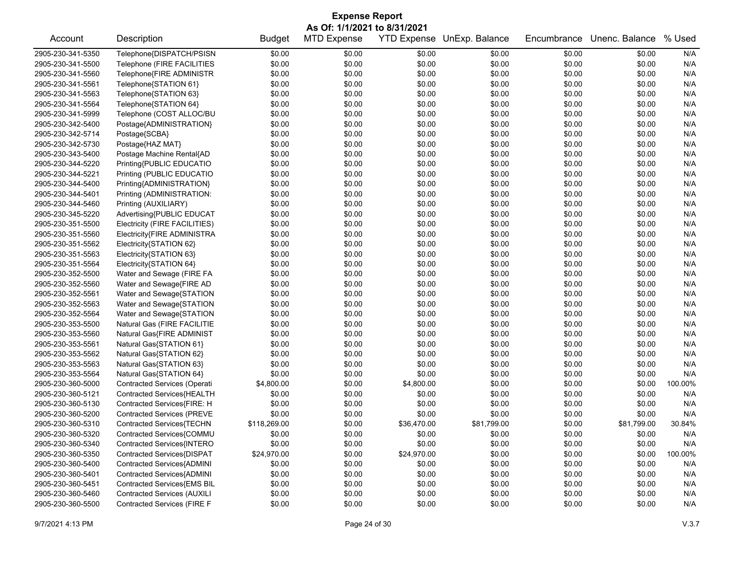# Expense Report

**As Of: 1/1/2021 to 8/31/2021**

| Account | Description | Budget | MTD Expense | YTD Expense | UnExp. Balance | Encumbrance | Unenc. Balance | % Used |
|---|---|---|---|---|---|---|---|---|
| 2905-230-341-5350 | Telephone{DISPATCH/PSISN | $0.00 | $0.00 | $0.00 | $0.00 | $0.00 | $0.00 | N/A |
| 2905-230-341-5500 | Telephone (FIRE FACILITIES | $0.00 | $0.00 | $0.00 | $0.00 | $0.00 | $0.00 | N/A |
| 2905-230-341-5560 | Telephone{FIRE ADMINISTR | $0.00 | $0.00 | $0.00 | $0.00 | $0.00 | $0.00 | N/A |
| 2905-230-341-5561 | Telephone{STATION 61} | $0.00 | $0.00 | $0.00 | $0.00 | $0.00 | $0.00 | N/A |
| 2905-230-341-5563 | Telephone{STATION 63} | $0.00 | $0.00 | $0.00 | $0.00 | $0.00 | $0.00 | N/A |
| 2905-230-341-5564 | Telephone{STATION 64} | $0.00 | $0.00 | $0.00 | $0.00 | $0.00 | $0.00 | N/A |
| 2905-230-341-5999 | Telephone (COST ALLOC/BU | $0.00 | $0.00 | $0.00 | $0.00 | $0.00 | $0.00 | N/A |
| 2905-230-342-5400 | Postage{ADMINISTRATION} | $0.00 | $0.00 | $0.00 | $0.00 | $0.00 | $0.00 | N/A |
| 2905-230-342-5714 | Postage{SCBA} | $0.00 | $0.00 | $0.00 | $0.00 | $0.00 | $0.00 | N/A |
| 2905-230-342-5730 | Postage{HAZ MAT} | $0.00 | $0.00 | $0.00 | $0.00 | $0.00 | $0.00 | N/A |
| 2905-230-343-5400 | Postage Machine Rental{AD | $0.00 | $0.00 | $0.00 | $0.00 | $0.00 | $0.00 | N/A |
| 2905-230-344-5220 | Printing{PUBLIC EDUCATIO | $0.00 | $0.00 | $0.00 | $0.00 | $0.00 | $0.00 | N/A |
| 2905-230-344-5221 | Printing (PUBLIC EDUCATIO | $0.00 | $0.00 | $0.00 | $0.00 | $0.00 | $0.00 | N/A |
| 2905-230-344-5400 | Printing{ADMINISTRATION} | $0.00 | $0.00 | $0.00 | $0.00 | $0.00 | $0.00 | N/A |
| 2905-230-344-5401 | Printing (ADMINISTRATION: | $0.00 | $0.00 | $0.00 | $0.00 | $0.00 | $0.00 | N/A |
| 2905-230-344-5460 | Printing (AUXILIARY) | $0.00 | $0.00 | $0.00 | $0.00 | $0.00 | $0.00 | N/A |
| 2905-230-345-5220 | Advertising{PUBLIC EDUCAT | $0.00 | $0.00 | $0.00 | $0.00 | $0.00 | $0.00 | N/A |
| 2905-230-351-5500 | Electricity (FIRE FACILITIES) | $0.00 | $0.00 | $0.00 | $0.00 | $0.00 | $0.00 | N/A |
| 2905-230-351-5560 | Electricity{FIRE ADMINISTRA | $0.00 | $0.00 | $0.00 | $0.00 | $0.00 | $0.00 | N/A |
| 2905-230-351-5562 | Electricity{STATION 62} | $0.00 | $0.00 | $0.00 | $0.00 | $0.00 | $0.00 | N/A |
| 2905-230-351-5563 | Electricity{STATION 63} | $0.00 | $0.00 | $0.00 | $0.00 | $0.00 | $0.00 | N/A |
| 2905-230-351-5564 | Electricity{STATION 64} | $0.00 | $0.00 | $0.00 | $0.00 | $0.00 | $0.00 | N/A |
| 2905-230-352-5500 | Water and Sewage (FIRE FA | $0.00 | $0.00 | $0.00 | $0.00 | $0.00 | $0.00 | N/A |
| 2905-230-352-5560 | Water and Sewage{FIRE AD | $0.00 | $0.00 | $0.00 | $0.00 | $0.00 | $0.00 | N/A |
| 2905-230-352-5561 | Water and Sewage{STATION | $0.00 | $0.00 | $0.00 | $0.00 | $0.00 | $0.00 | N/A |
| 2905-230-352-5563 | Water and Sewage{STATION | $0.00 | $0.00 | $0.00 | $0.00 | $0.00 | $0.00 | N/A |
| 2905-230-352-5564 | Water and Sewage{STATION | $0.00 | $0.00 | $0.00 | $0.00 | $0.00 | $0.00 | N/A |
| 2905-230-353-5500 | Natural Gas (FIRE FACILITIE | $0.00 | $0.00 | $0.00 | $0.00 | $0.00 | $0.00 | N/A |
| 2905-230-353-5560 | Natural Gas{FIRE ADMINIST | $0.00 | $0.00 | $0.00 | $0.00 | $0.00 | $0.00 | N/A |
| 2905-230-353-5561 | Natural Gas{STATION 61} | $0.00 | $0.00 | $0.00 | $0.00 | $0.00 | $0.00 | N/A |
| 2905-230-353-5562 | Natural Gas{STATION 62} | $0.00 | $0.00 | $0.00 | $0.00 | $0.00 | $0.00 | N/A |
| 2905-230-353-5563 | Natural Gas{STATION 63} | $0.00 | $0.00 | $0.00 | $0.00 | $0.00 | $0.00 | N/A |
| 2905-230-353-5564 | Natural Gas{STATION 64} | $0.00 | $0.00 | $0.00 | $0.00 | $0.00 | $0.00 | N/A |
| 2905-230-360-5000 | Contracted Services (Operati | $4,800.00 | $0.00 | $4,800.00 | $0.00 | $0.00 | $0.00 | 100.00% |
| 2905-230-360-5121 | Contracted Services{HEALTH | $0.00 | $0.00 | $0.00 | $0.00 | $0.00 | $0.00 | N/A |
| 2905-230-360-5130 | Contracted Services{FIRE: H | $0.00 | $0.00 | $0.00 | $0.00 | $0.00 | $0.00 | N/A |
| 2905-230-360-5200 | Contracted Services (PREVE | $0.00 | $0.00 | $0.00 | $0.00 | $0.00 | $0.00 | N/A |
| 2905-230-360-5310 | Contracted Services{TECHN | $118,269.00 | $0.00 | $36,470.00 | $81,799.00 | $0.00 | $81,799.00 | 30.84% |
| 2905-230-360-5320 | Contracted Services{COMMU | $0.00 | $0.00 | $0.00 | $0.00 | $0.00 | $0.00 | N/A |
| 2905-230-360-5340 | Contracted Services{INTERO | $0.00 | $0.00 | $0.00 | $0.00 | $0.00 | $0.00 | N/A |
| 2905-230-360-5350 | Contracted Services{DISPAT | $24,970.00 | $0.00 | $24,970.00 | $0.00 | $0.00 | $0.00 | 100.00% |
| 2905-230-360-5400 | Contracted Services{ADMINI | $0.00 | $0.00 | $0.00 | $0.00 | $0.00 | $0.00 | N/A |
| 2905-230-360-5401 | Contracted Services{ADMINI | $0.00 | $0.00 | $0.00 | $0.00 | $0.00 | $0.00 | N/A |
| 2905-230-360-5451 | Contracted Services{EMS BIL | $0.00 | $0.00 | $0.00 | $0.00 | $0.00 | $0.00 | N/A |
| 2905-230-360-5460 | Contracted Services (AUXILI | $0.00 | $0.00 | $0.00 | $0.00 | $0.00 | $0.00 | N/A |
| 2905-230-360-5500 | Contracted Services (FIRE F | $0.00 | $0.00 | $0.00 | $0.00 | $0.00 | $0.00 | N/A |

9/7/2021 4:13 PM V.3.7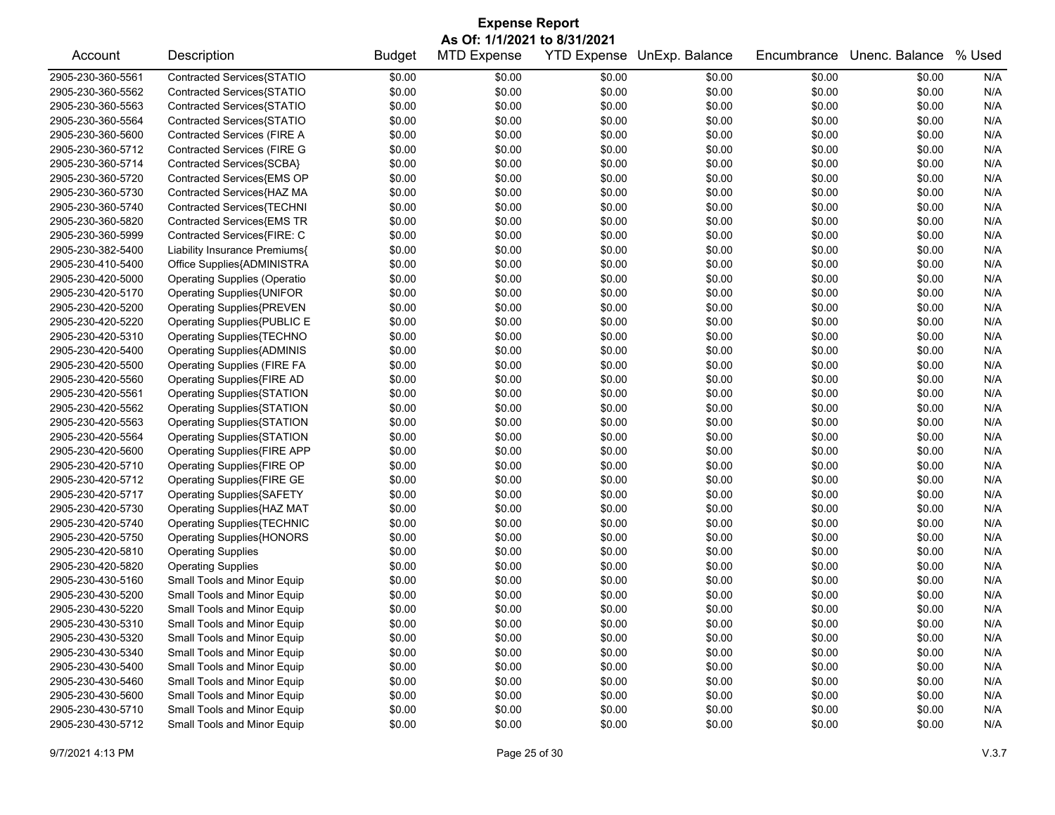# Expense Report

**As Of: 1/1/2021 to 8/31/2021**

| Account | Description | Budget | MTD Expense | YTD Expense | UnExp. Balance | Encumbrance | Unenc. Balance | % Used |
|---|---|---|---|---|---|---|---|---|
| 2905-230-360-5561 | Contracted Services{STATIO | $0.00 | $0.00 | $0.00 | $0.00 | $0.00 | $0.00 | N/A |
| 2905-230-360-5562 | Contracted Services{STATIO | $0.00 | $0.00 | $0.00 | $0.00 | $0.00 | $0.00 | N/A |
| 2905-230-360-5563 | Contracted Services{STATIO | $0.00 | $0.00 | $0.00 | $0.00 | $0.00 | $0.00 | N/A |
| 2905-230-360-5564 | Contracted Services{STATIO | $0.00 | $0.00 | $0.00 | $0.00 | $0.00 | $0.00 | N/A |
| 2905-230-360-5600 | Contracted Services (FIRE A | $0.00 | $0.00 | $0.00 | $0.00 | $0.00 | $0.00 | N/A |
| 2905-230-360-5712 | Contracted Services (FIRE G | $0.00 | $0.00 | $0.00 | $0.00 | $0.00 | $0.00 | N/A |
| 2905-230-360-5714 | Contracted Services{SCBA} | $0.00 | $0.00 | $0.00 | $0.00 | $0.00 | $0.00 | N/A |
| 2905-230-360-5720 | Contracted Services{EMS OP | $0.00 | $0.00 | $0.00 | $0.00 | $0.00 | $0.00 | N/A |
| 2905-230-360-5730 | Contracted Services{HAZ MA | $0.00 | $0.00 | $0.00 | $0.00 | $0.00 | $0.00 | N/A |
| 2905-230-360-5740 | Contracted Services{TECHNI | $0.00 | $0.00 | $0.00 | $0.00 | $0.00 | $0.00 | N/A |
| 2905-230-360-5820 | Contracted Services{EMS TR | $0.00 | $0.00 | $0.00 | $0.00 | $0.00 | $0.00 | N/A |
| 2905-230-360-5999 | Contracted Services{FIRE: C | $0.00 | $0.00 | $0.00 | $0.00 | $0.00 | $0.00 | N/A |
| 2905-230-382-5400 | Liability Insurance Premiums{ | $0.00 | $0.00 | $0.00 | $0.00 | $0.00 | $0.00 | N/A |
| 2905-230-410-5400 | Office Supplies{ADMINISTRA | $0.00 | $0.00 | $0.00 | $0.00 | $0.00 | $0.00 | N/A |
| 2905-230-420-5000 | Operating Supplies (Operatio | $0.00 | $0.00 | $0.00 | $0.00 | $0.00 | $0.00 | N/A |
| 2905-230-420-5170 | Operating Supplies{UNIFOR | $0.00 | $0.00 | $0.00 | $0.00 | $0.00 | $0.00 | N/A |
| 2905-230-420-5200 | Operating Supplies{PREVEN | $0.00 | $0.00 | $0.00 | $0.00 | $0.00 | $0.00 | N/A |
| 2905-230-420-5220 | Operating Supplies{PUBLIC E | $0.00 | $0.00 | $0.00 | $0.00 | $0.00 | $0.00 | N/A |
| 2905-230-420-5310 | Operating Supplies{TECHNO | $0.00 | $0.00 | $0.00 | $0.00 | $0.00 | $0.00 | N/A |
| 2905-230-420-5400 | Operating Supplies{ADMINIS | $0.00 | $0.00 | $0.00 | $0.00 | $0.00 | $0.00 | N/A |
| 2905-230-420-5500 | Operating Supplies (FIRE FA | $0.00 | $0.00 | $0.00 | $0.00 | $0.00 | $0.00 | N/A |
| 2905-230-420-5560 | Operating Supplies{FIRE AD | $0.00 | $0.00 | $0.00 | $0.00 | $0.00 | $0.00 | N/A |
| 2905-230-420-5561 | Operating Supplies{STATION | $0.00 | $0.00 | $0.00 | $0.00 | $0.00 | $0.00 | N/A |
| 2905-230-420-5562 | Operating Supplies{STATION | $0.00 | $0.00 | $0.00 | $0.00 | $0.00 | $0.00 | N/A |
| 2905-230-420-5563 | Operating Supplies{STATION | $0.00 | $0.00 | $0.00 | $0.00 | $0.00 | $0.00 | N/A |
| 2905-230-420-5564 | Operating Supplies{STATION | $0.00 | $0.00 | $0.00 | $0.00 | $0.00 | $0.00 | N/A |
| 2905-230-420-5600 | Operating Supplies{FIRE APP | $0.00 | $0.00 | $0.00 | $0.00 | $0.00 | $0.00 | N/A |
| 2905-230-420-5710 | Operating Supplies{FIRE OP | $0.00 | $0.00 | $0.00 | $0.00 | $0.00 | $0.00 | N/A |
| 2905-230-420-5712 | Operating Supplies{FIRE GE | $0.00 | $0.00 | $0.00 | $0.00 | $0.00 | $0.00 | N/A |
| 2905-230-420-5717 | Operating Supplies{SAFETY | $0.00 | $0.00 | $0.00 | $0.00 | $0.00 | $0.00 | N/A |
| 2905-230-420-5730 | Operating Supplies{HAZ MAT | $0.00 | $0.00 | $0.00 | $0.00 | $0.00 | $0.00 | N/A |
| 2905-230-420-5740 | Operating Supplies{TECHNIC | $0.00 | $0.00 | $0.00 | $0.00 | $0.00 | $0.00 | N/A |
| 2905-230-420-5750 | Operating Supplies{HONORS | $0.00 | $0.00 | $0.00 | $0.00 | $0.00 | $0.00 | N/A |
| 2905-230-420-5810 | Operating Supplies | $0.00 | $0.00 | $0.00 | $0.00 | $0.00 | $0.00 | N/A |
| 2905-230-420-5820 | Operating Supplies | $0.00 | $0.00 | $0.00 | $0.00 | $0.00 | $0.00 | N/A |
| 2905-230-430-5160 | Small Tools and Minor Equip | $0.00 | $0.00 | $0.00 | $0.00 | $0.00 | $0.00 | N/A |
| 2905-230-430-5200 | Small Tools and Minor Equip | $0.00 | $0.00 | $0.00 | $0.00 | $0.00 | $0.00 | N/A |
| 2905-230-430-5220 | Small Tools and Minor Equip | $0.00 | $0.00 | $0.00 | $0.00 | $0.00 | $0.00 | N/A |
| 2905-230-430-5310 | Small Tools and Minor Equip | $0.00 | $0.00 | $0.00 | $0.00 | $0.00 | $0.00 | N/A |
| 2905-230-430-5320 | Small Tools and Minor Equip | $0.00 | $0.00 | $0.00 | $0.00 | $0.00 | $0.00 | N/A |
| 2905-230-430-5340 | Small Tools and Minor Equip | $0.00 | $0.00 | $0.00 | $0.00 | $0.00 | $0.00 | N/A |
| 2905-230-430-5400 | Small Tools and Minor Equip | $0.00 | $0.00 | $0.00 | $0.00 | $0.00 | $0.00 | N/A |
| 2905-230-430-5460 | Small Tools and Minor Equip | $0.00 | $0.00 | $0.00 | $0.00 | $0.00 | $0.00 | N/A |
| 2905-230-430-5600 | Small Tools and Minor Equip | $0.00 | $0.00 | $0.00 | $0.00 | $0.00 | $0.00 | N/A |
| 2905-230-430-5710 | Small Tools and Minor Equip | $0.00 | $0.00 | $0.00 | $0.00 | $0.00 | $0.00 | N/A |
| 2905-230-430-5712 | Small Tools and Minor Equip | $0.00 | $0.00 | $0.00 | $0.00 | $0.00 | $0.00 | N/A |

9/7/2021 4:13 PM V.3.7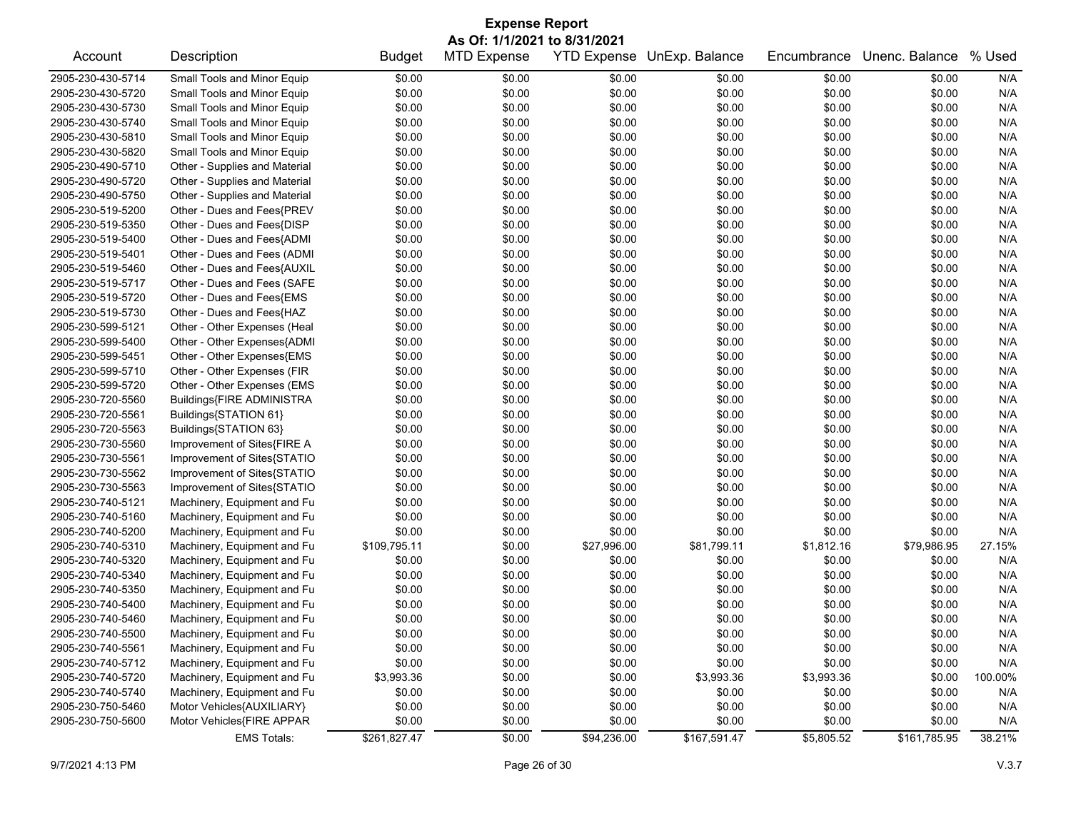# Expense Report

**As Of: 1/1/2021 to 8/31/2021**

| Account | Description | Budget | MTD Expense | YTD Expense | UnExp. Balance | Encumbrance | Unenc. Balance | % Used |
|---|---|---|---|---|---|---|---|---|
| 2905-230-430-5714 | Small Tools and Minor Equip | $0.00 | $0.00 | $0.00 | $0.00 | $0.00 | $0.00 | N/A |
| 2905-230-430-5720 | Small Tools and Minor Equip | $0.00 | $0.00 | $0.00 | $0.00 | $0.00 | $0.00 | N/A |
| 2905-230-430-5730 | Small Tools and Minor Equip | $0.00 | $0.00 | $0.00 | $0.00 | $0.00 | $0.00 | N/A |
| 2905-230-430-5740 | Small Tools and Minor Equip | $0.00 | $0.00 | $0.00 | $0.00 | $0.00 | $0.00 | N/A |
| 2905-230-430-5810 | Small Tools and Minor Equip | $0.00 | $0.00 | $0.00 | $0.00 | $0.00 | $0.00 | N/A |
| 2905-230-430-5820 | Small Tools and Minor Equip | $0.00 | $0.00 | $0.00 | $0.00 | $0.00 | $0.00 | N/A |
| 2905-230-490-5710 | Other - Supplies and Material | $0.00 | $0.00 | $0.00 | $0.00 | $0.00 | $0.00 | N/A |
| 2905-230-490-5720 | Other - Supplies and Material | $0.00 | $0.00 | $0.00 | $0.00 | $0.00 | $0.00 | N/A |
| 2905-230-490-5750 | Other - Supplies and Material | $0.00 | $0.00 | $0.00 | $0.00 | $0.00 | $0.00 | N/A |
| 2905-230-519-5200 | Other - Dues and Fees{PREV | $0.00 | $0.00 | $0.00 | $0.00 | $0.00 | $0.00 | N/A |
| 2905-230-519-5350 | Other - Dues and Fees{DISP | $0.00 | $0.00 | $0.00 | $0.00 | $0.00 | $0.00 | N/A |
| 2905-230-519-5400 | Other - Dues and Fees{ADMI | $0.00 | $0.00 | $0.00 | $0.00 | $0.00 | $0.00 | N/A |
| 2905-230-519-5401 | Other - Dues and Fees (ADMI | $0.00 | $0.00 | $0.00 | $0.00 | $0.00 | $0.00 | N/A |
| 2905-230-519-5460 | Other - Dues and Fees{AUXIL | $0.00 | $0.00 | $0.00 | $0.00 | $0.00 | $0.00 | N/A |
| 2905-230-519-5717 | Other - Dues and Fees (SAFE | $0.00 | $0.00 | $0.00 | $0.00 | $0.00 | $0.00 | N/A |
| 2905-230-519-5720 | Other - Dues and Fees{EMS | $0.00 | $0.00 | $0.00 | $0.00 | $0.00 | $0.00 | N/A |
| 2905-230-519-5730 | Other - Dues and Fees{HAZ | $0.00 | $0.00 | $0.00 | $0.00 | $0.00 | $0.00 | N/A |
| 2905-230-599-5121 | Other - Other Expenses (Heal | $0.00 | $0.00 | $0.00 | $0.00 | $0.00 | $0.00 | N/A |
| 2905-230-599-5400 | Other - Other Expenses{ADMI | $0.00 | $0.00 | $0.00 | $0.00 | $0.00 | $0.00 | N/A |
| 2905-230-599-5451 | Other - Other Expenses{EMS | $0.00 | $0.00 | $0.00 | $0.00 | $0.00 | $0.00 | N/A |
| 2905-230-599-5710 | Other - Other Expenses (FIR | $0.00 | $0.00 | $0.00 | $0.00 | $0.00 | $0.00 | N/A |
| 2905-230-599-5720 | Other - Other Expenses (EMS | $0.00 | $0.00 | $0.00 | $0.00 | $0.00 | $0.00 | N/A |
| 2905-230-720-5560 | Buildings{FIRE ADMINISTRA | $0.00 | $0.00 | $0.00 | $0.00 | $0.00 | $0.00 | N/A |
| 2905-230-720-5561 | Buildings{STATION 61} | $0.00 | $0.00 | $0.00 | $0.00 | $0.00 | $0.00 | N/A |
| 2905-230-720-5563 | Buildings{STATION 63} | $0.00 | $0.00 | $0.00 | $0.00 | $0.00 | $0.00 | N/A |
| 2905-230-730-5560 | Improvement of Sites{FIRE A | $0.00 | $0.00 | $0.00 | $0.00 | $0.00 | $0.00 | N/A |
| 2905-230-730-5561 | Improvement of Sites{STATIO | $0.00 | $0.00 | $0.00 | $0.00 | $0.00 | $0.00 | N/A |
| 2905-230-730-5562 | Improvement of Sites{STATIO | $0.00 | $0.00 | $0.00 | $0.00 | $0.00 | $0.00 | N/A |
| 2905-230-730-5563 | Improvement of Sites{STATIO | $0.00 | $0.00 | $0.00 | $0.00 | $0.00 | $0.00 | N/A |
| 2905-230-740-5121 | Machinery, Equipment and Fu | $0.00 | $0.00 | $0.00 | $0.00 | $0.00 | $0.00 | N/A |
| 2905-230-740-5160 | Machinery, Equipment and Fu | $0.00 | $0.00 | $0.00 | $0.00 | $0.00 | $0.00 | N/A |
| 2905-230-740-5200 | Machinery, Equipment and Fu | $0.00 | $0.00 | $0.00 | $0.00 | $0.00 | $0.00 | N/A |
| 2905-230-740-5310 | Machinery, Equipment and Fu | $109,795.11 | $0.00 | $27,996.00 | $81,799.11 | $1,812.16 | $79,986.95 | 27.15% |
| 2905-230-740-5320 | Machinery, Equipment and Fu | $0.00 | $0.00 | $0.00 | $0.00 | $0.00 | $0.00 | N/A |
| 2905-230-740-5340 | Machinery, Equipment and Fu | $0.00 | $0.00 | $0.00 | $0.00 | $0.00 | $0.00 | N/A |
| 2905-230-740-5350 | Machinery, Equipment and Fu | $0.00 | $0.00 | $0.00 | $0.00 | $0.00 | $0.00 | N/A |
| 2905-230-740-5400 | Machinery, Equipment and Fu | $0.00 | $0.00 | $0.00 | $0.00 | $0.00 | $0.00 | N/A |
| 2905-230-740-5460 | Machinery, Equipment and Fu | $0.00 | $0.00 | $0.00 | $0.00 | $0.00 | $0.00 | N/A |
| 2905-230-740-5500 | Machinery, Equipment and Fu | $0.00 | $0.00 | $0.00 | $0.00 | $0.00 | $0.00 | N/A |
| 2905-230-740-5561 | Machinery, Equipment and Fu | $0.00 | $0.00 | $0.00 | $0.00 | $0.00 | $0.00 | N/A |
| 2905-230-740-5712 | Machinery, Equipment and Fu | $0.00 | $0.00 | $0.00 | $0.00 | $0.00 | $0.00 | N/A |
| 2905-230-740-5720 | Machinery, Equipment and Fu | $3,993.36 | $0.00 | $0.00 | $3,993.36 | $3,993.36 | $0.00 | 100.00% |
| 2905-230-740-5740 | Machinery, Equipment and Fu | $0.00 | $0.00 | $0.00 | $0.00 | $0.00 | $0.00 | N/A |
| 2905-230-750-5460 | Motor Vehicles{AUXILIARY} | $0.00 | $0.00 | $0.00 | $0.00 | $0.00 | $0.00 | N/A |
| 2905-230-750-5600 | Motor Vehicles{FIRE APPAR | $0.00 | $0.00 | $0.00 | $0.00 | $0.00 | $0.00 | N/A |
| | EMS Totals: | $261,827.47 | $0.00 | $94,236.00 | $167,591.47 | $5,805.52 | $161,785.95 | 38.21% |

9/7/2021 4:13 PM V.3.7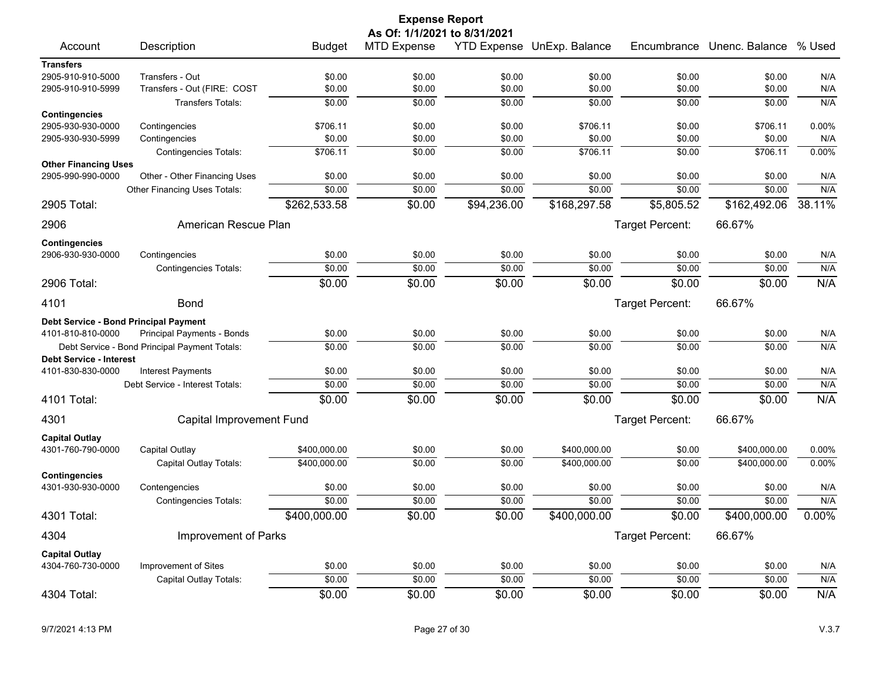# Expense Report

**As Of: 1/1/2021 to 8/31/2021**

| Account | Description | Budget | MTD Expense | YTD Expense | UnExp. Balance | Encumbrance | Unenc. Balance | % Used |
|---|---|---|---|---|---|---|---|---|
| **Transfers** | | | | | | | | |
| 2905-910-910-5000 | Transfers - Out | $0.00 | $0.00 | $0.00 | $0.00 | $0.00 | $0.00 | N/A |
| 2905-910-910-5999 | Transfers - Out (FIRE: COST | $0.00 | $0.00 | $0.00 | $0.00 | $0.00 | $0.00 | N/A |
| | Transfers Totals: | $0.00 | $0.00 | $0.00 | $0.00 | $0.00 | $0.00 | N/A |
| **Contingencies** | | | | | | | | |
| 2905-930-930-0000 | Contingencies | $706.11 | $0.00 | $0.00 | $706.11 | $0.00 | $706.11 | 0.00% |
| 2905-930-930-5999 | Contingencies | $0.00 | $0.00 | $0.00 | $0.00 | $0.00 | $0.00 | N/A |
| | Contingencies Totals: | $706.11 | $0.00 | $0.00 | $706.11 | $0.00 | $706.11 | 0.00% |
| **Other Financing Uses** | | | | | | | | |
| 2905-990-990-0000 | Other - Other Financing Uses | $0.00 | $0.00 | $0.00 | $0.00 | $0.00 | $0.00 | N/A |
| | Other Financing Uses Totals: | $0.00 | $0.00 | $0.00 | $0.00 | $0.00 | $0.00 | N/A |
| 2905 Total: | | $262,533.58 | $0.00 | $94,236.00 | $168,297.58 | $5,805.52 | $162,492.06 | 38.11% |

## 2906 American Rescue Plan

Target Percent: 66.67%

| Account | Description | Budget | MTD Expense | YTD Expense | UnExp. Balance | Encumbrance | Unenc. Balance | % Used |
|---|---|---|---|---|---|---|---|---|
| **Contingencies** | | | | | | | | |
| 2906-930-930-0000 | Contingencies | $0.00 | $0.00 | $0.00 | $0.00 | $0.00 | $0.00 | N/A |
| | Contingencies Totals: | $0.00 | $0.00 | $0.00 | $0.00 | $0.00 | $0.00 | N/A |
| 2906 Total: | | $0.00 | $0.00 | $0.00 | $0.00 | $0.00 | $0.00 | N/A |

## 4101 Bond

Target Percent: 66.67%

| Account | Description | Budget | MTD Expense | YTD Expense | UnExp. Balance | Encumbrance | Unenc. Balance | % Used |
|---|---|---|---|---|---|---|---|---|
| **Debt Service - Bond Principal Payment** | | | | | | | | |
| 4101-810-810-0000 | Principal Payments - Bonds | $0.00 | $0.00 | $0.00 | $0.00 | $0.00 | $0.00 | N/A |
| | Debt Service - Bond Principal Payment Totals: | $0.00 | $0.00 | $0.00 | $0.00 | $0.00 | $0.00 | N/A |
| **Debt Service - Interest** | | | | | | | | |
| 4101-830-830-0000 | Interest Payments | $0.00 | $0.00 | $0.00 | $0.00 | $0.00 | $0.00 | N/A |
| | Debt Service - Interest Totals: | $0.00 | $0.00 | $0.00 | $0.00 | $0.00 | $0.00 | N/A |
| 4101 Total: | | $0.00 | $0.00 | $0.00 | $0.00 | $0.00 | $0.00 | N/A |

## 4301 Capital Improvement Fund

Target Percent: 66.67%

| Account | Description | Budget | MTD Expense | YTD Expense | UnExp. Balance | Encumbrance | Unenc. Balance | % Used |
|---|---|---|---|---|---|---|---|---|
| **Capital Outlay** | | | | | | | | |
| 4301-760-790-0000 | Capital Outlay | $400,000.00 | $0.00 | $0.00 | $400,000.00 | $0.00 | $400,000.00 | 0.00% |
| | Capital Outlay Totals: | $400,000.00 | $0.00 | $0.00 | $400,000.00 | $0.00 | $400,000.00 | 0.00% |
| **Contingencies** | | | | | | | | |
| 4301-930-930-0000 | Contengencies | $0.00 | $0.00 | $0.00 | $0.00 | $0.00 | $0.00 | N/A |
| | Contingencies Totals: | $0.00 | $0.00 | $0.00 | $0.00 | $0.00 | $0.00 | N/A |
| 4301 Total: | | $400,000.00 | $0.00 | $0.00 | $400,000.00 | $0.00 | $400,000.00 | 0.00% |

## 4304 Improvement of Parks

Target Percent: 66.67%

| Account | Description | Budget | MTD Expense | YTD Expense | UnExp. Balance | Encumbrance | Unenc. Balance | % Used |
|---|---|---|---|---|---|---|---|---|
| **Capital Outlay** | | | | | | | | |
| 4304-760-730-0000 | Improvement of Sites | $0.00 | $0.00 | $0.00 | $0.00 | $0.00 | $0.00 | N/A |
| | Capital Outlay Totals: | $0.00 | $0.00 | $0.00 | $0.00 | $0.00 | $0.00 | N/A |
| 4304 Total: | | $0.00 | $0.00 | $0.00 | $0.00 | $0.00 | $0.00 | N/A |

9/7/2021 4:13 PM V.3.7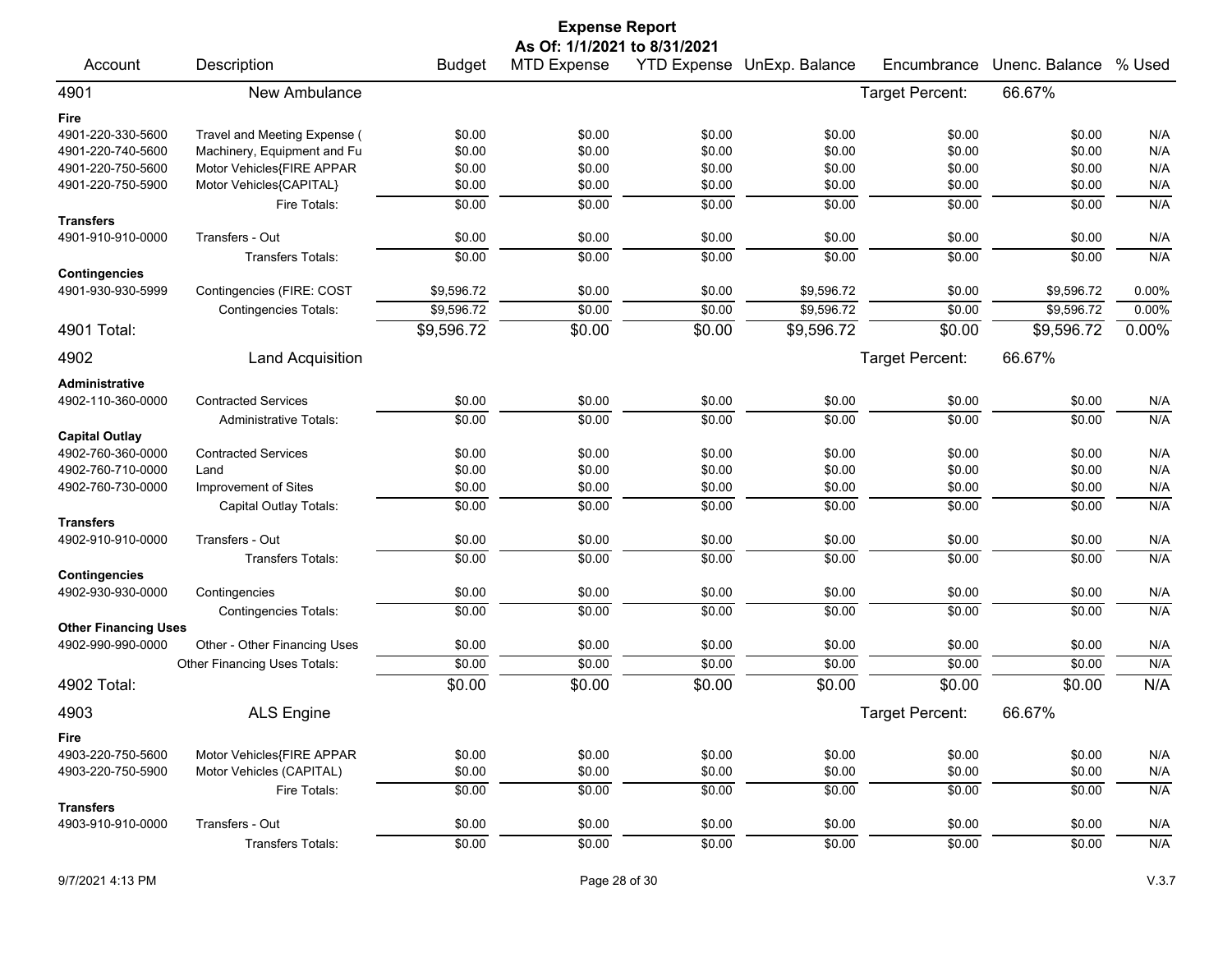# Expense Report

**As Of: 1/1/2021 to 8/31/2021**

| Account | Description | Budget | MTD Expense | YTD Expense | UnExp. Balance | Encumbrance | Unenc. Balance | % Used |
|---|---|---|---|---|---|---|---|---|
| **4901** | **New Ambulance** | | | | | Target Percent: | 66.67% | |
| **Fire** | | | | | | | | |
| 4901-220-330-5600 | Travel and Meeting Expense ( | $0.00 | $0.00 | $0.00 | $0.00 | $0.00 | $0.00 | N/A |
| 4901-220-740-5600 | Machinery, Equipment and Fu | $0.00 | $0.00 | $0.00 | $0.00 | $0.00 | $0.00 | N/A |
| 4901-220-750-5600 | Motor Vehicles{FIRE APPAR | $0.00 | $0.00 | $0.00 | $0.00 | $0.00 | $0.00 | N/A |
| 4901-220-750-5900 | Motor Vehicles{CAPITAL} | $0.00 | $0.00 | $0.00 | $0.00 | $0.00 | $0.00 | N/A |
| | Fire Totals: | $0.00 | $0.00 | $0.00 | $0.00 | $0.00 | $0.00 | N/A |
| **Transfers** | | | | | | | | |
| 4901-910-910-0000 | Transfers - Out | $0.00 | $0.00 | $0.00 | $0.00 | $0.00 | $0.00 | N/A |
| | Transfers Totals: | $0.00 | $0.00 | $0.00 | $0.00 | $0.00 | $0.00 | N/A |
| **Contingencies** | | | | | | | | |
| 4901-930-930-5999 | Contingencies (FIRE: COST | $9,596.72 | $0.00 | $0.00 | $9,596.72 | $0.00 | $9,596.72 | 0.00% |
| | Contingencies Totals: | $9,596.72 | $0.00 | $0.00 | $9,596.72 | $0.00 | $9,596.72 | 0.00% |
| **4901 Total:** | | **$9,596.72** | **$0.00** | **$0.00** | **$9,596.72** | **$0.00** | **$9,596.72** | **0.00%** |
| **4902** | **Land Acquisition** | | | | | Target Percent: | 66.67% | |
| **Administrative** | | | | | | | | |
| 4902-110-360-0000 | Contracted Services | $0.00 | $0.00 | $0.00 | $0.00 | $0.00 | $0.00 | N/A |
| | Administrative Totals: | $0.00 | $0.00 | $0.00 | $0.00 | $0.00 | $0.00 | N/A |
| **Capital Outlay** | | | | | | | | |
| 4902-760-360-0000 | Contracted Services | $0.00 | $0.00 | $0.00 | $0.00 | $0.00 | $0.00 | N/A |
| 4902-760-710-0000 | Land | $0.00 | $0.00 | $0.00 | $0.00 | $0.00 | $0.00 | N/A |
| 4902-760-730-0000 | Improvement of Sites | $0.00 | $0.00 | $0.00 | $0.00 | $0.00 | $0.00 | N/A |
| | Capital Outlay Totals: | $0.00 | $0.00 | $0.00 | $0.00 | $0.00 | $0.00 | N/A |
| **Transfers** | | | | | | | | |
| 4902-910-910-0000 | Transfers - Out | $0.00 | $0.00 | $0.00 | $0.00 | $0.00 | $0.00 | N/A |
| | Transfers Totals: | $0.00 | $0.00 | $0.00 | $0.00 | $0.00 | $0.00 | N/A |
| **Contingencies** | | | | | | | | |
| 4902-930-930-0000 | Contingencies | $0.00 | $0.00 | $0.00 | $0.00 | $0.00 | $0.00 | N/A |
| | Contingencies Totals: | $0.00 | $0.00 | $0.00 | $0.00 | $0.00 | $0.00 | N/A |
| **Other Financing Uses** | | | | | | | | |
| 4902-990-990-0000 | Other - Other Financing Uses | $0.00 | $0.00 | $0.00 | $0.00 | $0.00 | $0.00 | N/A |
| | Other Financing Uses Totals: | $0.00 | $0.00 | $0.00 | $0.00 | $0.00 | $0.00 | N/A |
| **4902 Total:** | | **$0.00** | **$0.00** | **$0.00** | **$0.00** | **$0.00** | **$0.00** | **N/A** |
| **4903** | **ALS Engine** | | | | | Target Percent: | 66.67% | |
| **Fire** | | | | | | | | |
| 4903-220-750-5600 | Motor Vehicles{FIRE APPAR | $0.00 | $0.00 | $0.00 | $0.00 | $0.00 | $0.00 | N/A |
| 4903-220-750-5900 | Motor Vehicles (CAPITAL) | $0.00 | $0.00 | $0.00 | $0.00 | $0.00 | $0.00 | N/A |
| | Fire Totals: | $0.00 | $0.00 | $0.00 | $0.00 | $0.00 | $0.00 | N/A |
| **Transfers** | | | | | | | | |
| 4903-910-910-0000 | Transfers - Out | $0.00 | $0.00 | $0.00 | $0.00 | $0.00 | $0.00 | N/A |
| | Transfers Totals: | $0.00 | $0.00 | $0.00 | $0.00 | $0.00 | $0.00 | N/A |

9/7/2021 4:13 PM | V.3.7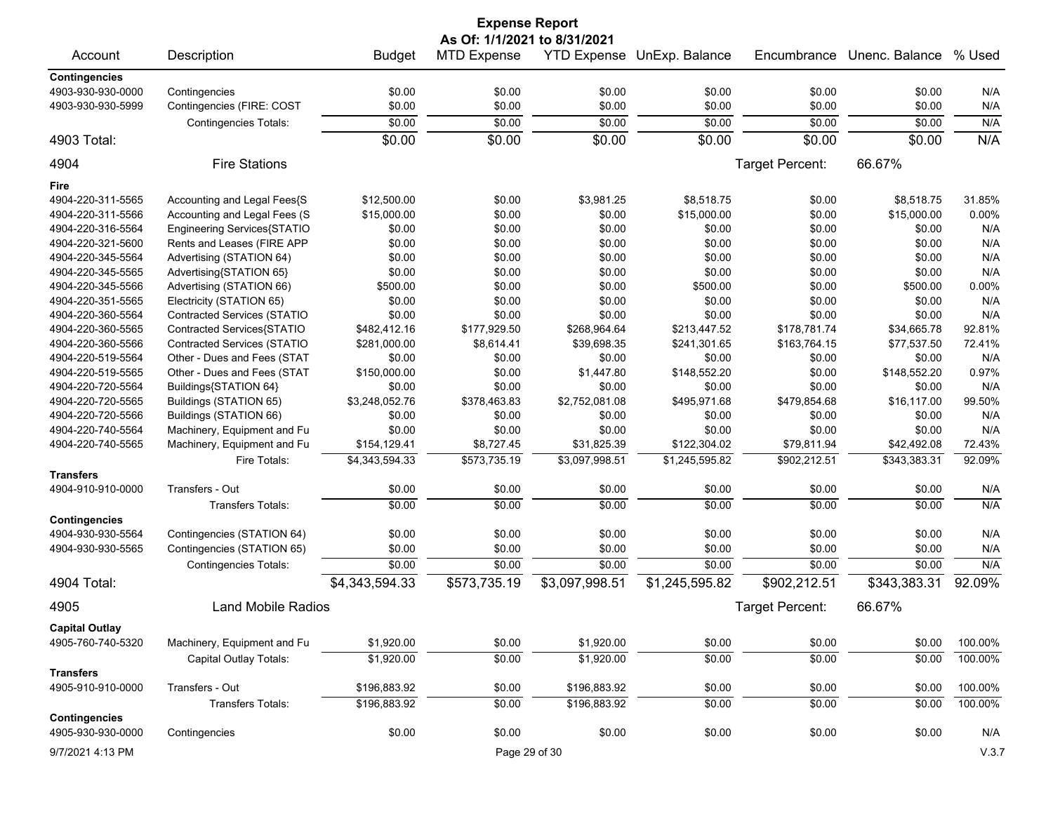# Expense Report

**As Of: 1/1/2021 to 8/31/2021**

| Account | Description | Budget | MTD Expense | YTD Expense | UnExp. Balance | Encumbrance | Unenc. Balance | % Used |
|---|---|---|---|---|---|---|---|---|
| **Contingencies** | | | | | | | | |
| 4903-930-930-0000 | Contingencies | $0.00 | $0.00 | $0.00 | $0.00 | $0.00 | $0.00 | N/A |
| 4903-930-930-5999 | Contingencies (FIRE: COST | $0.00 | $0.00 | $0.00 | $0.00 | $0.00 | $0.00 | N/A |
| | Contingencies Totals: | $0.00 | $0.00 | $0.00 | $0.00 | $0.00 | $0.00 | N/A |
| **4903 Total:** | | $0.00 | $0.00 | $0.00 | $0.00 | $0.00 | $0.00 | N/A |
| **4904** | **Fire Stations** | | | | | Target Percent: | 66.67% | |
| **Fire** | | | | | | | | |
| 4904-220-311-5565 | Accounting and Legal Fees{S | $12,500.00 | $0.00 | $3,981.25 | $8,518.75 | $0.00 | $8,518.75 | 31.85% |
| 4904-220-311-5566 | Accounting and Legal Fees (S | $15,000.00 | $0.00 | $0.00 | $15,000.00 | $0.00 | $15,000.00 | 0.00% |
| 4904-220-316-5564 | Engineering Services{STATIO | $0.00 | $0.00 | $0.00 | $0.00 | $0.00 | $0.00 | N/A |
| 4904-220-321-5600 | Rents and Leases (FIRE APP | $0.00 | $0.00 | $0.00 | $0.00 | $0.00 | $0.00 | N/A |
| 4904-220-345-5564 | Advertising (STATION 64) | $0.00 | $0.00 | $0.00 | $0.00 | $0.00 | $0.00 | N/A |
| 4904-220-345-5565 | Advertising{STATION 65} | $0.00 | $0.00 | $0.00 | $0.00 | $0.00 | $0.00 | N/A |
| 4904-220-345-5566 | Advertising (STATION 66) | $500.00 | $0.00 | $0.00 | $500.00 | $0.00 | $500.00 | 0.00% |
| 4904-220-351-5565 | Electricity (STATION 65) | $0.00 | $0.00 | $0.00 | $0.00 | $0.00 | $0.00 | N/A |
| 4904-220-360-5564 | Contracted Services (STATIO | $0.00 | $0.00 | $0.00 | $0.00 | $0.00 | $0.00 | N/A |
| 4904-220-360-5565 | Contracted Services{STATIO | $482,412.16 | $177,929.50 | $268,964.64 | $213,447.52 | $178,781.74 | $34,665.78 | 92.81% |
| 4904-220-360-5566 | Contracted Services (STATIO | $281,000.00 | $8,614.41 | $39,698.35 | $241,301.65 | $163,764.15 | $77,537.50 | 72.41% |
| 4904-220-519-5564 | Other - Dues and Fees (STAT | $0.00 | $0.00 | $0.00 | $0.00 | $0.00 | $0.00 | N/A |
| 4904-220-519-5565 | Other - Dues and Fees (STAT | $150,000.00 | $0.00 | $1,447.80 | $148,552.20 | $0.00 | $148,552.20 | 0.97% |
| 4904-220-720-5564 | Buildings{STATION 64} | $0.00 | $0.00 | $0.00 | $0.00 | $0.00 | $0.00 | N/A |
| 4904-220-720-5565 | Buildings (STATION 65) | $3,248,052.76 | $378,463.83 | $2,752,081.08 | $495,971.68 | $479,854.68 | $16,117.00 | 99.50% |
| 4904-220-720-5566 | Buildings (STATION 66) | $0.00 | $0.00 | $0.00 | $0.00 | $0.00 | $0.00 | N/A |
| 4904-220-740-5564 | Machinery, Equipment and Fu | $0.00 | $0.00 | $0.00 | $0.00 | $0.00 | $0.00 | N/A |
| 4904-220-740-5565 | Machinery, Equipment and Fu | $154,129.41 | $8,727.45 | $31,825.39 | $122,304.02 | $79,811.94 | $42,492.08 | 72.43% |
| | Fire Totals: | $4,343,594.33 | $573,735.19 | $3,097,998.51 | $1,245,595.82 | $902,212.51 | $343,383.31 | 92.09% |
| **Transfers** | | | | | | | | |
| 4904-910-910-0000 | Transfers - Out | $0.00 | $0.00 | $0.00 | $0.00 | $0.00 | $0.00 | N/A |
| | Transfers Totals: | $0.00 | $0.00 | $0.00 | $0.00 | $0.00 | $0.00 | N/A |
| **Contingencies** | | | | | | | | |
| 4904-930-930-5564 | Contingencies (STATION 64) | $0.00 | $0.00 | $0.00 | $0.00 | $0.00 | $0.00 | N/A |
| 4904-930-930-5565 | Contingencies (STATION 65) | $0.00 | $0.00 | $0.00 | $0.00 | $0.00 | $0.00 | N/A |
| | Contingencies Totals: | $0.00 | $0.00 | $0.00 | $0.00 | $0.00 | $0.00 | N/A |
| **4904 Total:** | | $4,343,594.33 | $573,735.19 | $3,097,998.51 | $1,245,595.82 | $902,212.51 | $343,383.31 | 92.09% |
| **4905** | **Land Mobile Radios** | | | | | Target Percent: | 66.67% | |
| **Capital Outlay** | | | | | | | | |
| 4905-760-740-5320 | Machinery, Equipment and Fu | $1,920.00 | $0.00 | $1,920.00 | $0.00 | $0.00 | $0.00 | 100.00% |
| | Capital Outlay Totals: | $1,920.00 | $0.00 | $1,920.00 | $0.00 | $0.00 | $0.00 | 100.00% |
| **Transfers** | | | | | | | | |
| 4905-910-910-0000 | Transfers - Out | $196,883.92 | $0.00 | $196,883.92 | $0.00 | $0.00 | $0.00 | 100.00% |
| | Transfers Totals: | $196,883.92 | $0.00 | $196,883.92 | $0.00 | $0.00 | $0.00 | 100.00% |
| **Contingencies** | | | | | | | | |
| 4905-930-930-0000 | Contingencies | $0.00 | $0.00 | $0.00 | $0.00 | $0.00 | $0.00 | N/A |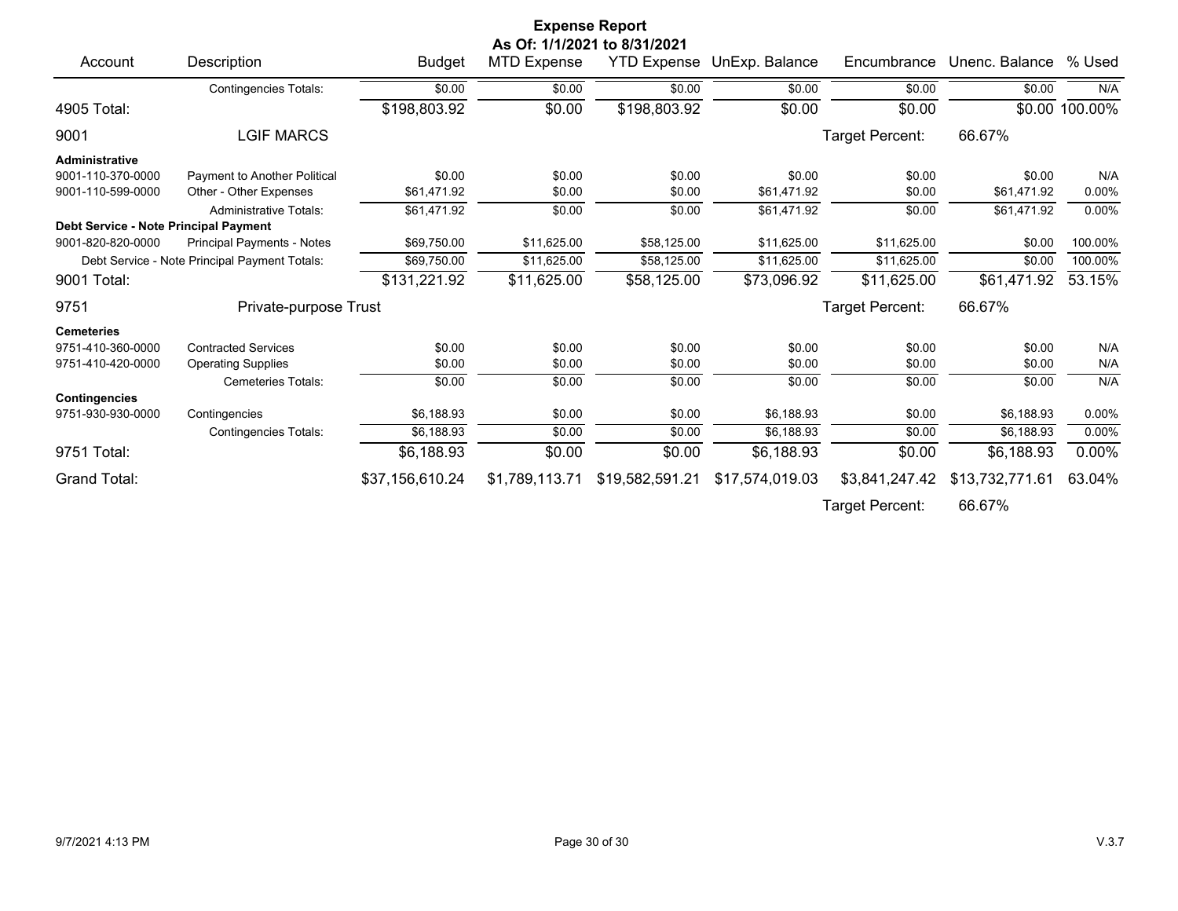# Expense Report

**As Of: 1/1/2021 to 8/31/2021**

| Account | Description | Budget | MTD Expense | YTD Expense | UnExp. Balance | Encumbrance | Unenc. Balance | % Used |
|---|---|---|---|---|---|---|---|---|
| | Contingencies Totals: | $0.00 | $0.00 | $0.00 | $0.00 | $0.00 | $0.00 | N/A |
| 4905 Total: | | $198,803.92 | $0.00 | $198,803.92 | $0.00 | $0.00 | $0.00 | 100.00% |
| 9001 | LGIF MARCS | | | | | Target Percent: | 66.67% | |
| **Administrative** | | | | | | | | |
| 9001-110-370-0000 | Payment to Another Political | $0.00 | $0.00 | $0.00 | $0.00 | $0.00 | $0.00 | N/A |
| 9001-110-599-0000 | Other - Other Expenses | $61,471.92 | $0.00 | $0.00 | $61,471.92 | $0.00 | $61,471.92 | 0.00% |
| | Administrative Totals: | $61,471.92 | $0.00 | $0.00 | $61,471.92 | $0.00 | $61,471.92 | 0.00% |
| **Debt Service - Note Principal Payment** | | | | | | | | |
| 9001-820-820-0000 | Principal Payments - Notes | $69,750.00 | $11,625.00 | $58,125.00 | $11,625.00 | $11,625.00 | $0.00 | 100.00% |
| | Debt Service - Note Principal Payment Totals: | $69,750.00 | $11,625.00 | $58,125.00 | $11,625.00 | $11,625.00 | $0.00 | 100.00% |
| 9001 Total: | | $131,221.92 | $11,625.00 | $58,125.00 | $73,096.92 | $11,625.00 | $61,471.92 | 53.15% |
| 9751 | Private-purpose Trust | | | | | Target Percent: | 66.67% | |
| **Cemeteries** | | | | | | | | |
| 9751-410-360-0000 | Contracted Services | $0.00 | $0.00 | $0.00 | $0.00 | $0.00 | $0.00 | N/A |
| 9751-410-420-0000 | Operating Supplies | $0.00 | $0.00 | $0.00 | $0.00 | $0.00 | $0.00 | N/A |
| | Cemeteries Totals: | $0.00 | $0.00 | $0.00 | $0.00 | $0.00 | $0.00 | N/A |
| **Contingencies** | | | | | | | | |
| 9751-930-930-0000 | Contingencies | $6,188.93 | $0.00 | $0.00 | $6,188.93 | $0.00 | $6,188.93 | 0.00% |
| | Contingencies Totals: | $6,188.93 | $0.00 | $0.00 | $6,188.93 | $0.00 | $6,188.93 | 0.00% |
| 9751 Total: | | $6,188.93 | $0.00 | $0.00 | $6,188.93 | $0.00 | $6,188.93 | 0.00% |
| Grand Total: | | $37,156,610.24 | $1,789,113.71 | $19,582,591.21 | $17,574,019.03 | $3,841,247.42 | $13,732,771.61 | 63.04% |
| | | | | | | Target Percent: | 66.67% | |

9/7/2021 4:13 PM

V.3.7